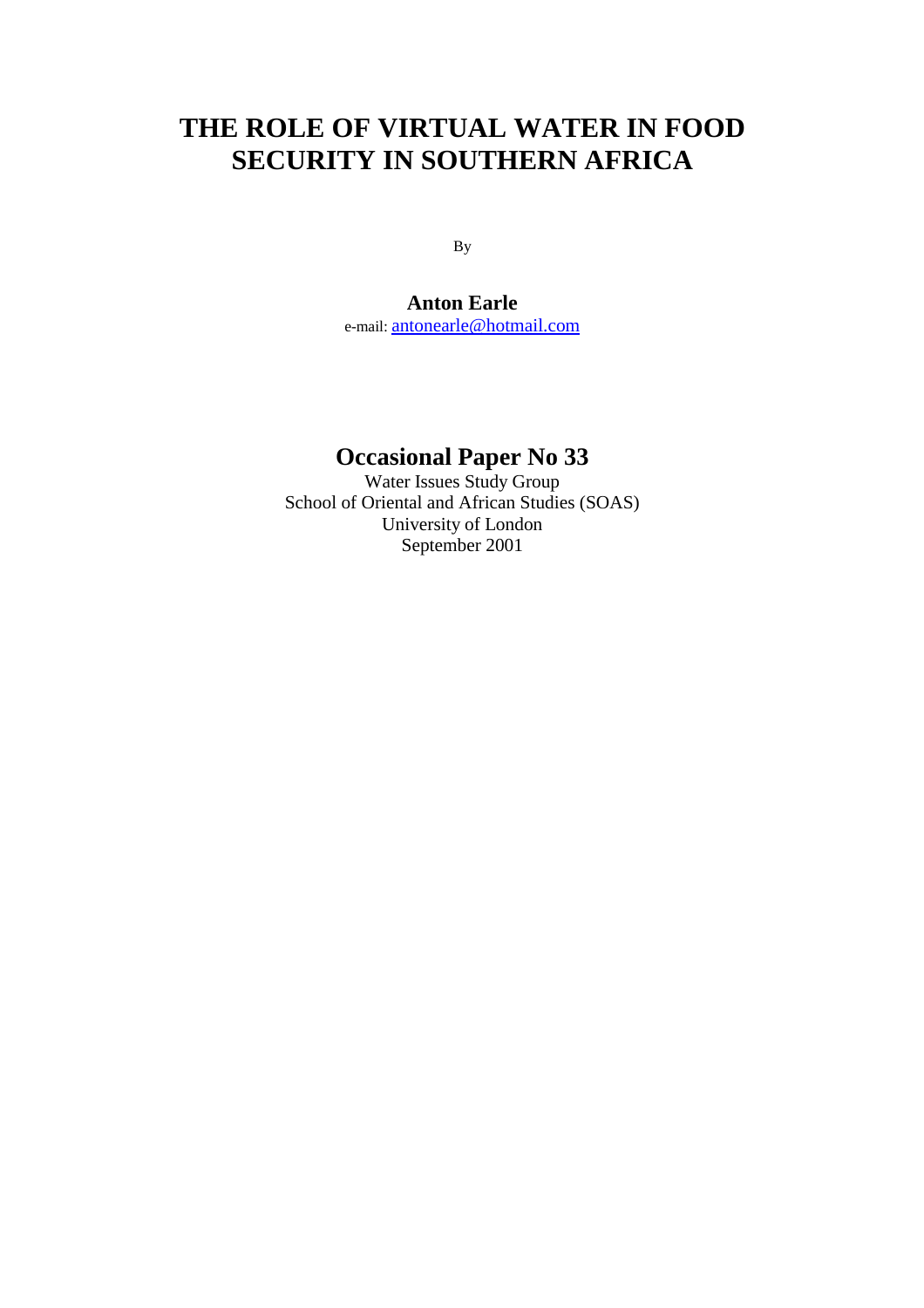# THE ROLE OF VIRTUAL WATER IN FOOD SECURITY IN SOUTHERN AFRICA

By

**Anton Earle**

e-mail: antonearle@hotmail.com

## Occasional Paper No 33

Water Issues Study Group
School of Oriental and African Studies (SOAS)
University of London
September 2001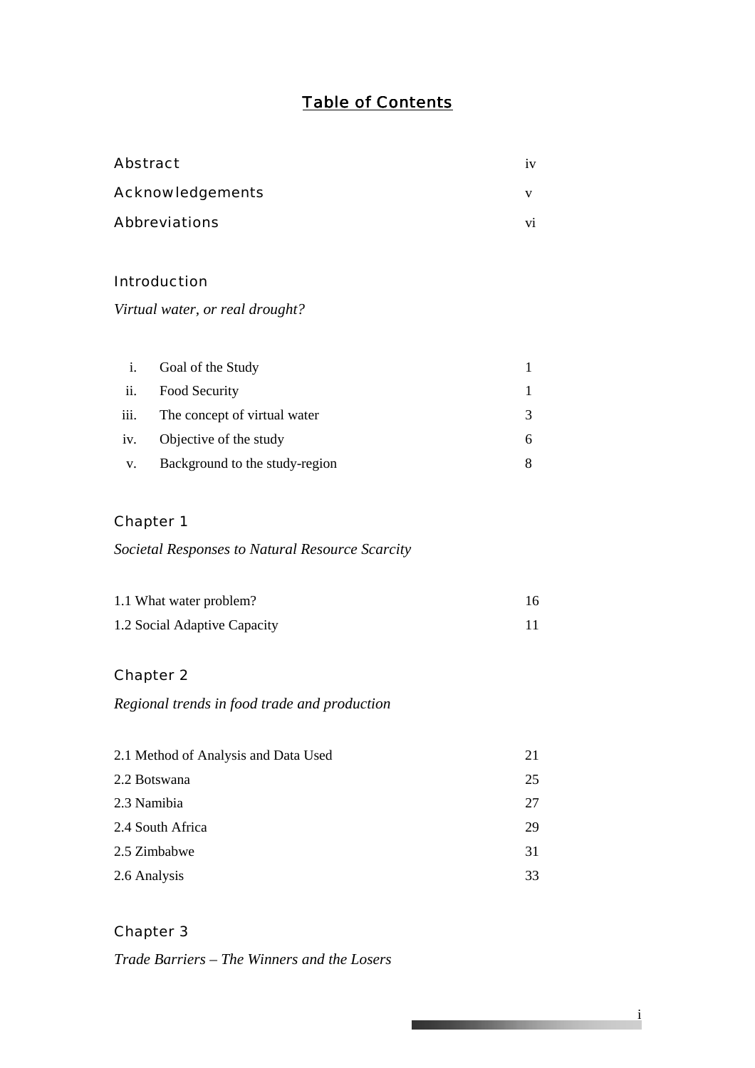# Table of Contents

| | |
|---|---|
| Abstract | iv |
| Acknowledgements | v |
| Abbreviations | vi |

## Introduction

*Virtual water, or real drought?*

| | | |
|---|---|---|
| i. | Goal of the Study | 1 |
| ii. | Food Security | 1 |
| iii. | The concept of virtual water | 3 |
| iv. | Objective of the study | 6 |
| v. | Background to the study-region | 8 |

## Chapter 1

*Societal Responses to Natural Resource Scarcity*

| | |
|---|---|
| 1.1 What water problem? | 16 |
| 1.2 Social Adaptive Capacity | 11 |

## Chapter 2

*Regional trends in food trade and production*

| | |
|---|---|
| 2.1 Method of Analysis and Data Used | 21 |
| 2.2 Botswana | 25 |
| 2.3 Namibia | 27 |
| 2.4 South Africa | 29 |
| 2.5 Zimbabwe | 31 |
| 2.6 Analysis | 33 |

## Chapter 3

*Trade Barriers – The Winners and the Losers*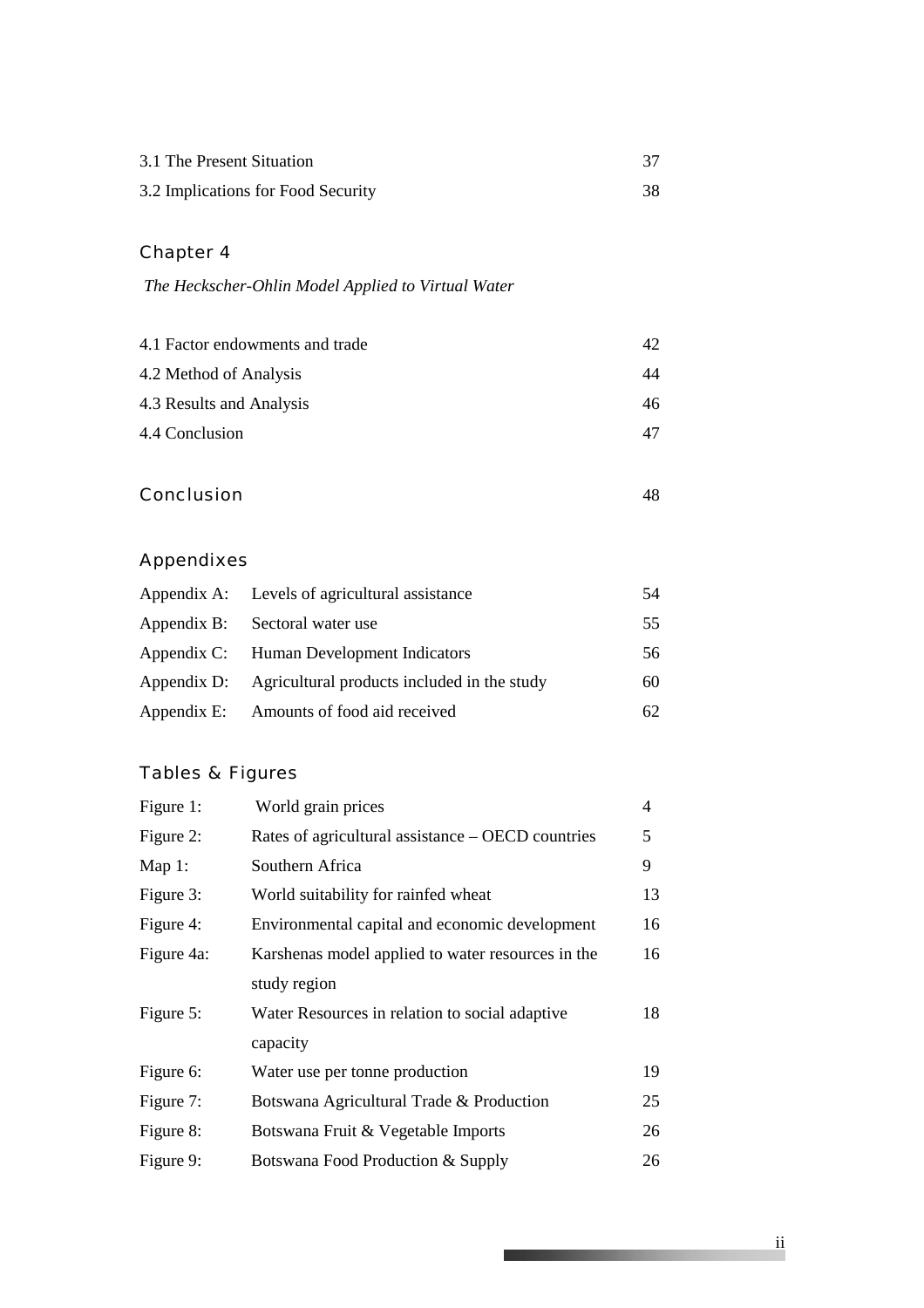| | |
|---|---|
| 3.1 The Present Situation | 37 |
| 3.2 Implications for Food Security | 38 |

## Chapter 4

*The Heckscher-Ohlin Model Applied to Virtual Water*

| | |
|---|---|
| 4.1 Factor endowments and trade | 42 |
| 4.2 Method of Analysis | 44 |
| 4.3 Results and Analysis | 46 |
| 4.4 Conclusion | 47 |

## Conclusion 48

## Appendixes

| | | |
|---|---|---|
| Appendix A: | Levels of agricultural assistance | 54 |
| Appendix B: | Sectoral water use | 55 |
| Appendix C: | Human Development Indicators | 56 |
| Appendix D: | Agricultural products included in the study | 60 |
| Appendix E: | Amounts of food aid received | 62 |

## Tables & Figures

| | | |
|---|---|---|
| Figure 1: | World grain prices | 4 |
| Figure 2: | Rates of agricultural assistance – OECD countries | 5 |
| Map 1: | Southern Africa | 9 |
| Figure 3: | World suitability for rainfed wheat | 13 |
| Figure 4: | Environmental capital and economic development | 16 |
| Figure 4a: | Karshenas model applied to water resources in the study region | 16 |
| Figure 5: | Water Resources in relation to social adaptive capacity | 18 |
| Figure 6: | Water use per tonne production | 19 |
| Figure 7: | Botswana Agricultural Trade & Production | 25 |
| Figure 8: | Botswana Fruit & Vegetable Imports | 26 |
| Figure 9: | Botswana Food Production & Supply | 26 |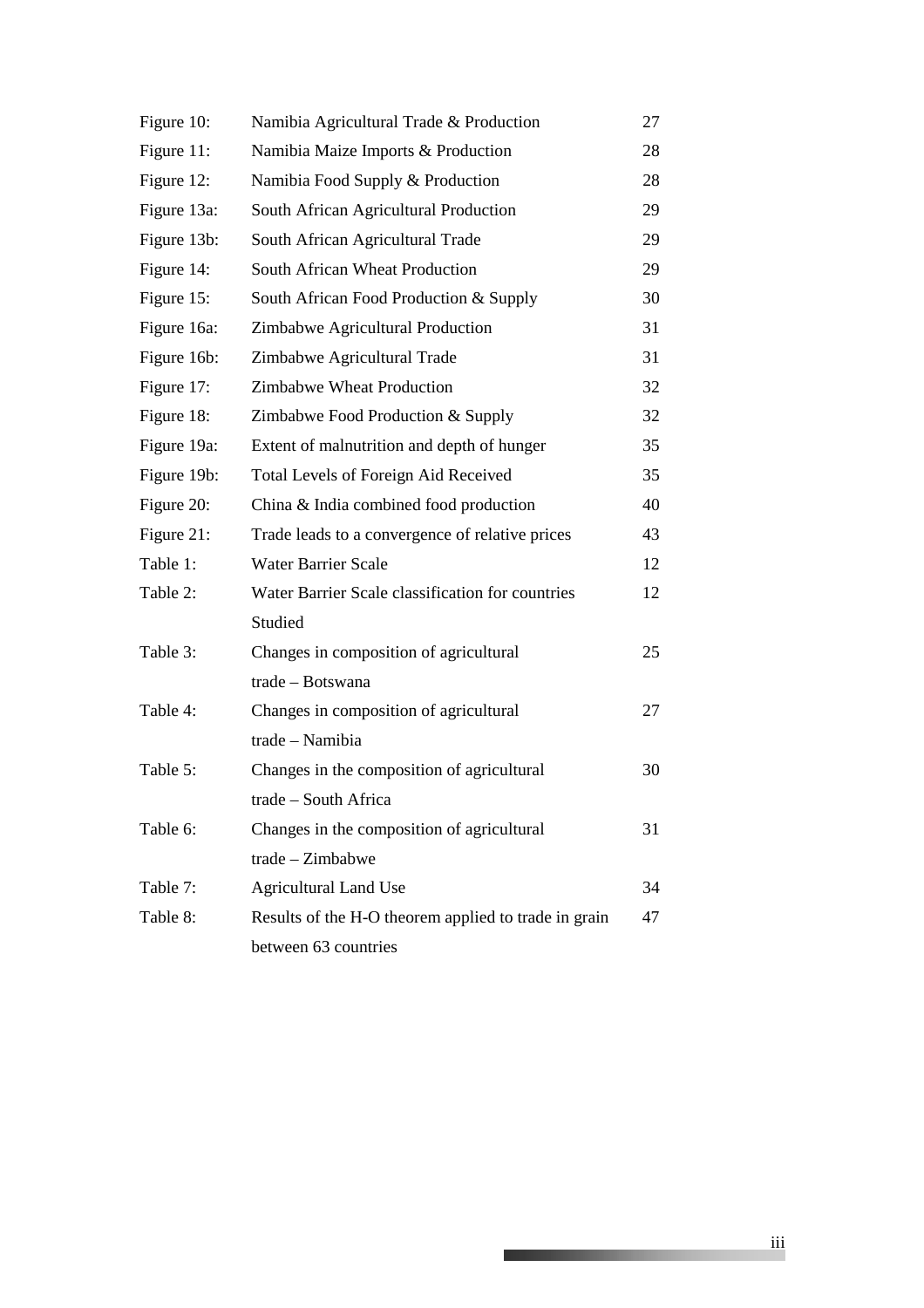| | | |
|---|---|---|
| Figure 10: | Namibia Agricultural Trade & Production | 27 |
| Figure 11: | Namibia Maize Imports & Production | 28 |
| Figure 12: | Namibia Food Supply & Production | 28 |
| Figure 13a: | South African Agricultural Production | 29 |
| Figure 13b: | South African Agricultural Trade | 29 |
| Figure 14: | South African Wheat Production | 29 |
| Figure 15: | South African Food Production & Supply | 30 |
| Figure 16a: | Zimbabwe Agricultural Production | 31 |
| Figure 16b: | Zimbabwe Agricultural Trade | 31 |
| Figure 17: | Zimbabwe Wheat Production | 32 |
| Figure 18: | Zimbabwe Food Production & Supply | 32 |
| Figure 19a: | Extent of malnutrition and depth of hunger | 35 |
| Figure 19b: | Total Levels of Foreign Aid Received | 35 |
| Figure 20: | China & India combined food production | 40 |
| Figure 21: | Trade leads to a convergence of relative prices | 43 |
| Table 1: | Water Barrier Scale | 12 |
| Table 2: | Water Barrier Scale classification for countries Studied | 12 |
| Table 3: | Changes in composition of agricultural trade – Botswana | 25 |
| Table 4: | Changes in composition of agricultural trade – Namibia | 27 |
| Table 5: | Changes in the composition of agricultural trade – South Africa | 30 |
| Table 6: | Changes in the composition of agricultural trade – Zimbabwe | 31 |
| Table 7: | Agricultural Land Use | 34 |
| Table 8: | Results of the H-O theorem applied to trade in grain between 63 countries | 47 |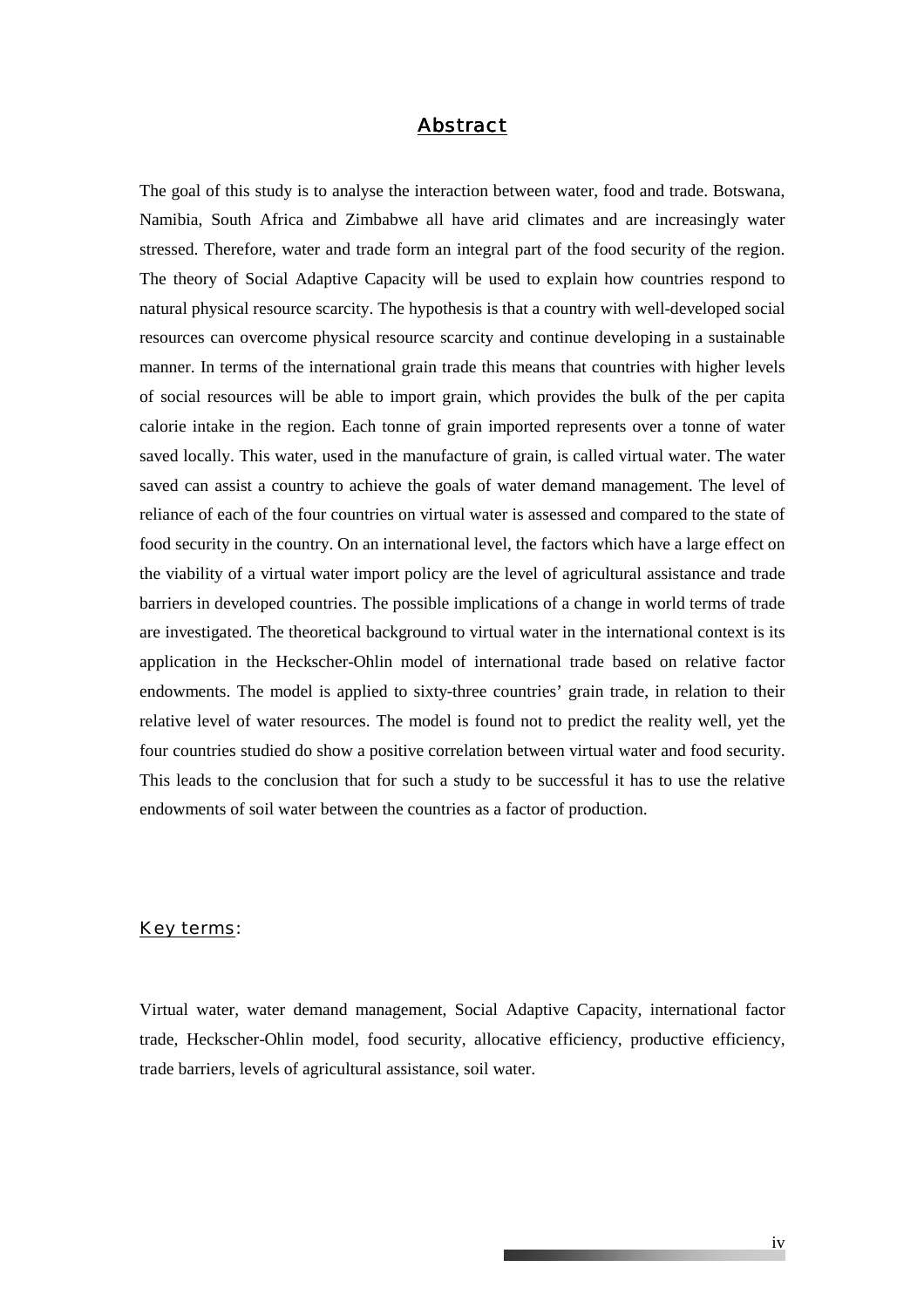# Abstract

The goal of this study is to analyse the interaction between water, food and trade. Botswana, Namibia, South Africa and Zimbabwe all have arid climates and are increasingly water stressed. Therefore, water and trade form an integral part of the food security of the region. The theory of Social Adaptive Capacity will be used to explain how countries respond to natural physical resource scarcity. The hypothesis is that a country with well-developed social resources can overcome physical resource scarcity and continue developing in a sustainable manner. In terms of the international grain trade this means that countries with higher levels of social resources will be able to import grain, which provides the bulk of the per capita calorie intake in the region. Each tonne of grain imported represents over a tonne of water saved locally. This water, used in the manufacture of grain, is called virtual water. The water saved can assist a country to achieve the goals of water demand management. The level of reliance of each of the four countries on virtual water is assessed and compared to the state of food security in the country. On an international level, the factors which have a large effect on the viability of a virtual water import policy are the level of agricultural assistance and trade barriers in developed countries. The possible implications of a change in world terms of trade are investigated. The theoretical background to virtual water in the international context is its application in the Heckscher-Ohlin model of international trade based on relative factor endowments. The model is applied to sixty-three countries' grain trade, in relation to their relative level of water resources. The model is found not to predict the reality well, yet the four countries studied do show a positive correlation between virtual water and food security. This leads to the conclusion that for such a study to be successful it has to use the relative endowments of soil water between the countries as a factor of production.

## Key terms:

Virtual water, water demand management, Social Adaptive Capacity, international factor trade, Heckscher-Ohlin model, food security, allocative efficiency, productive efficiency, trade barriers, levels of agricultural assistance, soil water.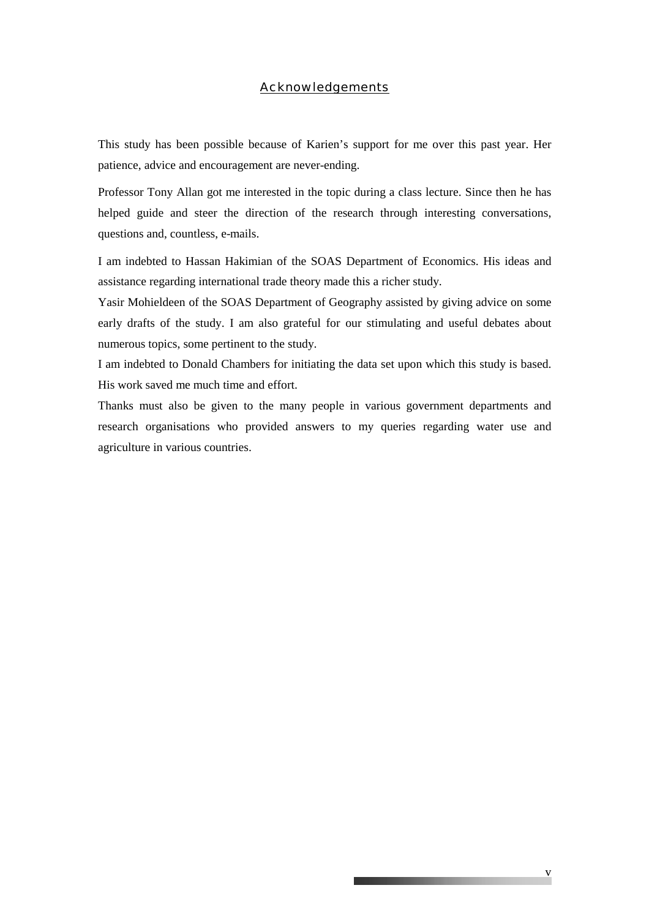## Acknowledgements

This study has been possible because of Karien's support for me over this past year. Her patience, advice and encouragement are never-ending.

Professor Tony Allan got me interested in the topic during a class lecture. Since then he has helped guide and steer the direction of the research through interesting conversations, questions and, countless, e-mails.

I am indebted to Hassan Hakimian of the SOAS Department of Economics. His ideas and assistance regarding international trade theory made this a richer study.

Yasir Mohieldeen of the SOAS Department of Geography assisted by giving advice on some early drafts of the study. I am also grateful for our stimulating and useful debates about numerous topics, some pertinent to the study.

I am indebted to Donald Chambers for initiating the data set upon which this study is based. His work saved me much time and effort.

Thanks must also be given to the many people in various government departments and research organisations who provided answers to my queries regarding water use and agriculture in various countries.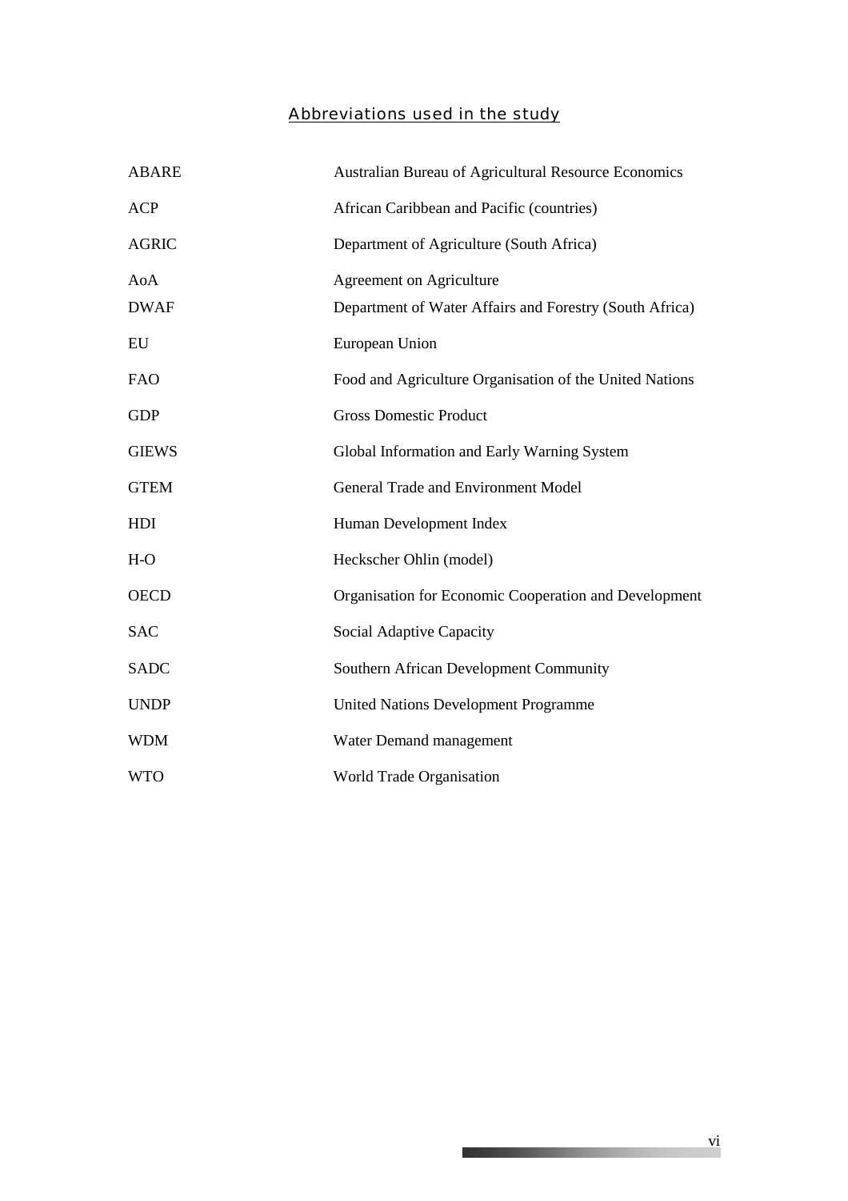## Abbreviations used in the study

| | |
|---|---|
| ABARE | Australian Bureau of Agricultural Resource Economics |
| ACP | African Caribbean and Pacific (countries) |
| AGRIC | Department of Agriculture (South Africa) |
| AoA | Agreement on Agriculture |
| DWAF | Department of Water Affairs and Forestry (South Africa) |
| EU | European Union |
| FAO | Food and Agriculture Organisation of the United Nations |
| GDP | Gross Domestic Product |
| GIEWS | Global Information and Early Warning System |
| GTEM | General Trade and Environment Model |
| HDI | Human Development Index |
| H-O | Heckscher Ohlin (model) |
| OECD | Organisation for Economic Cooperation and Development |
| SAC | Social Adaptive Capacity |
| SADC | Southern African Development Community |
| UNDP | United Nations Development Programme |
| WDM | Water Demand management |
| WTO | World Trade Organisation |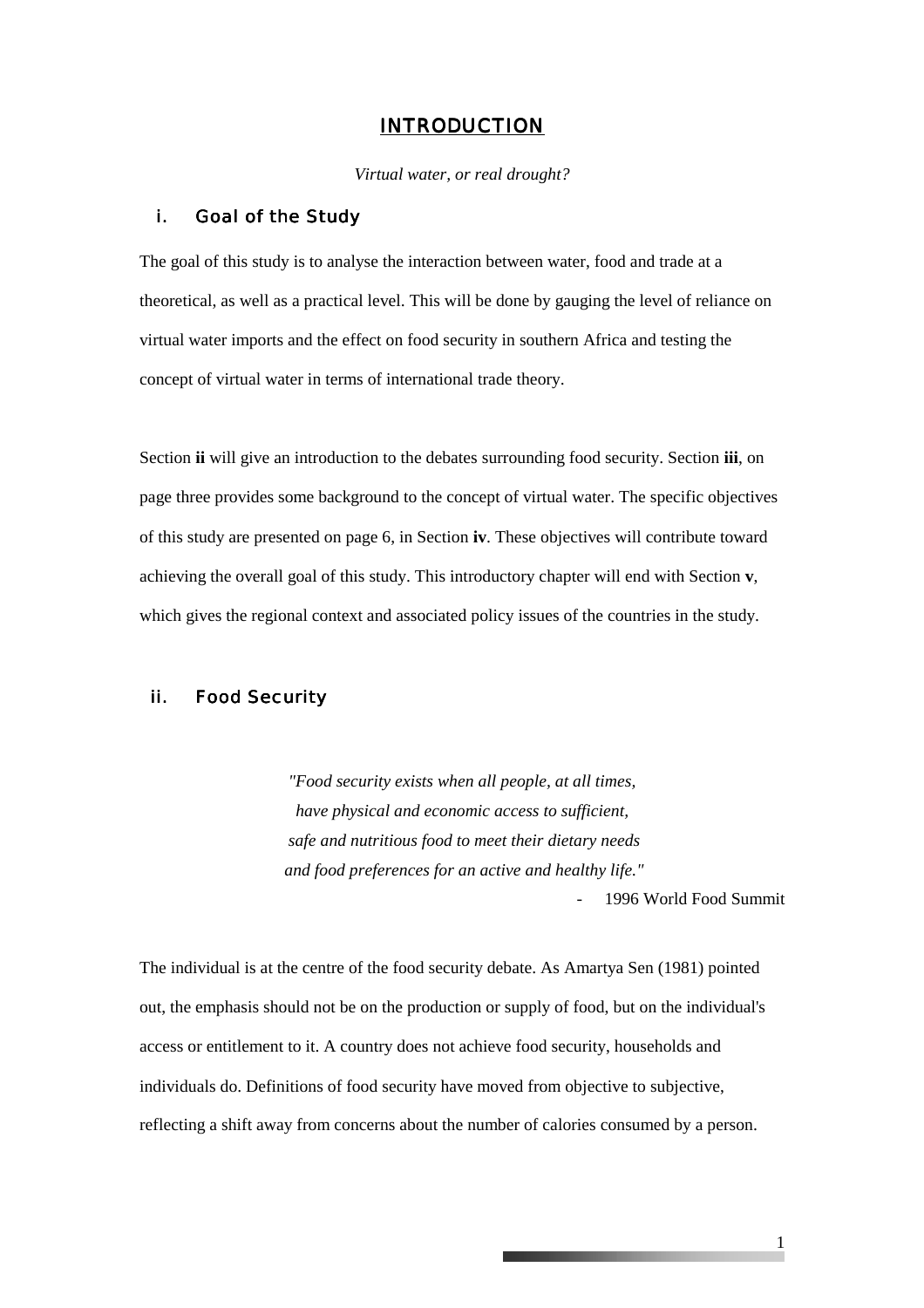# INTRODUCTION

*Virtual water, or real drought?*

## i. Goal of the Study

The goal of this study is to analyse the interaction between water, food and trade at a theoretical, as well as a practical level. This will be done by gauging the level of reliance on virtual water imports and the effect on food security in southern Africa and testing the concept of virtual water in terms of international trade theory.

Section **ii** will give an introduction to the debates surrounding food security. Section **iii**, on page three provides some background to the concept of virtual water. The specific objectives of this study are presented on page 6, in Section **iv**. These objectives will contribute toward achieving the overall goal of this study. This introductory chapter will end with Section **v**, which gives the regional context and associated policy issues of the countries in the study.

## ii. Food Security

> *"Food security exists when all people, at all times, have physical and economic access to sufficient, safe and nutritious food to meet their dietary needs and food preferences for an active and healthy life."*
>
> \- 1996 World Food Summit

The individual is at the centre of the food security debate. As Amartya Sen (1981) pointed out, the emphasis should not be on the production or supply of food, but on the individual's access or entitlement to it. A country does not achieve food security, households and individuals do. Definitions of food security have moved from objective to subjective, reflecting a shift away from concerns about the number of calories consumed by a person.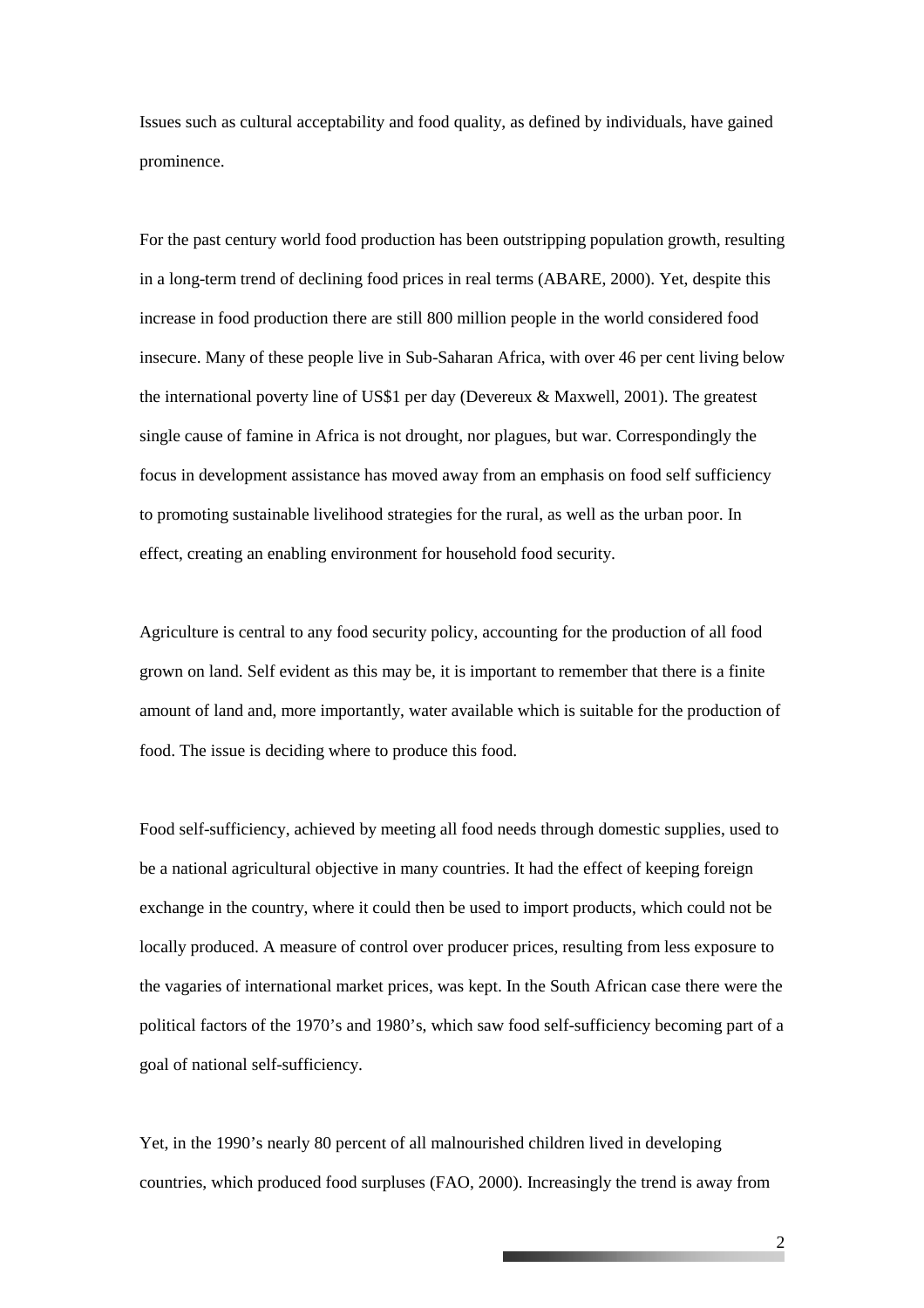Issues such as cultural acceptability and food quality, as defined by individuals, have gained prominence.

For the past century world food production has been outstripping population growth, resulting in a long-term trend of declining food prices in real terms (ABARE, 2000). Yet, despite this increase in food production there are still 800 million people in the world considered food insecure. Many of these people live in Sub-Saharan Africa, with over 46 per cent living below the international poverty line of US$1 per day (Devereux & Maxwell, 2001). The greatest single cause of famine in Africa is not drought, nor plagues, but war. Correspondingly the focus in development assistance has moved away from an emphasis on food self sufficiency to promoting sustainable livelihood strategies for the rural, as well as the urban poor. In effect, creating an enabling environment for household food security.

Agriculture is central to any food security policy, accounting for the production of all food grown on land. Self evident as this may be, it is important to remember that there is a finite amount of land and, more importantly, water available which is suitable for the production of food. The issue is deciding where to produce this food.

Food self-sufficiency, achieved by meeting all food needs through domestic supplies, used to be a national agricultural objective in many countries. It had the effect of keeping foreign exchange in the country, where it could then be used to import products, which could not be locally produced. A measure of control over producer prices, resulting from less exposure to the vagaries of international market prices, was kept. In the South African case there were the political factors of the 1970's and 1980's, which saw food self-sufficiency becoming part of a goal of national self-sufficiency.

Yet, in the 1990's nearly 80 percent of all malnourished children lived in developing countries, which produced food surpluses (FAO, 2000). Increasingly the trend is away from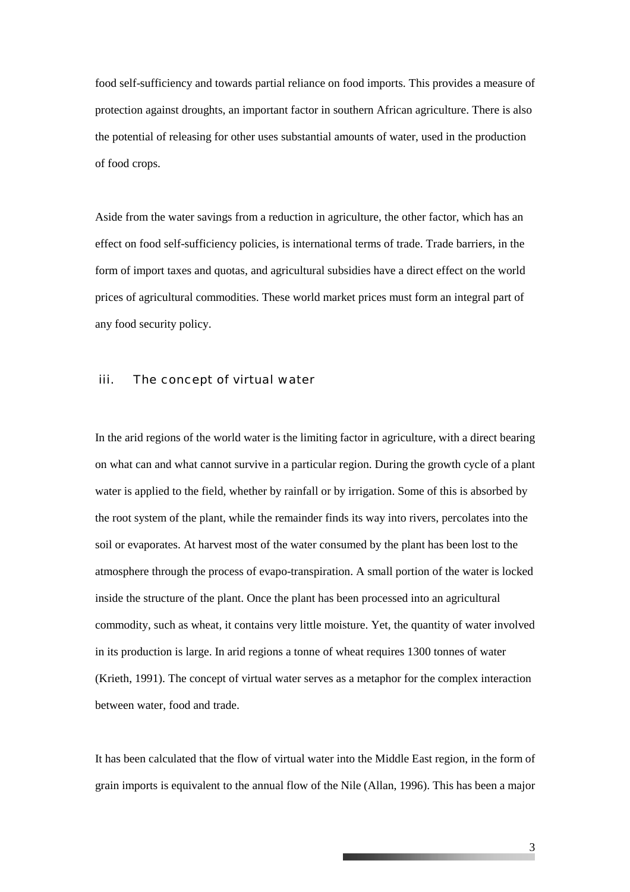food self-sufficiency and towards partial reliance on food imports. This provides a measure of protection against droughts, an important factor in southern African agriculture. There is also the potential of releasing for other uses substantial amounts of water, used in the production of food crops.

Aside from the water savings from a reduction in agriculture, the other factor, which has an effect on food self-sufficiency policies, is international terms of trade. Trade barriers, in the form of import taxes and quotas, and agricultural subsidies have a direct effect on the world prices of agricultural commodities. These world market prices must form an integral part of any food security policy.

### iii. The concept of virtual water

In the arid regions of the world water is the limiting factor in agriculture, with a direct bearing on what can and what cannot survive in a particular region. During the growth cycle of a plant water is applied to the field, whether by rainfall or by irrigation. Some of this is absorbed by the root system of the plant, while the remainder finds its way into rivers, percolates into the soil or evaporates. At harvest most of the water consumed by the plant has been lost to the atmosphere through the process of evapo-transpiration. A small portion of the water is locked inside the structure of the plant. Once the plant has been processed into an agricultural commodity, such as wheat, it contains very little moisture. Yet, the quantity of water involved in its production is large. In arid regions a tonne of wheat requires 1300 tonnes of water (Krieth, 1991). The concept of virtual water serves as a metaphor for the complex interaction between water, food and trade.

It has been calculated that the flow of virtual water into the Middle East region, in the form of grain imports is equivalent to the annual flow of the Nile (Allan, 1996). This has been a major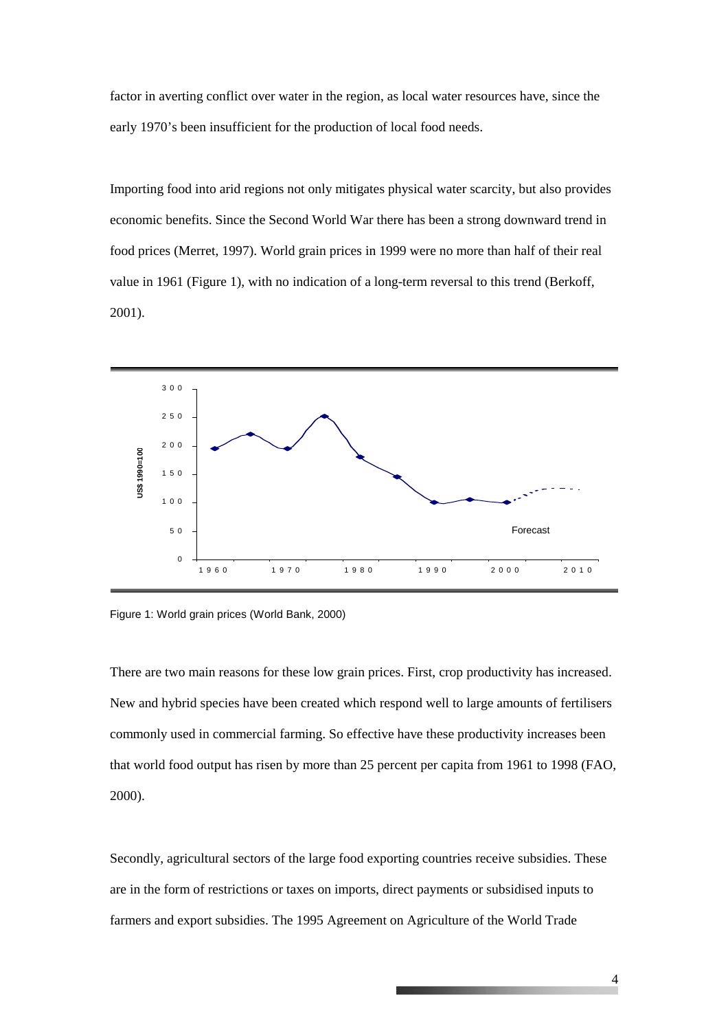factor in averting conflict over water in the region, as local water resources have, since the early 1970's been insufficient for the production of local food needs.

Importing food into arid regions not only mitigates physical water scarcity, but also provides economic benefits. Since the Second World War there has been a strong downward trend in food prices (Merret, 1997). World grain prices in 1999 were no more than half of their real value in 1961 (Figure 1), with no indication of a long-term reversal to this trend (Berkoff, 2001).

Figure 1: World grain prices (World Bank, 2000)

There are two main reasons for these low grain prices. First, crop productivity has increased. New and hybrid species have been created which respond well to large amounts of fertilisers commonly used in commercial farming. So effective have these productivity increases been that world food output has risen by more than 25 percent per capita from 1961 to 1998 (FAO, 2000).

Secondly, agricultural sectors of the large food exporting countries receive subsidies. These are in the form of restrictions or taxes on imports, direct payments or subsidised inputs to farmers and export subsidies. The 1995 Agreement on Agriculture of the World Trade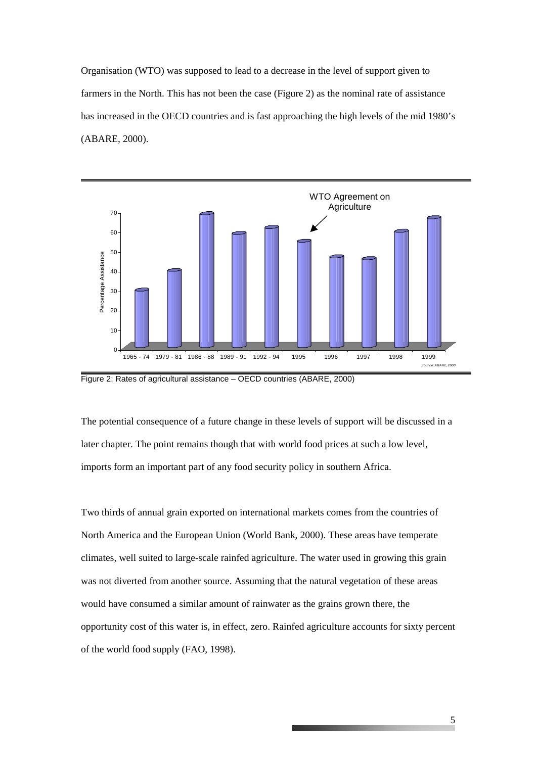Organisation (WTO) was supposed to lead to a decrease in the level of support given to farmers in the North. This has not been the case (Figure 2) as the nominal rate of assistance has increased in the OECD countries and is fast approaching the high levels of the mid 1980's (ABARE, 2000).

Figure 2: Rates of agricultural assistance – OECD countries (ABARE, 2000)

The potential consequence of a future change in these levels of support will be discussed in a later chapter. The point remains though that with world food prices at such a low level, imports form an important part of any food security policy in southern Africa.

Two thirds of annual grain exported on international markets comes from the countries of North America and the European Union (World Bank, 2000). These areas have temperate climates, well suited to large-scale rainfed agriculture. The water used in growing this grain was not diverted from another source. Assuming that the natural vegetation of these areas would have consumed a similar amount of rainwater as the grains grown there, the opportunity cost of this water is, in effect, zero. Rainfed agriculture accounts for sixty percent of the world food supply (FAO, 1998).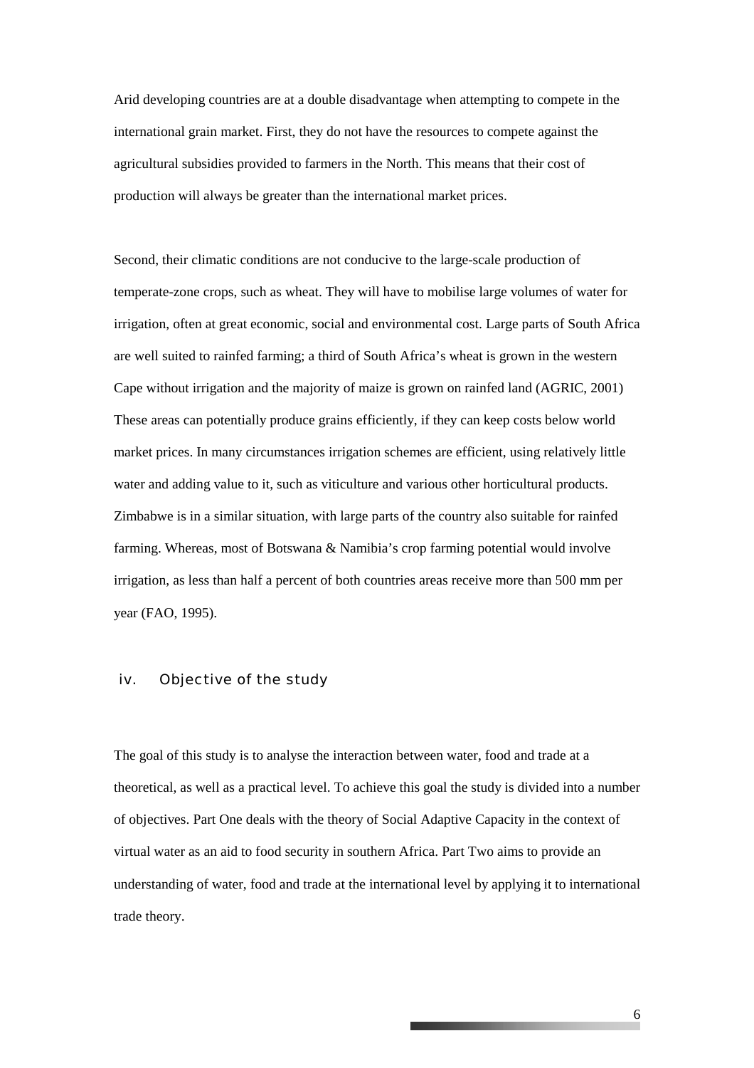Arid developing countries are at a double disadvantage when attempting to compete in the international grain market. First, they do not have the resources to compete against the agricultural subsidies provided to farmers in the North. This means that their cost of production will always be greater than the international market prices.

Second, their climatic conditions are not conducive to the large-scale production of temperate-zone crops, such as wheat. They will have to mobilise large volumes of water for irrigation, often at great economic, social and environmental cost. Large parts of South Africa are well suited to rainfed farming; a third of South Africa's wheat is grown in the western Cape without irrigation and the majority of maize is grown on rainfed land (AGRIC, 2001) These areas can potentially produce grains efficiently, if they can keep costs below world market prices. In many circumstances irrigation schemes are efficient, using relatively little water and adding value to it, such as viticulture and various other horticultural products. Zimbabwe is in a similar situation, with large parts of the country also suitable for rainfed farming. Whereas, most of Botswana & Namibia's crop farming potential would involve irrigation, as less than half a percent of both countries areas receive more than 500 mm per year (FAO, 1995).

### iv. Objective of the study

The goal of this study is to analyse the interaction between water, food and trade at a theoretical, as well as a practical level. To achieve this goal the study is divided into a number of objectives. Part One deals with the theory of Social Adaptive Capacity in the context of virtual water as an aid to food security in southern Africa. Part Two aims to provide an understanding of water, food and trade at the international level by applying it to international trade theory.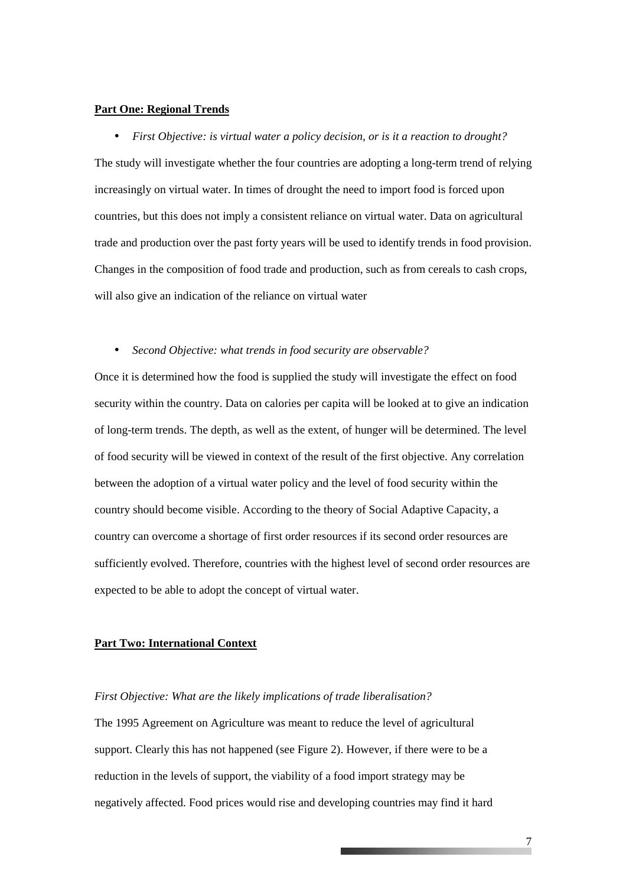**Part One: Regional Trends**

- *First Objective: is virtual water a policy decision, or is it a reaction to drought?*

The study will investigate whether the four countries are adopting a long-term trend of relying increasingly on virtual water. In times of drought the need to import food is forced upon countries, but this does not imply a consistent reliance on virtual water. Data on agricultural trade and production over the past forty years will be used to identify trends in food provision. Changes in the composition of food trade and production, such as from cereals to cash crops, will also give an indication of the reliance on virtual water

- *Second Objective: what trends in food security are observable?*

Once it is determined how the food is supplied the study will investigate the effect on food security within the country. Data on calories per capita will be looked at to give an indication of long-term trends. The depth, as well as the extent, of hunger will be determined. The level of food security will be viewed in context of the result of the first objective. Any correlation between the adoption of a virtual water policy and the level of food security within the country should become visible. According to the theory of Social Adaptive Capacity, a country can overcome a shortage of first order resources if its second order resources are sufficiently evolved. Therefore, countries with the highest level of second order resources are expected to be able to adopt the concept of virtual water.

**Part Two: International Context**

*First Objective: What are the likely implications of trade liberalisation?*

The 1995 Agreement on Agriculture was meant to reduce the level of agricultural support. Clearly this has not happened (see Figure 2). However, if there were to be a reduction in the levels of support, the viability of a food import strategy may be negatively affected. Food prices would rise and developing countries may find it hard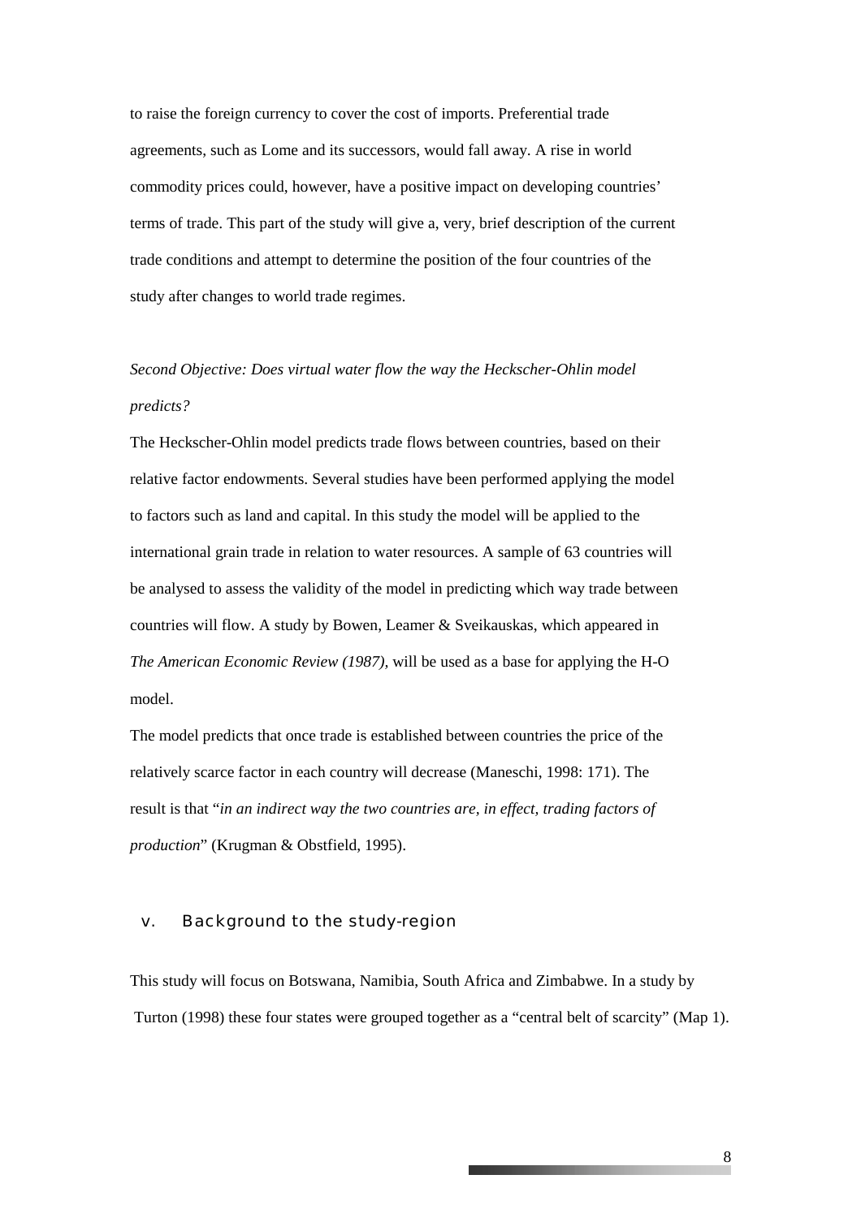to raise the foreign currency to cover the cost of imports. Preferential trade agreements, such as Lome and its successors, would fall away. A rise in world commodity prices could, however, have a positive impact on developing countries' terms of trade. This part of the study will give a, very, brief description of the current trade conditions and attempt to determine the position of the four countries of the study after changes to world trade regimes.

*Second Objective: Does virtual water flow the way the Heckscher-Ohlin model predicts?*

The Heckscher-Ohlin model predicts trade flows between countries, based on their relative factor endowments. Several studies have been performed applying the model to factors such as land and capital. In this study the model will be applied to the international grain trade in relation to water resources. A sample of 63 countries will be analysed to assess the validity of the model in predicting which way trade between countries will flow. A study by Bowen, Leamer & Sveikauskas, which appeared in *The American Economic Review (1987)*, will be used as a base for applying the H-O model.

The model predicts that once trade is established between countries the price of the relatively scarce factor in each country will decrease (Maneschi, 1998: 171). The result is that "*in an indirect way the two countries are, in effect, trading factors of production*" (Krugman & Obstfield, 1995).

## v. Background to the study-region

This study will focus on Botswana, Namibia, South Africa and Zimbabwe. In a study by Turton (1998) these four states were grouped together as a "central belt of scarcity" (Map 1).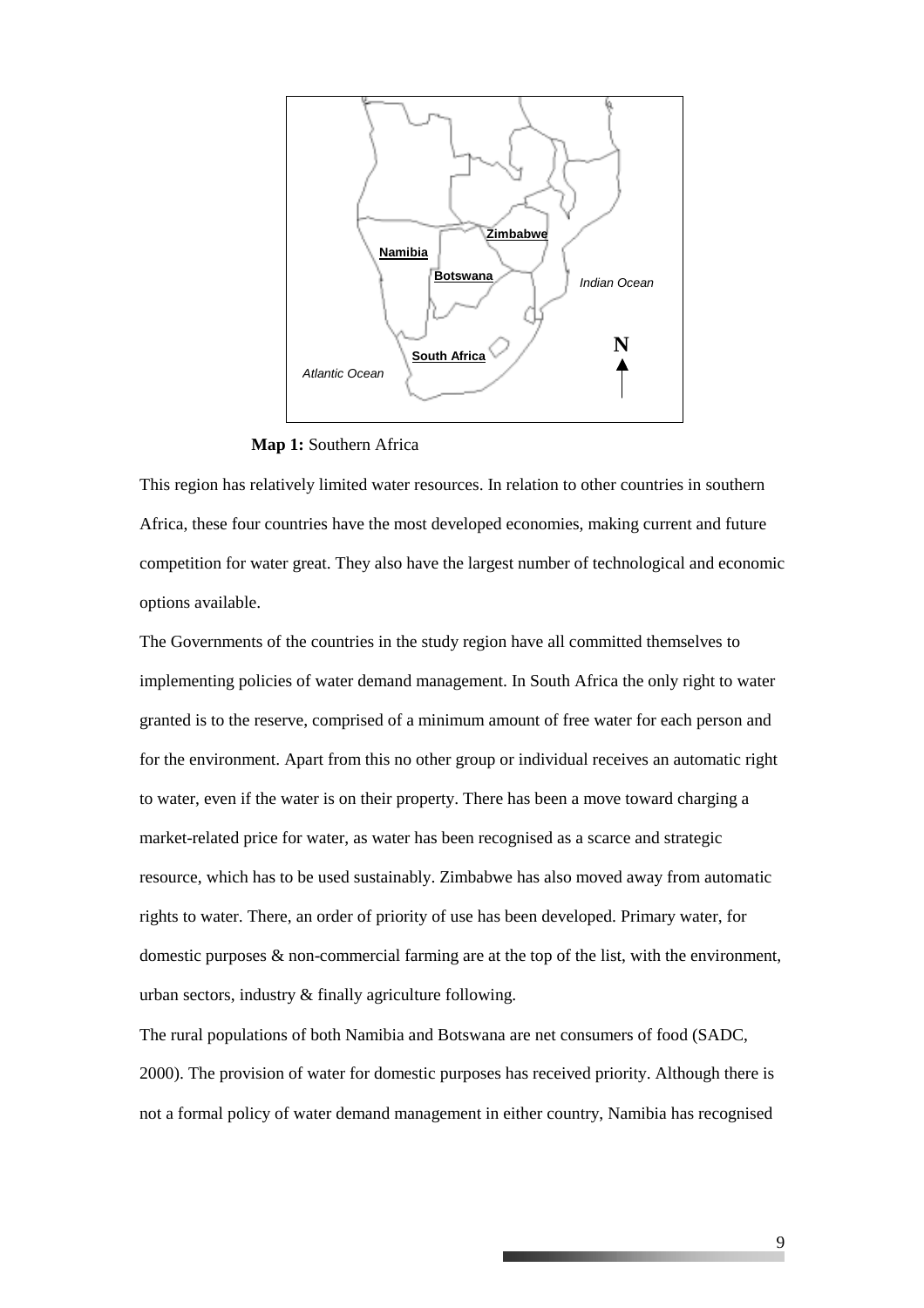**Map 1:** Southern Africa

This region has relatively limited water resources. In relation to other countries in southern Africa, these four countries have the most developed economies, making current and future competition for water great. They also have the largest number of technological and economic options available.

The Governments of the countries in the study region have all committed themselves to implementing policies of water demand management. In South Africa the only right to water granted is to the reserve, comprised of a minimum amount of free water for each person and for the environment. Apart from this no other group or individual receives an automatic right to water, even if the water is on their property. There has been a move toward charging a market-related price for water, as water has been recognised as a scarce and strategic resource, which has to be used sustainably. Zimbabwe has also moved away from automatic rights to water. There, an order of priority of use has been developed. Primary water, for domestic purposes & non-commercial farming are at the top of the list, with the environment, urban sectors, industry & finally agriculture following.

The rural populations of both Namibia and Botswana are net consumers of food (SADC, 2000). The provision of water for domestic purposes has received priority. Although there is not a formal policy of water demand management in either country, Namibia has recognised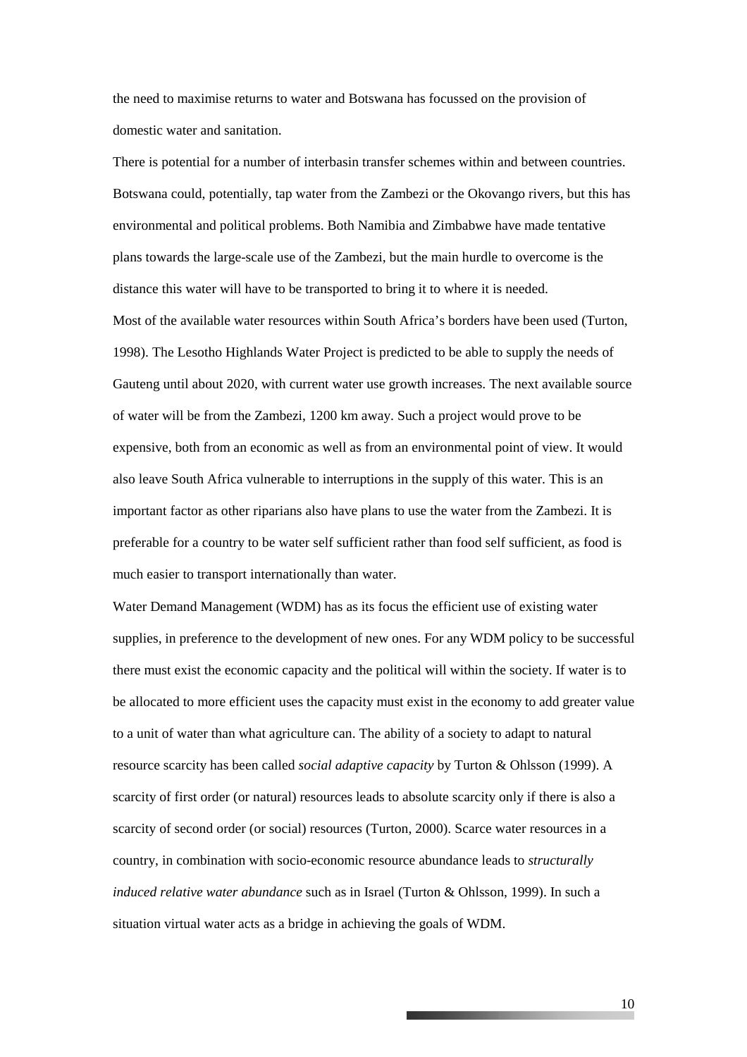the need to maximise returns to water and Botswana has focussed on the provision of domestic water and sanitation.

There is potential for a number of interbasin transfer schemes within and between countries. Botswana could, potentially, tap water from the Zambezi or the Okovango rivers, but this has environmental and political problems. Both Namibia and Zimbabwe have made tentative plans towards the large-scale use of the Zambezi, but the main hurdle to overcome is the distance this water will have to be transported to bring it to where it is needed.

Most of the available water resources within South Africa's borders have been used (Turton, 1998). The Lesotho Highlands Water Project is predicted to be able to supply the needs of Gauteng until about 2020, with current water use growth increases. The next available source of water will be from the Zambezi, 1200 km away. Such a project would prove to be expensive, both from an economic as well as from an environmental point of view. It would also leave South Africa vulnerable to interruptions in the supply of this water. This is an important factor as other riparians also have plans to use the water from the Zambezi. It is preferable for a country to be water self sufficient rather than food self sufficient, as food is much easier to transport internationally than water.

Water Demand Management (WDM) has as its focus the efficient use of existing water supplies, in preference to the development of new ones. For any WDM policy to be successful there must exist the economic capacity and the political will within the society. If water is to be allocated to more efficient uses the capacity must exist in the economy to add greater value to a unit of water than what agriculture can. The ability of a society to adapt to natural resource scarcity has been called *social adaptive capacity* by Turton & Ohlsson (1999). A scarcity of first order (or natural) resources leads to absolute scarcity only if there is also a scarcity of second order (or social) resources (Turton, 2000). Scarce water resources in a country, in combination with socio-economic resource abundance leads to *structurally induced relative water abundance* such as in Israel (Turton & Ohlsson, 1999). In such a situation virtual water acts as a bridge in achieving the goals of WDM.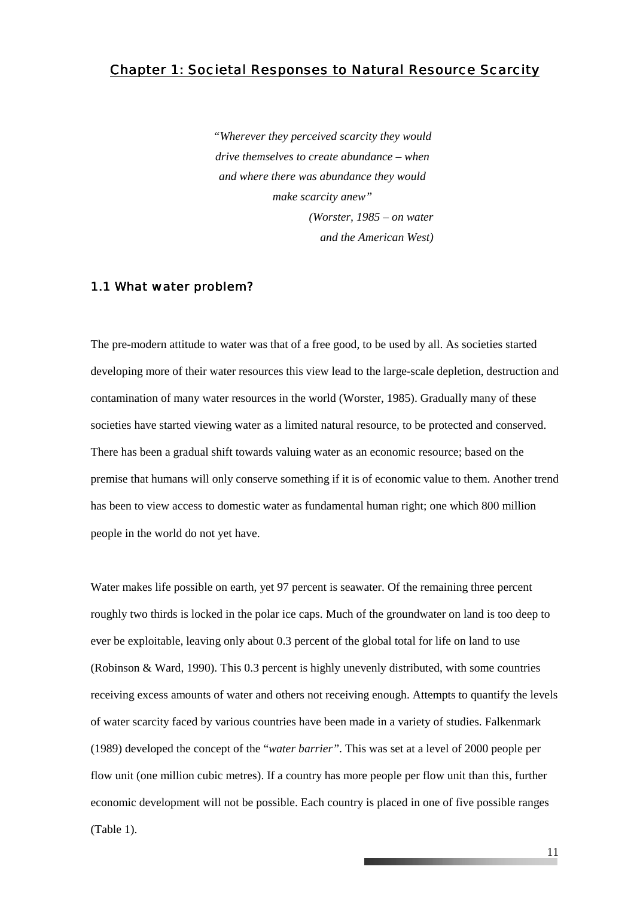# Chapter 1: Societal Responses to Natural Resource Scarcity

> "*Wherever they perceived scarcity they would drive themselves to create abundance – when and where there was abundance they would make scarcity anew"*
>
> *(Worster, 1985 – on water and the American West)*

## 1.1 What water problem?

The pre-modern attitude to water was that of a free good, to be used by all. As societies started developing more of their water resources this view lead to the large-scale depletion, destruction and contamination of many water resources in the world (Worster, 1985). Gradually many of these societies have started viewing water as a limited natural resource, to be protected and conserved. There has been a gradual shift towards valuing water as an economic resource; based on the premise that humans will only conserve something if it is of economic value to them. Another trend has been to view access to domestic water as fundamental human right; one which 800 million people in the world do not yet have.

Water makes life possible on earth, yet 97 percent is seawater. Of the remaining three percent roughly two thirds is locked in the polar ice caps. Much of the groundwater on land is too deep to ever be exploitable, leaving only about 0.3 percent of the global total for life on land to use (Robinson & Ward, 1990). This 0.3 percent is highly unevenly distributed, with some countries receiving excess amounts of water and others not receiving enough. Attempts to quantify the levels of water scarcity faced by various countries have been made in a variety of studies. Falkenmark (1989) developed the concept of the "*water barrier"*. This was set at a level of 2000 people per flow unit (one million cubic metres). If a country has more people per flow unit than this, further economic development will not be possible. Each country is placed in one of five possible ranges (Table 1).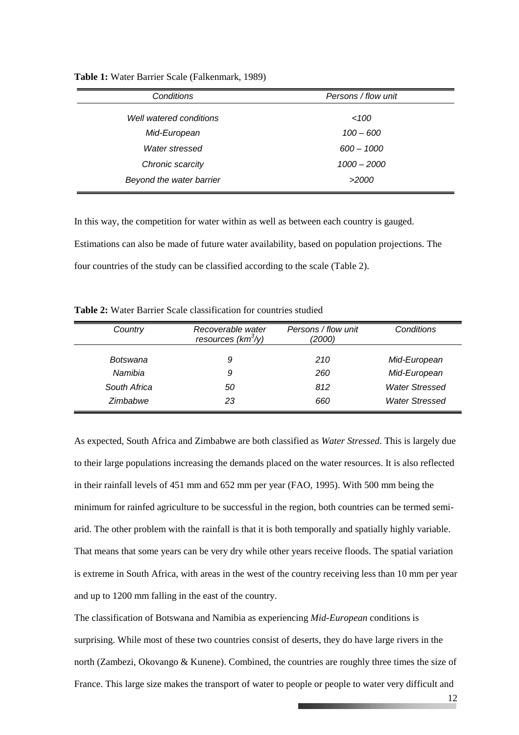**Table 1:** Water Barrier Scale (Falkenmark, 1989)

| *Conditions* | *Persons / flow unit* |
|---|---|
| *Well watered conditions* | *<100* |
| *Mid-European* | *100 – 600* |
| *Water stressed* | *600 – 1000* |
| *Chronic scarcity* | *1000 – 2000* |
| *Beyond the water barrier* | *>2000* |

In this way, the competition for water within as well as between each country is gauged. Estimations can also be made of future water availability, based on population projections. The four countries of the study can be classified according to the scale (Table 2).

**Table 2:** Water Barrier Scale classification for countries studied

| *Country* | *Recoverable water resources ($km^3/y$)* | *Persons / flow unit (2000)* | *Conditions* |
|---|---|---|---|
| *Botswana* | *9* | *210* | *Mid-European* |
| *Namibia* | *9* | *260* | *Mid-European* |
| *South Africa* | *50* | *812* | *Water Stressed* |
| *Zimbabwe* | *23* | *660* | *Water Stressed* |

As expected, South Africa and Zimbabwe are both classified as *Water Stressed*. This is largely due to their large populations increasing the demands placed on the water resources. It is also reflected in their rainfall levels of 451 mm and 652 mm per year (FAO, 1995). With 500 mm being the minimum for rainfed agriculture to be successful in the region, both countries can be termed semi-arid. The other problem with the rainfall is that it is both temporally and spatially highly variable. That means that some years can be very dry while other years receive floods. The spatial variation is extreme in South Africa, with areas in the west of the country receiving less than 10 mm per year and up to 1200 mm falling in the east of the country.

The classification of Botswana and Namibia as experiencing *Mid-European* conditions is surprising. While most of these two countries consist of deserts, they do have large rivers in the north (Zambezi, Okovango & Kunene). Combined, the countries are roughly three times the size of France. This large size makes the transport of water to people or people to water very difficult and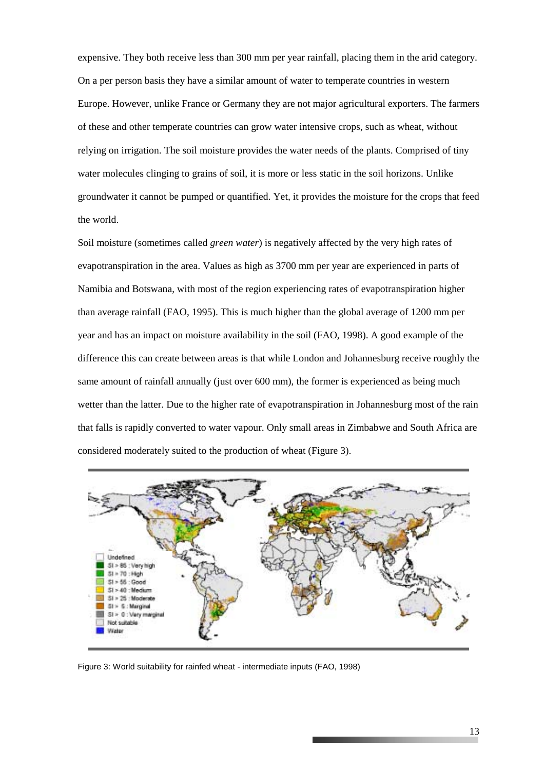expensive. They both receive less than 300 mm per year rainfall, placing them in the arid category. On a per person basis they have a similar amount of water to temperate countries in western Europe. However, unlike France or Germany they are not major agricultural exporters. The farmers of these and other temperate countries can grow water intensive crops, such as wheat, without relying on irrigation. The soil moisture provides the water needs of the plants. Comprised of tiny water molecules clinging to grains of soil, it is more or less static in the soil horizons. Unlike groundwater it cannot be pumped or quantified. Yet, it provides the moisture for the crops that feed the world.

Soil moisture (sometimes called *green water*) is negatively affected by the very high rates of evapotranspiration in the area. Values as high as 3700 mm per year are experienced in parts of Namibia and Botswana, with most of the region experiencing rates of evapotranspiration higher than average rainfall (FAO, 1995). This is much higher than the global average of 1200 mm per year and has an impact on moisture availability in the soil (FAO, 1998). A good example of the difference this can create between areas is that while London and Johannesburg receive roughly the same amount of rainfall annually (just over 600 mm), the former is experienced as being much wetter than the latter. Due to the higher rate of evapotranspiration in Johannesburg most of the rain that falls is rapidly converted to water vapour. Only small areas in Zimbabwe and South Africa are considered moderately suited to the production of wheat (Figure 3).

Figure 3: World suitability for rainfed wheat - intermediate inputs (FAO, 1998)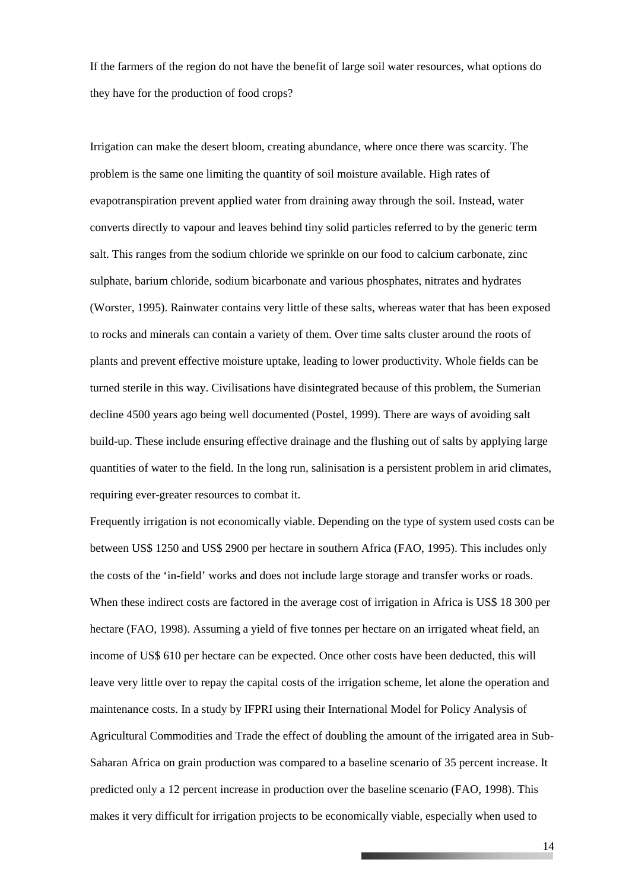If the farmers of the region do not have the benefit of large soil water resources, what options do they have for the production of food crops?

Irrigation can make the desert bloom, creating abundance, where once there was scarcity. The problem is the same one limiting the quantity of soil moisture available. High rates of evapotranspiration prevent applied water from draining away through the soil. Instead, water converts directly to vapour and leaves behind tiny solid particles referred to by the generic term salt. This ranges from the sodium chloride we sprinkle on our food to calcium carbonate, zinc sulphate, barium chloride, sodium bicarbonate and various phosphates, nitrates and hydrates (Worster, 1995). Rainwater contains very little of these salts, whereas water that has been exposed to rocks and minerals can contain a variety of them. Over time salts cluster around the roots of plants and prevent effective moisture uptake, leading to lower productivity. Whole fields can be turned sterile in this way. Civilisations have disintegrated because of this problem, the Sumerian decline 4500 years ago being well documented (Postel, 1999). There are ways of avoiding salt build-up. These include ensuring effective drainage and the flushing out of salts by applying large quantities of water to the field. In the long run, salinisation is a persistent problem in arid climates, requiring ever-greater resources to combat it.

Frequently irrigation is not economically viable. Depending on the type of system used costs can be between US$ 1250 and US$ 2900 per hectare in southern Africa (FAO, 1995). This includes only the costs of the 'in-field' works and does not include large storage and transfer works or roads. When these indirect costs are factored in the average cost of irrigation in Africa is US$ 18 300 per hectare (FAO, 1998). Assuming a yield of five tonnes per hectare on an irrigated wheat field, an income of US$ 610 per hectare can be expected. Once other costs have been deducted, this will leave very little over to repay the capital costs of the irrigation scheme, let alone the operation and maintenance costs. In a study by IFPRI using their International Model for Policy Analysis of Agricultural Commodities and Trade the effect of doubling the amount of the irrigated area in Sub-Saharan Africa on grain production was compared to a baseline scenario of 35 percent increase. It predicted only a 12 percent increase in production over the baseline scenario (FAO, 1998). This makes it very difficult for irrigation projects to be economically viable, especially when used to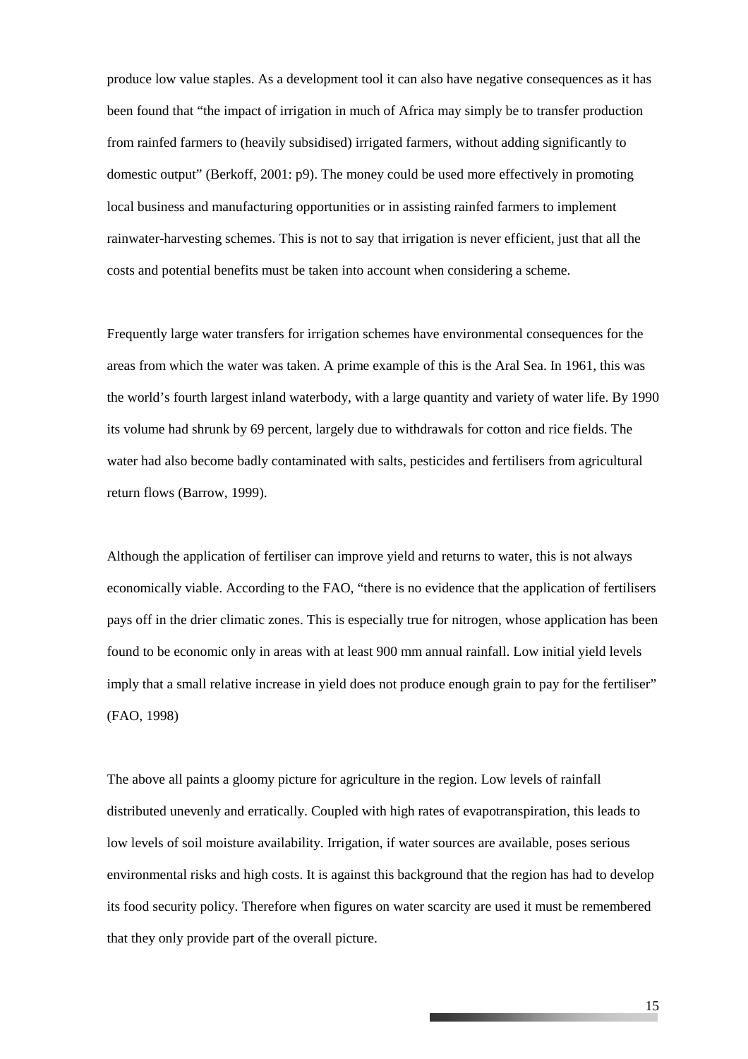produce low value staples. As a development tool it can also have negative consequences as it has been found that "the impact of irrigation in much of Africa may simply be to transfer production from rainfed farmers to (heavily subsidised) irrigated farmers, without adding significantly to domestic output" (Berkoff, 2001: p9). The money could be used more effectively in promoting local business and manufacturing opportunities or in assisting rainfed farmers to implement rainwater-harvesting schemes. This is not to say that irrigation is never efficient, just that all the costs and potential benefits must be taken into account when considering a scheme.

Frequently large water transfers for irrigation schemes have environmental consequences for the areas from which the water was taken. A prime example of this is the Aral Sea. In 1961, this was the world's fourth largest inland waterbody, with a large quantity and variety of water life. By 1990 its volume had shrunk by 69 percent, largely due to withdrawals for cotton and rice fields. The water had also become badly contaminated with salts, pesticides and fertilisers from agricultural return flows (Barrow, 1999).

Although the application of fertiliser can improve yield and returns to water, this is not always economically viable. According to the FAO, "there is no evidence that the application of fertilisers pays off in the drier climatic zones. This is especially true for nitrogen, whose application has been found to be economic only in areas with at least 900 mm annual rainfall. Low initial yield levels imply that a small relative increase in yield does not produce enough grain to pay for the fertiliser" (FAO, 1998)

The above all paints a gloomy picture for agriculture in the region. Low levels of rainfall distributed unevenly and erratically. Coupled with high rates of evapotranspiration, this leads to low levels of soil moisture availability. Irrigation, if water sources are available, poses serious environmental risks and high costs. It is against this background that the region has had to develop its food security policy. Therefore when figures on water scarcity are used it must be remembered that they only provide part of the overall picture.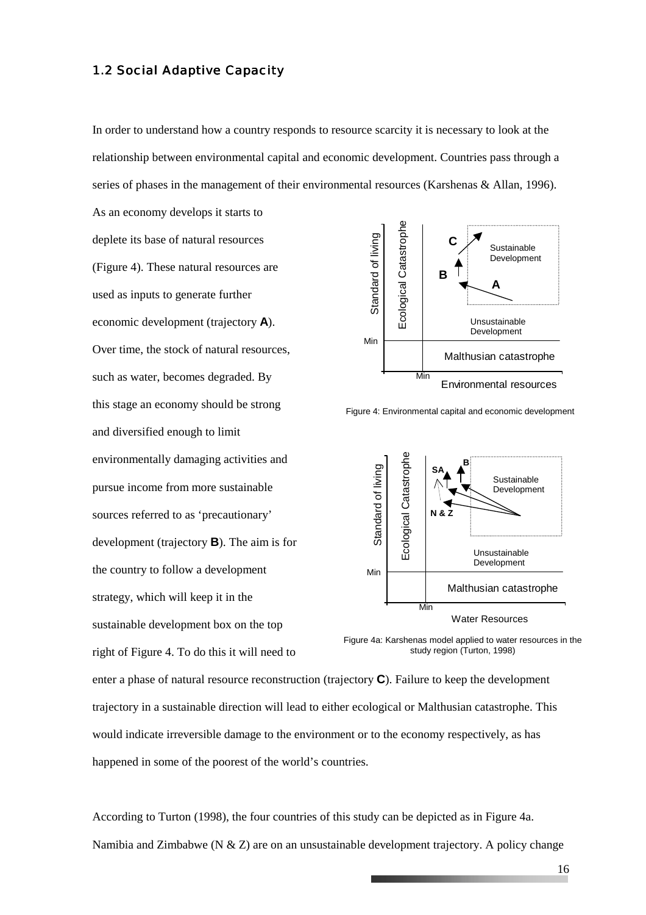## 1.2 Social Adaptive Capacity

In order to understand how a country responds to resource scarcity it is necessary to look at the relationship between environmental capital and economic development. Countries pass through a series of phases in the management of their environmental resources (Karshenas & Allan, 1996). As an economy develops it starts to deplete its base of natural resources (Figure 4). These natural resources are used as inputs to generate further economic development (trajectory **A**). Over time, the stock of natural resources, such as water, becomes degraded. By this stage an economy should be strong and diversified enough to limit environmentally damaging activities and pursue income from more sustainable sources referred to as 'precautionary' development (trajectory **B**). The aim is for the country to follow a development strategy, which will keep it in the sustainable development box on the top right of Figure 4. To do this it will need to enter a phase of natural resource reconstruction (trajectory **C**). Failure to keep the development trajectory in a sustainable direction will lead to either ecological or Malthusian catastrophe. This would indicate irreversible damage to the environment or to the economy respectively, as has happened in some of the poorest of the world's countries.

Figure 4: Environmental capital and economic development

Figure 4a: Karshenas model applied to water resources in the study region (Turton, 1998)

According to Turton (1998), the four countries of this study can be depicted as in Figure 4a. Namibia and Zimbabwe (N & Z) are on an unsustainable development trajectory. A policy change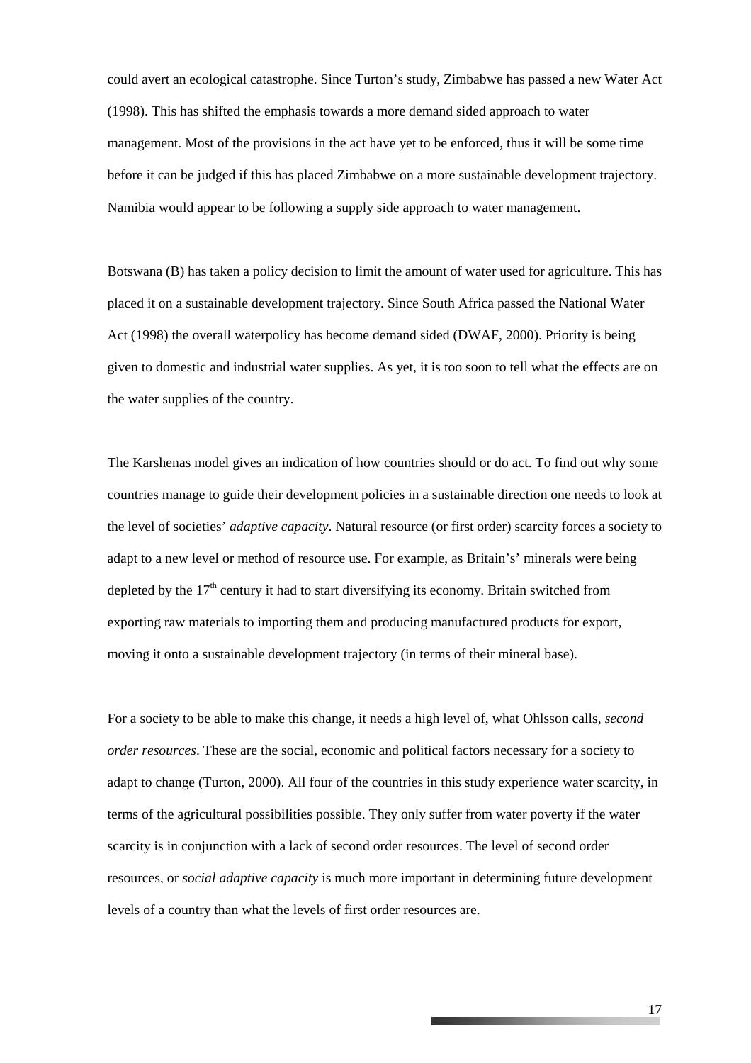could avert an ecological catastrophe. Since Turton's study, Zimbabwe has passed a new Water Act (1998). This has shifted the emphasis towards a more demand sided approach to water management. Most of the provisions in the act have yet to be enforced, thus it will be some time before it can be judged if this has placed Zimbabwe on a more sustainable development trajectory. Namibia would appear to be following a supply side approach to water management.

Botswana (B) has taken a policy decision to limit the amount of water used for agriculture. This has placed it on a sustainable development trajectory. Since South Africa passed the National Water Act (1998) the overall waterpolicy has become demand sided (DWAF, 2000). Priority is being given to domestic and industrial water supplies. As yet, it is too soon to tell what the effects are on the water supplies of the country.

The Karshenas model gives an indication of how countries should or do act. To find out why some countries manage to guide their development policies in a sustainable direction one needs to look at the level of societies' *adaptive capacity*. Natural resource (or first order) scarcity forces a society to adapt to a new level or method of resource use. For example, as Britain's' minerals were being depleted by the 17th century it had to start diversifying its economy. Britain switched from exporting raw materials to importing them and producing manufactured products for export, moving it onto a sustainable development trajectory (in terms of their mineral base).

For a society to be able to make this change, it needs a high level of, what Ohlsson calls, *second order resources*. These are the social, economic and political factors necessary for a society to adapt to change (Turton, 2000). All four of the countries in this study experience water scarcity, in terms of the agricultural possibilities possible. They only suffer from water poverty if the water scarcity is in conjunction with a lack of second order resources. The level of second order resources, or *social adaptive capacity* is much more important in determining future development levels of a country than what the levels of first order resources are.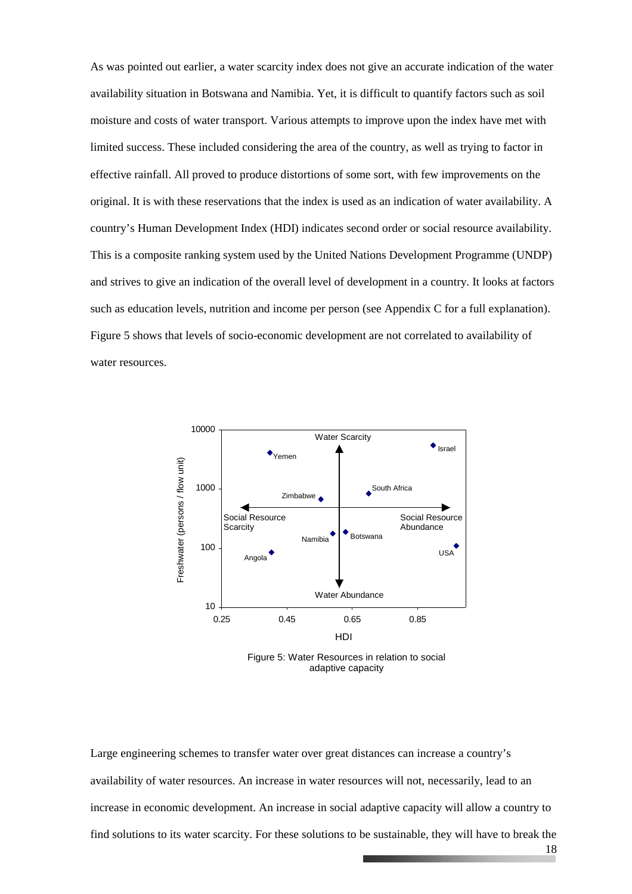As was pointed out earlier, a water scarcity index does not give an accurate indication of the water availability situation in Botswana and Namibia. Yet, it is difficult to quantify factors such as soil moisture and costs of water transport. Various attempts to improve upon the index have met with limited success. These included considering the area of the country, as well as trying to factor in effective rainfall. All proved to produce distortions of some sort, with few improvements on the original. It is with these reservations that the index is used as an indication of water availability. A country's Human Development Index (HDI) indicates second order or social resource availability. This is a composite ranking system used by the United Nations Development Programme (UNDP) and strives to give an indication of the overall level of development in a country. It looks at factors such as education levels, nutrition and income per person (see Appendix C for a full explanation). Figure 5 shows that levels of socio-economic development are not correlated to availability of water resources.

Figure 5: Water Resources in relation to social adaptive capacity

Large engineering schemes to transfer water over great distances can increase a country's availability of water resources. An increase in water resources will not, necessarily, lead to an increase in economic development. An increase in social adaptive capacity will allow a country to find solutions to its water scarcity. For these solutions to be sustainable, they will have to break the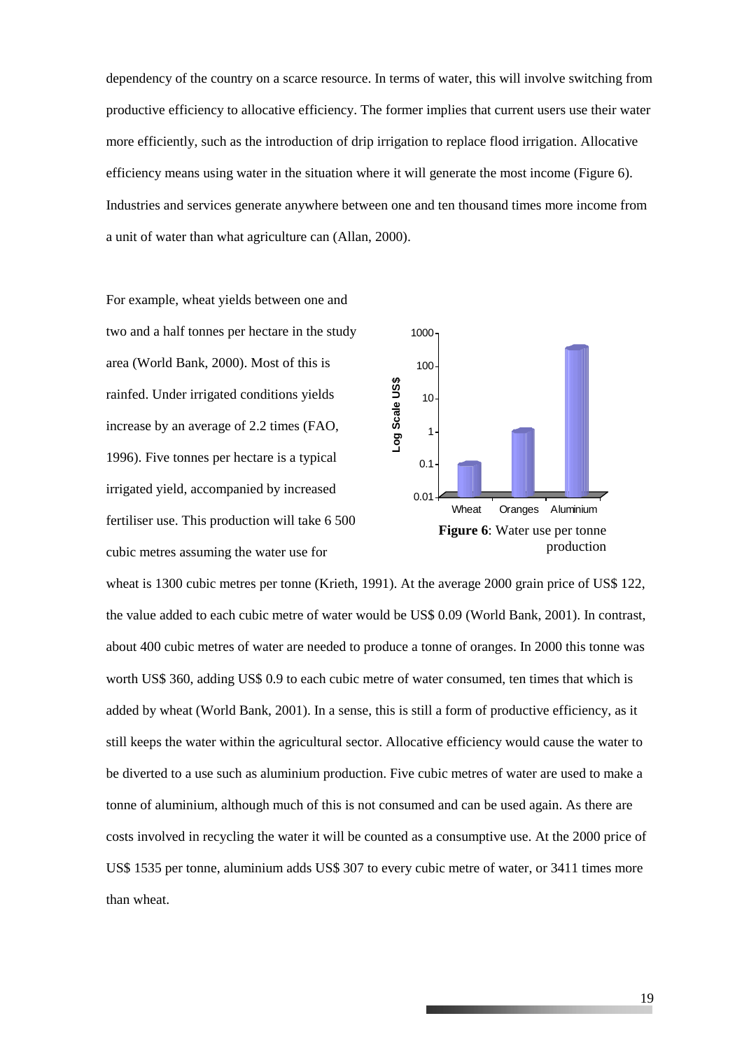dependency of the country on a scarce resource. In terms of water, this will involve switching from productive efficiency to allocative efficiency. The former implies that current users use their water more efficiently, such as the introduction of drip irrigation to replace flood irrigation. Allocative efficiency means using water in the situation where it will generate the most income (Figure 6). Industries and services generate anywhere between one and ten thousand times more income from a unit of water than what agriculture can (Allan, 2000).

For example, wheat yields between one and two and a half tonnes per hectare in the study area (World Bank, 2000). Most of this is rainfed. Under irrigated conditions yields increase by an average of 2.2 times (FAO, 1996). Five tonnes per hectare is a typical irrigated yield, accompanied by increased fertiliser use. This production will take 6 500 cubic metres assuming the water use for wheat is 1300 cubic metres per tonne (Krieth, 1991). At the average 2000 grain price of US$ 122, the value added to each cubic metre of water would be US$ 0.09 (World Bank, 2001). In contrast, about 400 cubic metres of water are needed to produce a tonne of oranges. In 2000 this tonne was worth US$ 360, adding US$ 0.9 to each cubic metre of water consumed, ten times that which is added by wheat (World Bank, 2001). In a sense, this is still a form of productive efficiency, as it still keeps the water within the agricultural sector. Allocative efficiency would cause the water to be diverted to a use such as aluminium production. Five cubic metres of water are used to make a tonne of aluminium, although much of this is not consumed and can be used again. As there are costs involved in recycling the water it will be counted as a consumptive use. At the 2000 price of US$ 1535 per tonne, aluminium adds US$ 307 to every cubic metre of water, or 3411 times more than wheat.

**Figure 6**: Water use per tonne production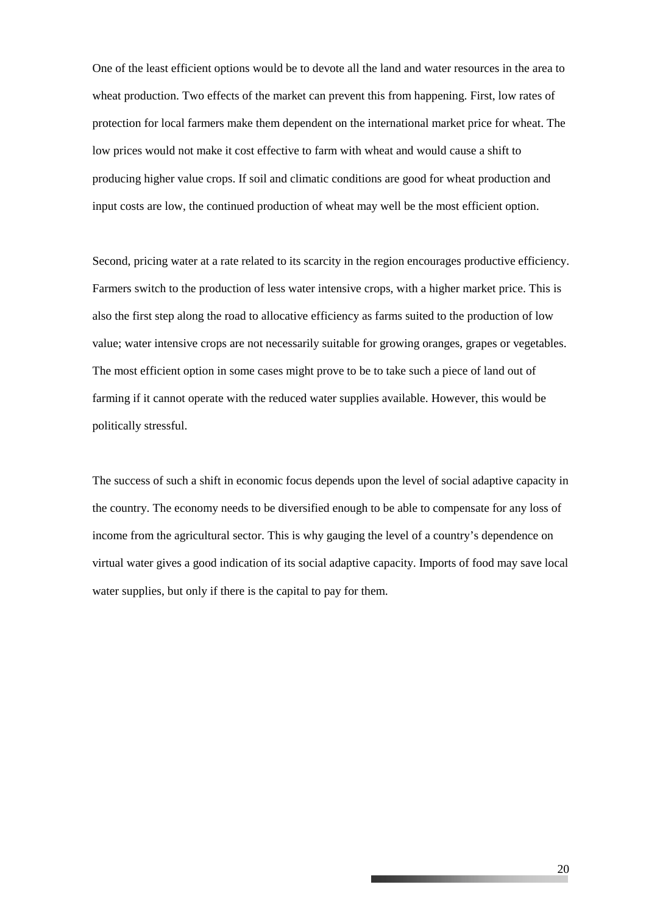One of the least efficient options would be to devote all the land and water resources in the area to wheat production. Two effects of the market can prevent this from happening. First, low rates of protection for local farmers make them dependent on the international market price for wheat. The low prices would not make it cost effective to farm with wheat and would cause a shift to producing higher value crops. If soil and climatic conditions are good for wheat production and input costs are low, the continued production of wheat may well be the most efficient option.

Second, pricing water at a rate related to its scarcity in the region encourages productive efficiency. Farmers switch to the production of less water intensive crops, with a higher market price. This is also the first step along the road to allocative efficiency as farms suited to the production of low value; water intensive crops are not necessarily suitable for growing oranges, grapes or vegetables. The most efficient option in some cases might prove to be to take such a piece of land out of farming if it cannot operate with the reduced water supplies available. However, this would be politically stressful.

The success of such a shift in economic focus depends upon the level of social adaptive capacity in the country. The economy needs to be diversified enough to be able to compensate for any loss of income from the agricultural sector. This is why gauging the level of a country's dependence on virtual water gives a good indication of its social adaptive capacity. Imports of food may save local water supplies, but only if there is the capital to pay for them.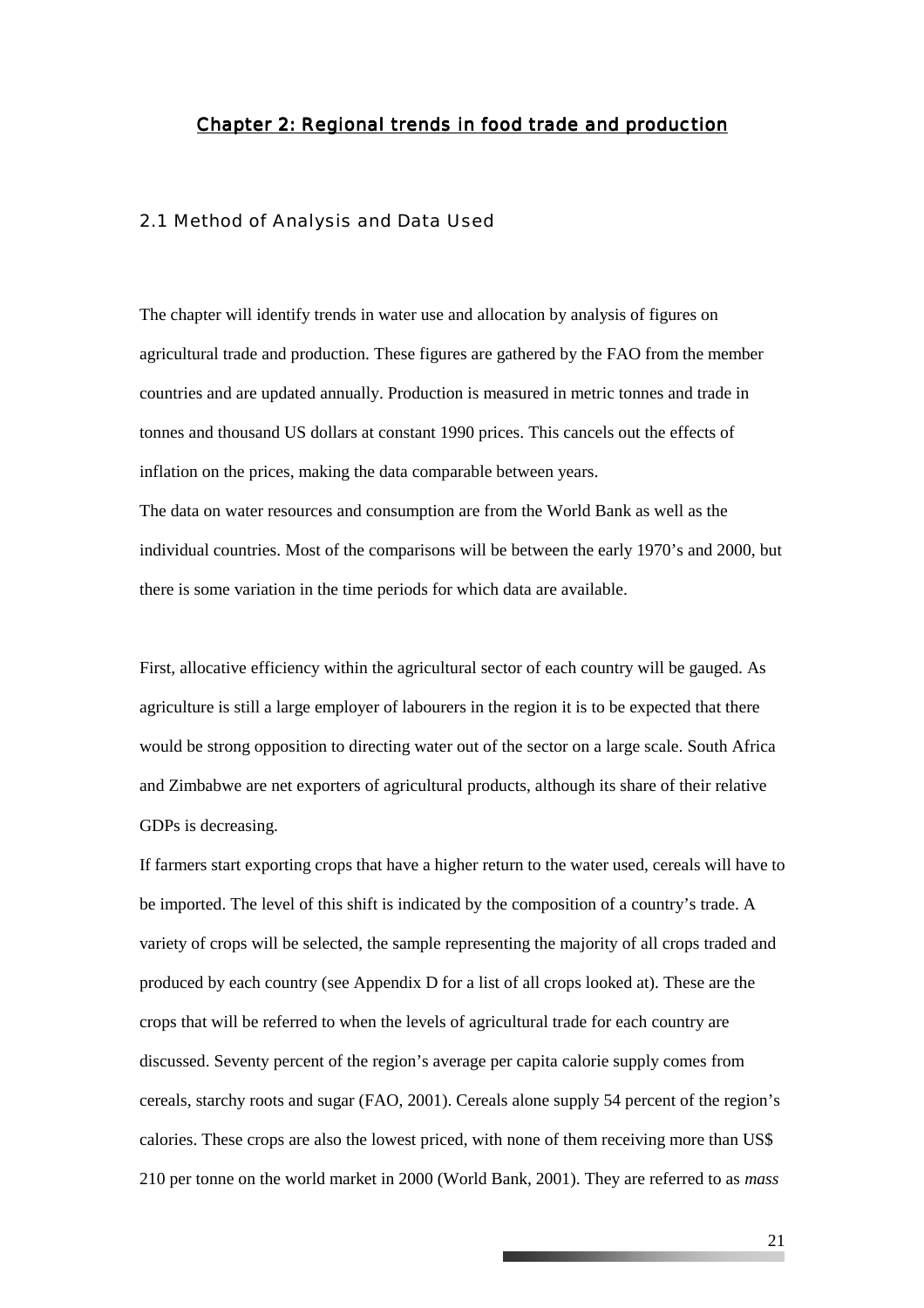## Chapter 2: Regional trends in food trade and production

### 2.1 Method of Analysis and Data Used

The chapter will identify trends in water use and allocation by analysis of figures on agricultural trade and production. These figures are gathered by the FAO from the member countries and are updated annually. Production is measured in metric tonnes and trade in tonnes and thousand US dollars at constant 1990 prices. This cancels out the effects of inflation on the prices, making the data comparable between years.

The data on water resources and consumption are from the World Bank as well as the individual countries. Most of the comparisons will be between the early 1970's and 2000, but there is some variation in the time periods for which data are available.

First, allocative efficiency within the agricultural sector of each country will be gauged. As agriculture is still a large employer of labourers in the region it is to be expected that there would be strong opposition to directing water out of the sector on a large scale. South Africa and Zimbabwe are net exporters of agricultural products, although its share of their relative GDPs is decreasing.

If farmers start exporting crops that have a higher return to the water used, cereals will have to be imported. The level of this shift is indicated by the composition of a country's trade. A variety of crops will be selected, the sample representing the majority of all crops traded and produced by each country (see Appendix D for a list of all crops looked at). These are the crops that will be referred to when the levels of agricultural trade for each country are discussed. Seventy percent of the region's average per capita calorie supply comes from cereals, starchy roots and sugar (FAO, 2001). Cereals alone supply 54 percent of the region's calories. These crops are also the lowest priced, with none of them receiving more than US$ 210 per tonne on the world market in 2000 (World Bank, 2001). They are referred to as *mass*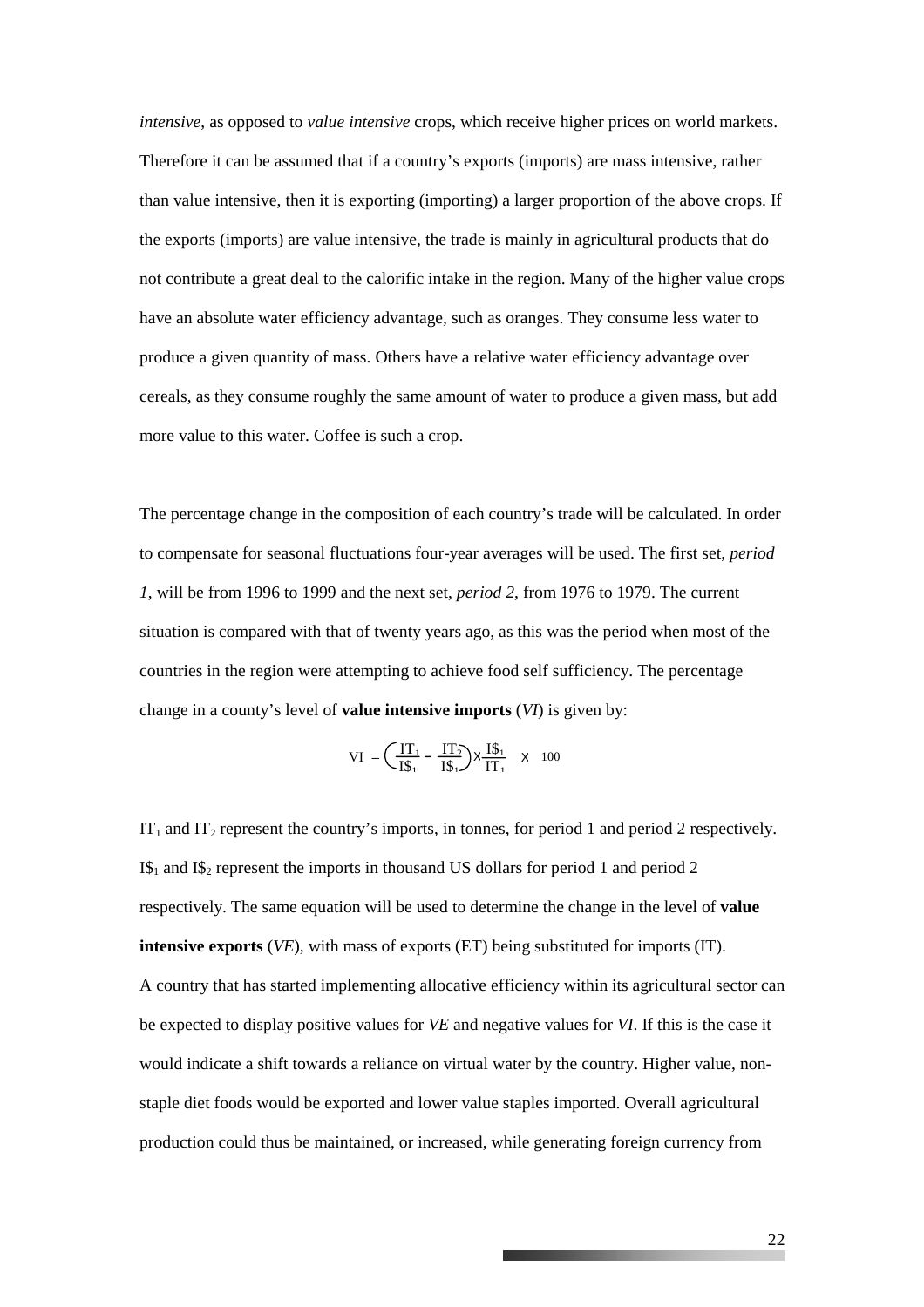*intensive*, as opposed to *value intensive* crops, which receive higher prices on world markets. Therefore it can be assumed that if a country's exports (imports) are mass intensive, rather than value intensive, then it is exporting (importing) a larger proportion of the above crops. If the exports (imports) are value intensive, the trade is mainly in agricultural products that do not contribute a great deal to the calorific intake in the region. Many of the higher value crops have an absolute water efficiency advantage, such as oranges. They consume less water to produce a given quantity of mass. Others have a relative water efficiency advantage over cereals, as they consume roughly the same amount of water to produce a given mass, but add more value to this water. Coffee is such a crop.

The percentage change in the composition of each country's trade will be calculated. In order to compensate for seasonal fluctuations four-year averages will be used. The first set, *period 1*, will be from 1996 to 1999 and the next set, *period 2*, from 1976 to 1979. The current situation is compared with that of twenty years ago, as this was the period when most of the countries in the region were attempting to achieve food self sufficiency. The percentage change in a county's level of **value intensive imports** (*VI*) is given by:

$$\mathrm{VI} = \left(\frac{\mathrm{IT}_1}{\mathrm{I\$}_1} - \frac{\mathrm{IT}_2}{\mathrm{I\$}_1}\right) \times \frac{\mathrm{I\$}_1}{\mathrm{IT}_1} \times 100$$

$IT_1$ and $IT_2$ represent the country's imports, in tonnes, for period 1 and period 2 respectively. $I\$_1$ and $I\$_2$ represent the imports in thousand US dollars for period 1 and period 2 respectively. The same equation will be used to determine the change in the level of **value intensive exports** (*VE*), with mass of exports (ET) being substituted for imports (IT).

A country that has started implementing allocative efficiency within its agricultural sector can be expected to display positive values for *VE* and negative values for *VI*. If this is the case it would indicate a shift towards a reliance on virtual water by the country. Higher value, non-staple diet foods would be exported and lower value staples imported. Overall agricultural production could thus be maintained, or increased, while generating foreign currency from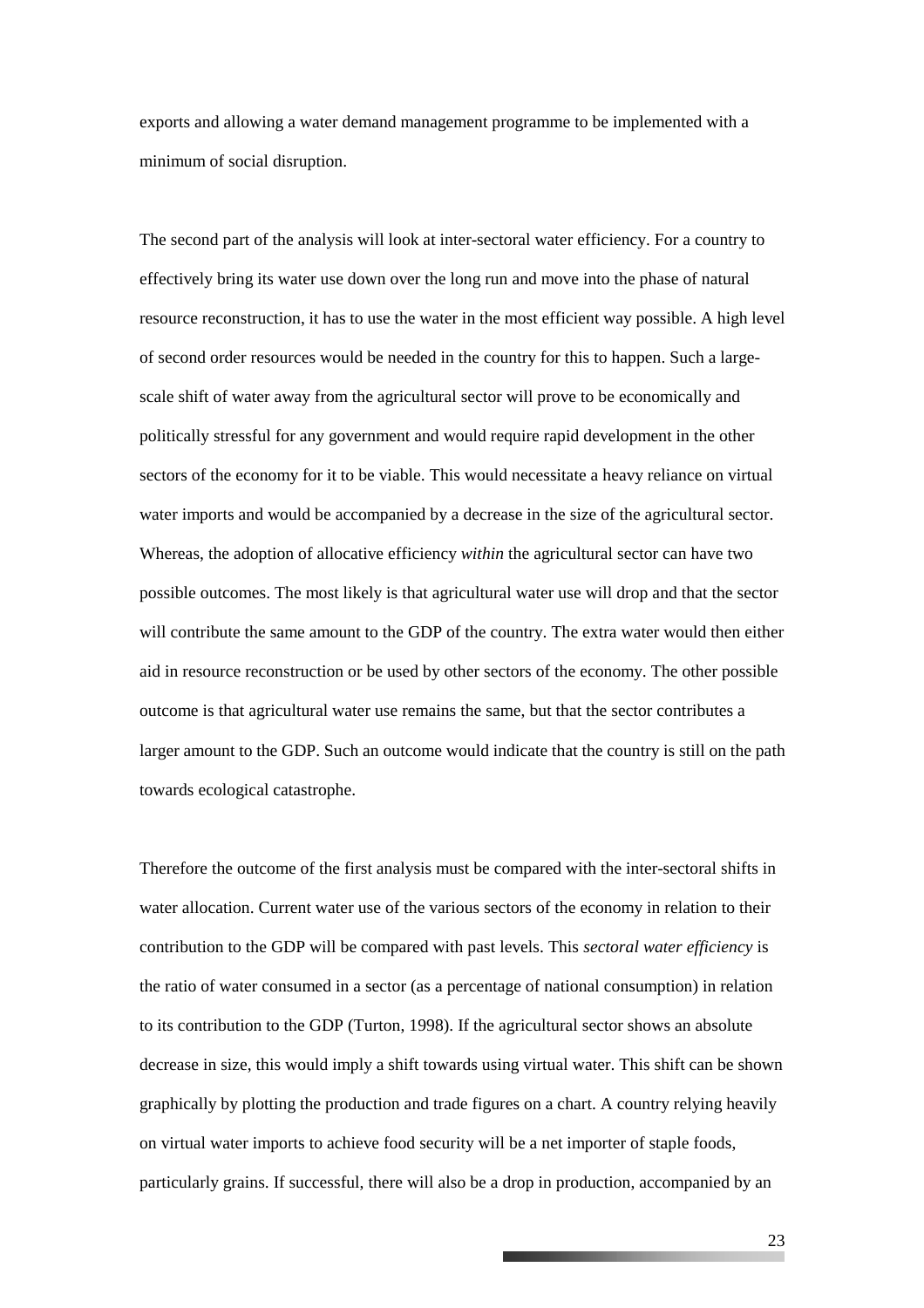exports and allowing a water demand management programme to be implemented with a minimum of social disruption.

The second part of the analysis will look at inter-sectoral water efficiency. For a country to effectively bring its water use down over the long run and move into the phase of natural resource reconstruction, it has to use the water in the most efficient way possible. A high level of second order resources would be needed in the country for this to happen. Such a large-scale shift of water away from the agricultural sector will prove to be economically and politically stressful for any government and would require rapid development in the other sectors of the economy for it to be viable. This would necessitate a heavy reliance on virtual water imports and would be accompanied by a decrease in the size of the agricultural sector. Whereas, the adoption of allocative efficiency *within* the agricultural sector can have two possible outcomes. The most likely is that agricultural water use will drop and that the sector will contribute the same amount to the GDP of the country. The extra water would then either aid in resource reconstruction or be used by other sectors of the economy. The other possible outcome is that agricultural water use remains the same, but that the sector contributes a larger amount to the GDP. Such an outcome would indicate that the country is still on the path towards ecological catastrophe.

Therefore the outcome of the first analysis must be compared with the inter-sectoral shifts in water allocation. Current water use of the various sectors of the economy in relation to their contribution to the GDP will be compared with past levels. This *sectoral water efficiency* is the ratio of water consumed in a sector (as a percentage of national consumption) in relation to its contribution to the GDP (Turton, 1998). If the agricultural sector shows an absolute decrease in size, this would imply a shift towards using virtual water. This shift can be shown graphically by plotting the production and trade figures on a chart. A country relying heavily on virtual water imports to achieve food security will be a net importer of staple foods, particularly grains. If successful, there will also be a drop in production, accompanied by an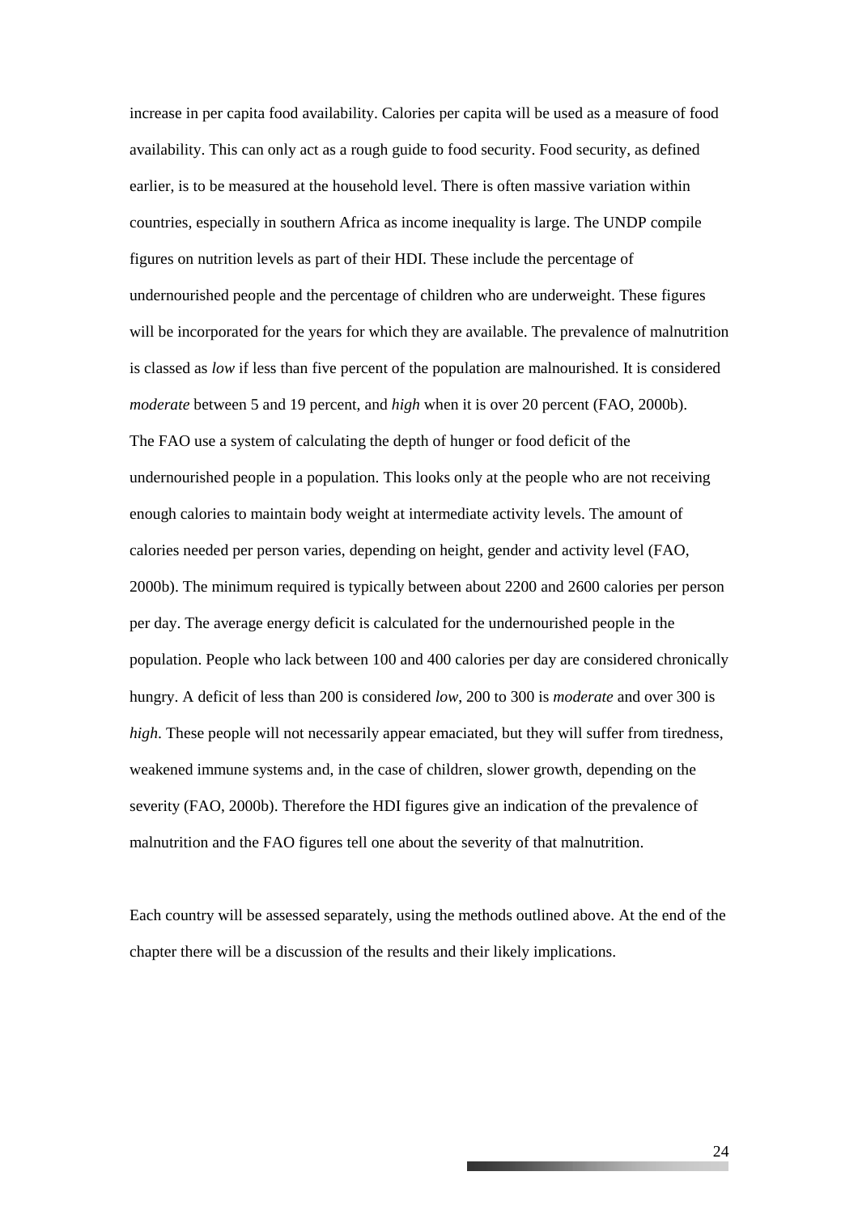increase in per capita food availability. Calories per capita will be used as a measure of food availability. This can only act as a rough guide to food security. Food security, as defined earlier, is to be measured at the household level. There is often massive variation within countries, especially in southern Africa as income inequality is large. The UNDP compile figures on nutrition levels as part of their HDI. These include the percentage of undernourished people and the percentage of children who are underweight. These figures will be incorporated for the years for which they are available. The prevalence of malnutrition is classed as *low* if less than five percent of the population are malnourished. It is considered *moderate* between 5 and 19 percent, and *high* when it is over 20 percent (FAO, 2000b). The FAO use a system of calculating the depth of hunger or food deficit of the undernourished people in a population. This looks only at the people who are not receiving enough calories to maintain body weight at intermediate activity levels. The amount of calories needed per person varies, depending on height, gender and activity level (FAO, 2000b). The minimum required is typically between about 2200 and 2600 calories per person per day. The average energy deficit is calculated for the undernourished people in the population. People who lack between 100 and 400 calories per day are considered chronically hungry. A deficit of less than 200 is considered *low*, 200 to 300 is *moderate* and over 300 is *high*. These people will not necessarily appear emaciated, but they will suffer from tiredness, weakened immune systems and, in the case of children, slower growth, depending on the severity (FAO, 2000b). Therefore the HDI figures give an indication of the prevalence of malnutrition and the FAO figures tell one about the severity of that malnutrition.

Each country will be assessed separately, using the methods outlined above. At the end of the chapter there will be a discussion of the results and their likely implications.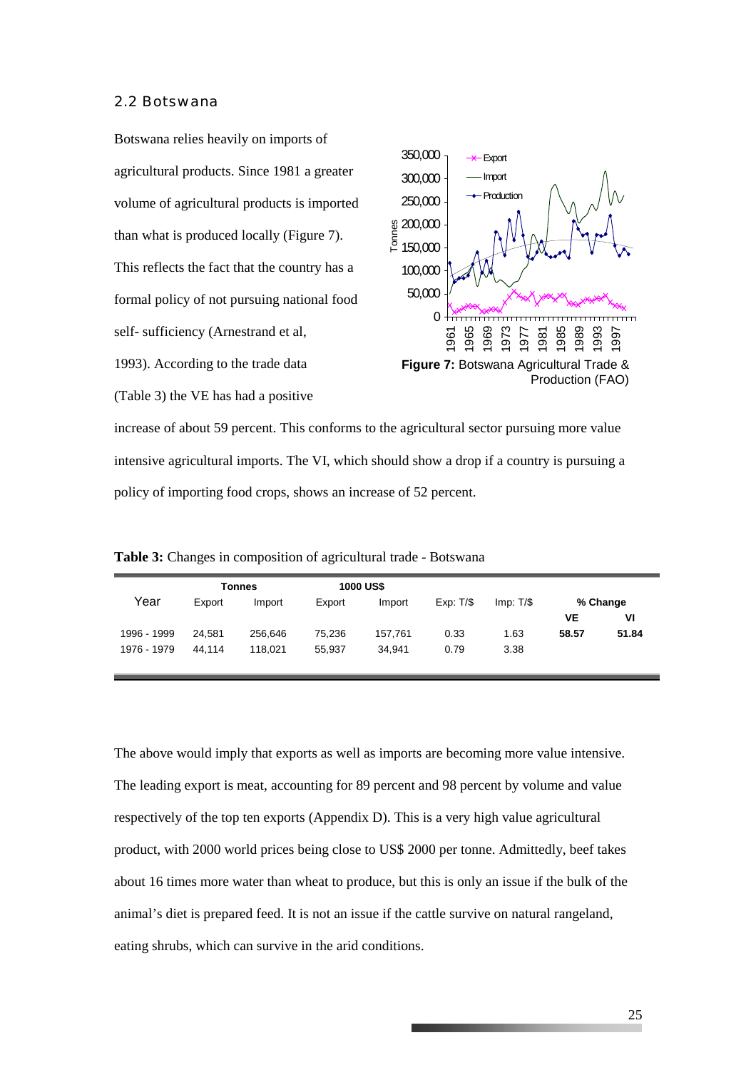## 2.2 Botswana

Botswana relies heavily on imports of agricultural products. Since 1981 a greater volume of agricultural products is imported than what is produced locally (Figure 7). This reflects the fact that the country has a formal policy of not pursuing national food self- sufficiency (Arnestrand et al, 1993). According to the trade data (Table 3) the VE has had a positive increase of about 59 percent. This conforms to the agricultural sector pursuing more value intensive agricultural imports. The VI, which should show a drop if a country is pursuing a policy of importing food crops, shows an increase of 52 percent.

**Figure 7:** Botswana Agricultural Trade & Production (FAO)

**Table 3:** Changes in composition of agricultural trade - Botswana

| Year | Tonnes | | 1000 US$ | | Exp: T/$ | Imp: T/$ | % Change | |
|---|---|---|---|---|---|---|---|---|
| | Export | Import | Export | Import | | | **VE** | **VI** |
| 1996 - 1999 | 24,581 | 256,646 | 75,236 | 157,761 | 0.33 | 1.63 | **58.57** | **51.84** |
| 1976 - 1979 | 44,114 | 118,021 | 55,937 | 34,941 | 0.79 | 3.38 | | |

The above would imply that exports as well as imports are becoming more value intensive. The leading export is meat, accounting for 89 percent and 98 percent by volume and value respectively of the top ten exports (Appendix D). This is a very high value agricultural product, with 2000 world prices being close to US$ 2000 per tonne. Admittedly, beef takes about 16 times more water than wheat to produce, but this is only an issue if the bulk of the animal's diet is prepared feed. It is not an issue if the cattle survive on natural rangeland, eating shrubs, which can survive in the arid conditions.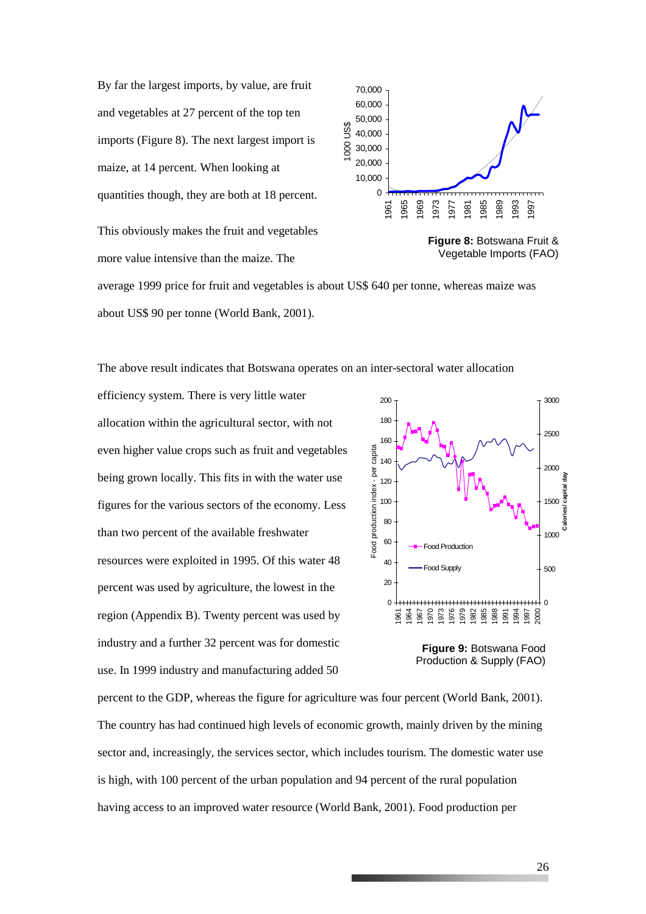By far the largest imports, by value, are fruit and vegetables at 27 percent of the top ten imports (Figure 8). The next largest import is maize, at 14 percent. When looking at quantities though, they are both at 18 percent. This obviously makes the fruit and vegetables more value intensive than the maize. The average 1999 price for fruit and vegetables is about US$ 640 per tonne, whereas maize was about US$ 90 per tonne (World Bank, 2001).

**Figure 8:** Botswana Fruit & Vegetable Imports (FAO)

The above result indicates that Botswana operates on an inter-sectoral water allocation efficiency system. There is very little water allocation within the agricultural sector, with not even higher value crops such as fruit and vegetables being grown locally. This fits in with the water use figures for the various sectors of the economy. Less than two percent of the available freshwater resources were exploited in 1995. Of this water 48 percent was used by agriculture, the lowest in the region (Appendix B). Twenty percent was used by industry and a further 32 percent was for domestic use. In 1999 industry and manufacturing added 50 percent to the GDP, whereas the figure for agriculture was four percent (World Bank, 2001). The country has had continued high levels of economic growth, mainly driven by the mining sector and, increasingly, the services sector, which includes tourism. The domestic water use is high, with 100 percent of the urban population and 94 percent of the rural population having access to an improved water resource (World Bank, 2001). Food production per

**Figure 9:** Botswana Food Production & Supply (FAO)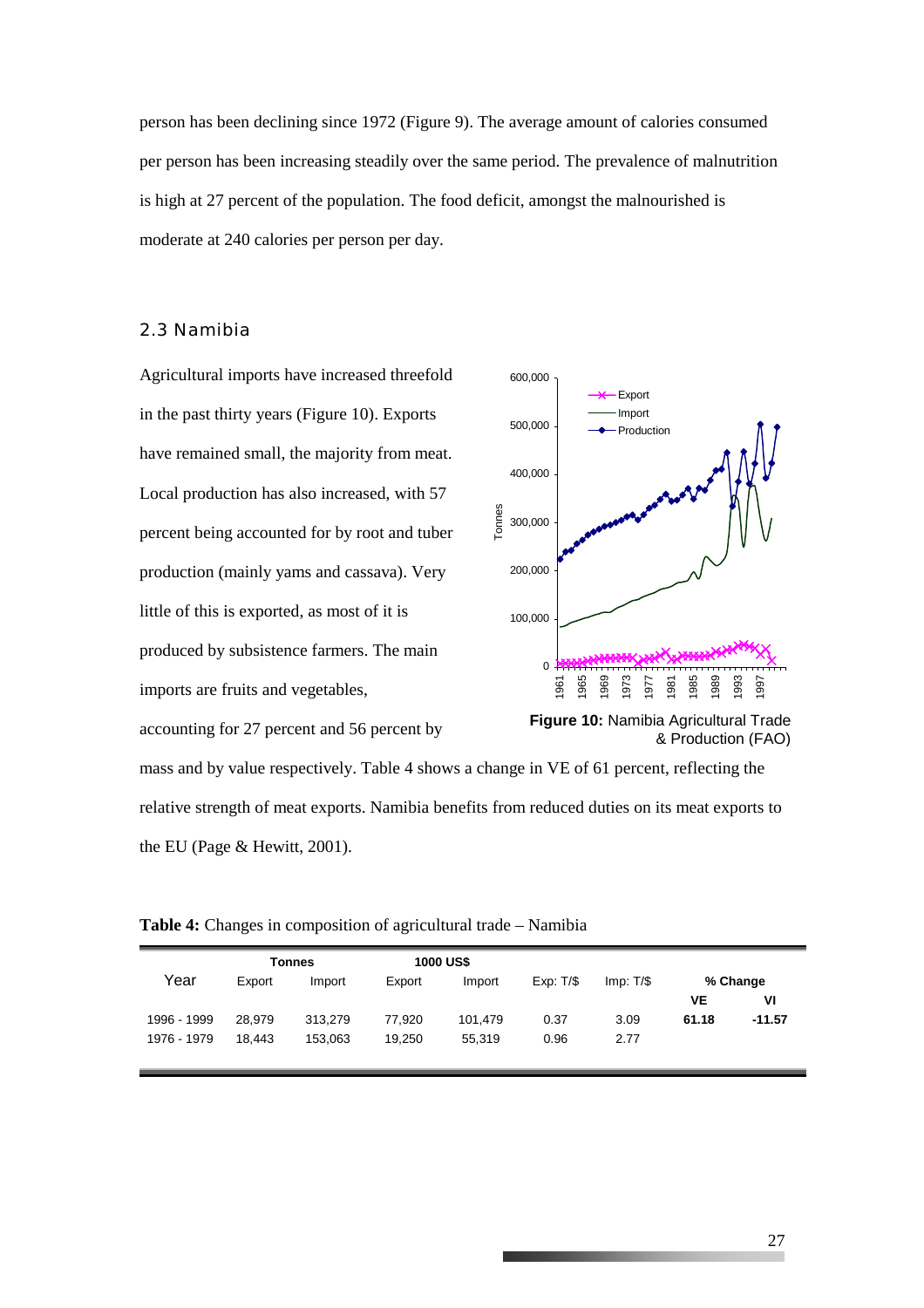person has been declining since 1972 (Figure 9). The average amount of calories consumed per person has been increasing steadily over the same period. The prevalence of malnutrition is high at 27 percent of the population. The food deficit, amongst the malnourished is moderate at 240 calories per person per day.

## 2.3 Namibia

Agricultural imports have increased threefold in the past thirty years (Figure 10). Exports have remained small, the majority from meat. Local production has also increased, with 57 percent being accounted for by root and tuber production (mainly yams and cassava). Very little of this is exported, as most of it is produced by subsistence farmers. The main imports are fruits and vegetables, accounting for 27 percent and 56 percent by mass and by value respectively. Table 4 shows a change in VE of 61 percent, reflecting the relative strength of meat exports. Namibia benefits from reduced duties on its meat exports to the EU (Page & Hewitt, 2001).

**Figure 10:** Namibia Agricultural Trade & Production (FAO)

**Table 4:** Changes in composition of agricultural trade – Namibia

| Year | Tonnes | | 1000 US$ | | Exp: T/$ | Imp: T/$ | % Change | |
|---|---|---|---|---|---|---|---|---|
| | Export | Import | Export | Import | | | **VE** | **VI** |
| 1996 - 1999 | 28,979 | 313,279 | 77,920 | 101,479 | 0.37 | 3.09 | **61.18** | **-11.57** |
| 1976 - 1979 | 18,443 | 153,063 | 19,250 | 55,319 | 0.96 | 2.77 | | |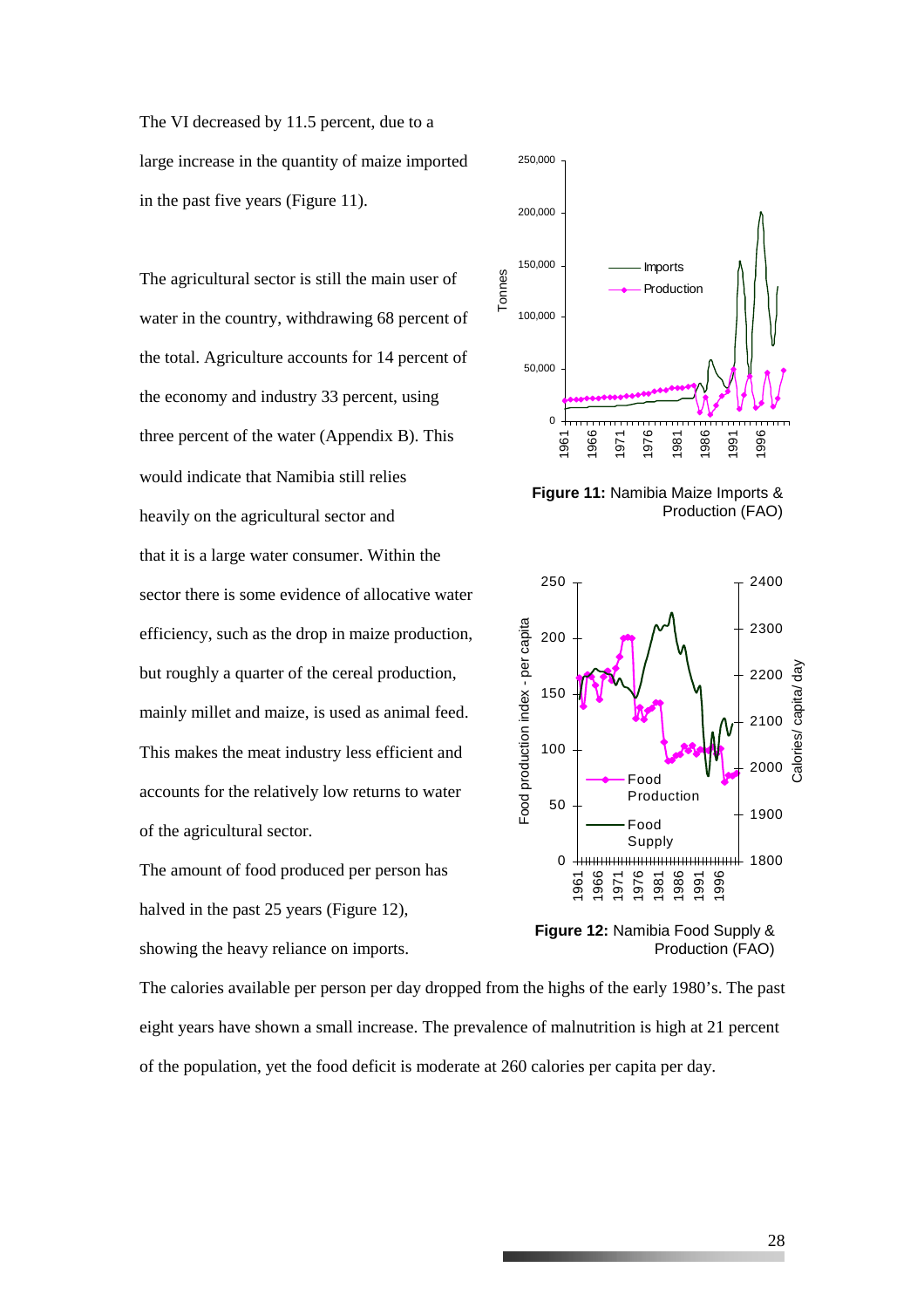The VI decreased by 11.5 percent, due to a large increase in the quantity of maize imported in the past five years (Figure 11).

The agricultural sector is still the main user of water in the country, withdrawing 68 percent of the total. Agriculture accounts for 14 percent of the economy and industry 33 percent, using three percent of the water (Appendix B). This would indicate that Namibia still relies heavily on the agricultural sector and that it is a large water consumer. Within the sector there is some evidence of allocative water efficiency, such as the drop in maize production, but roughly a quarter of the cereal production, mainly millet and maize, is used as animal feed. This makes the meat industry less efficient and accounts for the relatively low returns to water of the agricultural sector.

The amount of food produced per person has halved in the past 25 years (Figure 12), showing the heavy reliance on imports.

**Figure 11:** Namibia Maize Imports & Production (FAO)

**Figure 12:** Namibia Food Supply & Production (FAO)

The calories available per person per day dropped from the highs of the early 1980's. The past eight years have shown a small increase. The prevalence of malnutrition is high at 21 percent of the population, yet the food deficit is moderate at 260 calories per capita per day.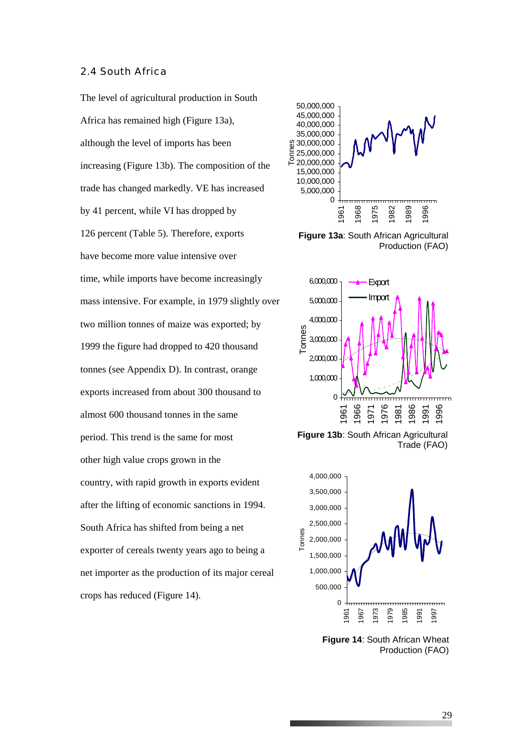## 2.4 South Africa

The level of agricultural production in South Africa has remained high (Figure 13a), although the level of imports has been increasing (Figure 13b). The composition of the trade has changed markedly. VE has increased by 41 percent, while VI has dropped by 126 percent (Table 5). Therefore, exports have become more value intensive over time, while imports have become increasingly mass intensive. For example, in 1979 slightly over two million tonnes of maize was exported; by 1999 the figure had dropped to 420 thousand tonnes (see Appendix D). In contrast, orange exports increased from about 300 thousand to almost 600 thousand tonnes in the same period. This trend is the same for most other high value crops grown in the country, with rapid growth in exports evident after the lifting of economic sanctions in 1994. South Africa has shifted from being a net exporter of cereals twenty years ago to being a net importer as the production of its major cereal crops has reduced (Figure 14).

**Figure 13a**: South African Agricultural Production (FAO)

**Figure 13b**: South African Agricultural Trade (FAO)

**Figure 14**: South African Wheat Production (FAO)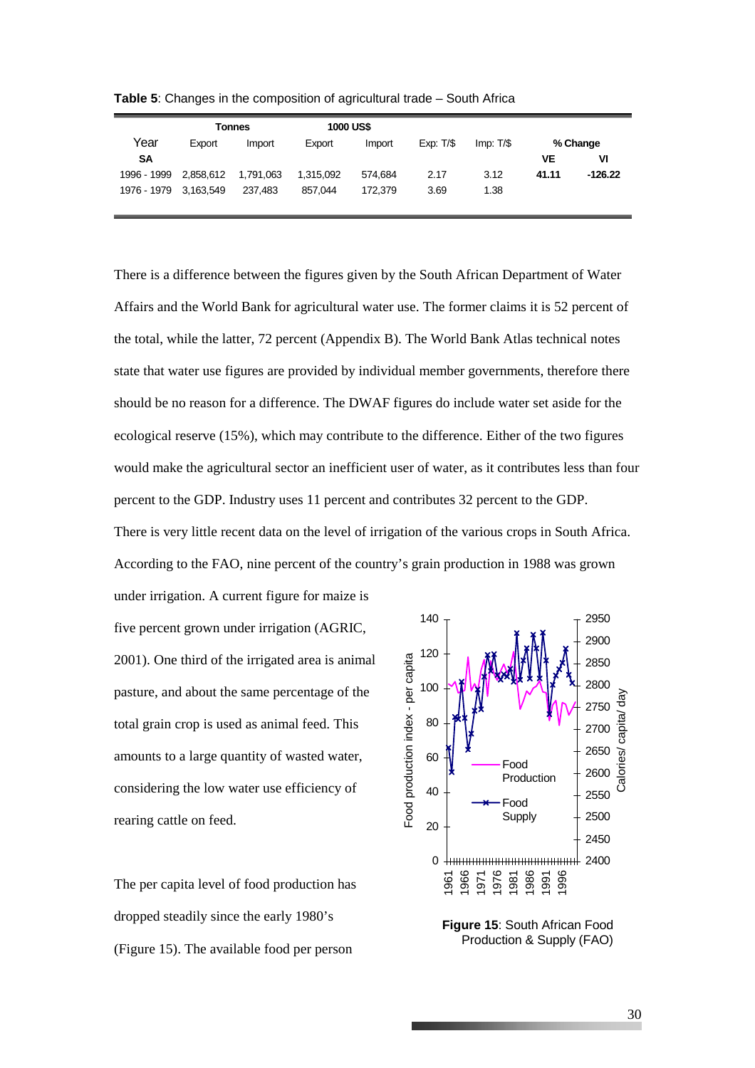**Table 5**: Changes in the composition of agricultural trade – South Africa

| | Tonnes | | 1000 US$ | | | | % Change | |
|---|---|---|---|---|---|---|---|---|
| Year | Export | Import | Export | Import | Exp: T/$ | Imp: T/$ | | |
| **SA** | | | | | | | **VE** | **VI** |
| 1996 - 1999 | 2,858,612 | 1,791,063 | 1,315,092 | 574,684 | 2.17 | 3.12 | **41.11** | **-126.22** |
| 1976 - 1979 | 3,163,549 | 237,483 | 857,044 | 172,379 | 3.69 | 1.38 | | |

There is a difference between the figures given by the South African Department of Water Affairs and the World Bank for agricultural water use. The former claims it is 52 percent of the total, while the latter, 72 percent (Appendix B). The World Bank Atlas technical notes state that water use figures are provided by individual member governments, therefore there should be no reason for a difference. The DWAF figures do include water set aside for the ecological reserve (15%), which may contribute to the difference. Either of the two figures would make the agricultural sector an inefficient user of water, as it contributes less than four percent to the GDP. Industry uses 11 percent and contributes 32 percent to the GDP.

There is very little recent data on the level of irrigation of the various crops in South Africa. According to the FAO, nine percent of the country's grain production in 1988 was grown under irrigation. A current figure for maize is five percent grown under irrigation (AGRIC, 2001). One third of the irrigated area is animal pasture, and about the same percentage of the total grain crop is used as animal feed. This amounts to a large quantity of wasted water, considering the low water use efficiency of rearing cattle on feed.

**Figure 15**: South African Food Production & Supply (FAO)

The per capita level of food production has dropped steadily since the early 1980's (Figure 15). The available food per person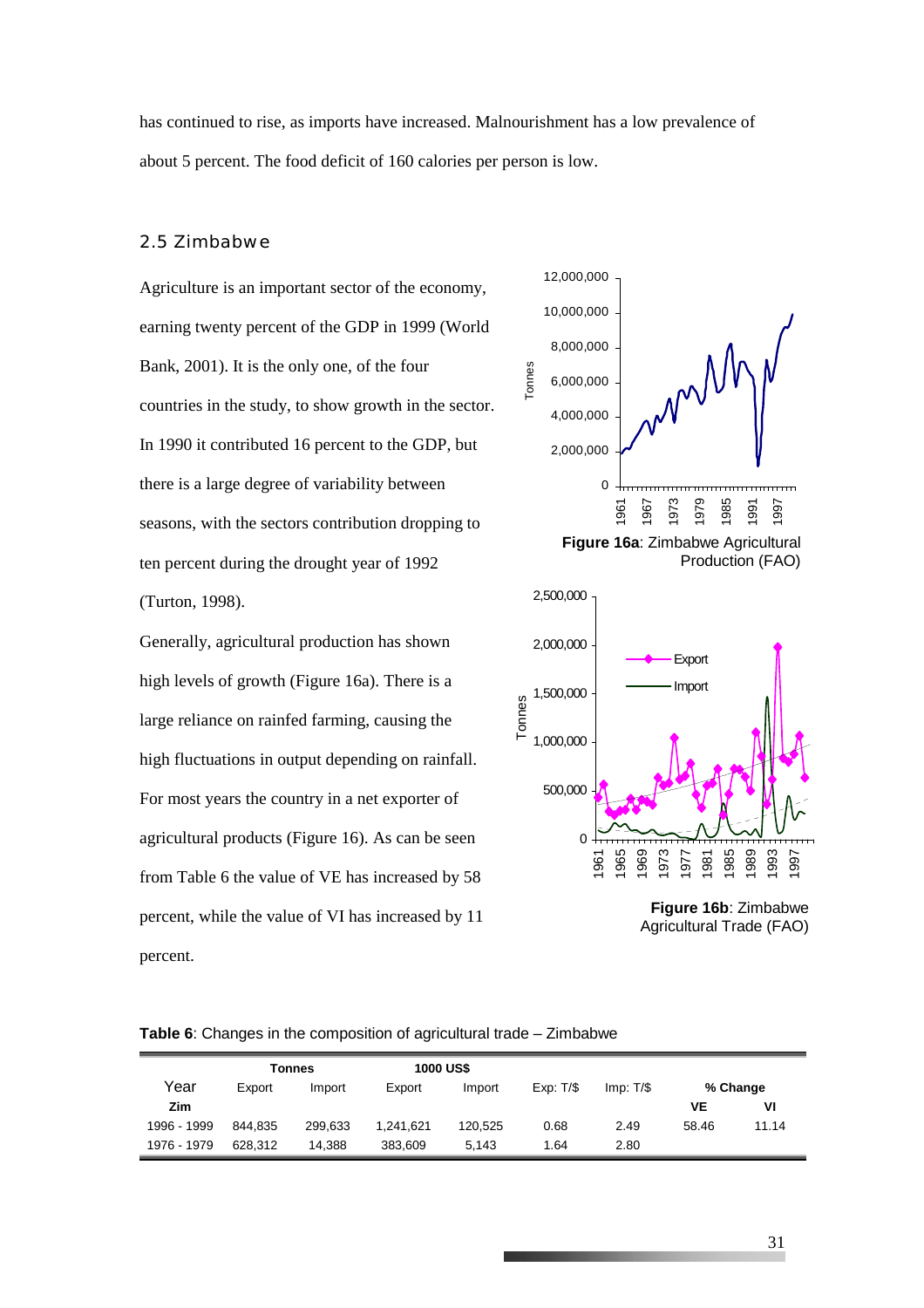has continued to rise, as imports have increased. Malnourishment has a low prevalence of about 5 percent. The food deficit of 160 calories per person is low.

## 2.5 Zimbabwe

Agriculture is an important sector of the economy, earning twenty percent of the GDP in 1999 (World Bank, 2001). It is the only one, of the four countries in the study, to show growth in the sector. In 1990 it contributed 16 percent to the GDP, but there is a large degree of variability between seasons, with the sectors contribution dropping to ten percent during the drought year of 1992 (Turton, 1998).

Generally, agricultural production has shown high levels of growth (Figure 16a). There is a large reliance on rainfed farming, causing the high fluctuations in output depending on rainfall. For most years the country in a net exporter of agricultural products (Figure 16). As can be seen from Table 6 the value of VE has increased by 58 percent, while the value of VI has increased by 11 percent.

**Figure 16a**: Zimbabwe Agricultural Production (FAO)

**Figure 16b**: Zimbabwe Agricultural Trade (FAO)

**Table 6**: Changes in the composition of agricultural trade – Zimbabwe

| Year | Tonnes | | 1000 US$ | | Exp: T/$ | Imp: T/$ | % Change | |
|---|---|---|---|---|---|---|---|---|
| **Zim** | Export | Import | Export | Import | | | **VE** | **VI** |
| 1996 - 1999 | 844,835 | 299,633 | 1,241,621 | 120,525 | 0.68 | 2.49 | 58.46 | 11.14 |
| 1976 - 1979 | 628,312 | 14,388 | 383,609 | 5,143 | 1.64 | 2.80 | | |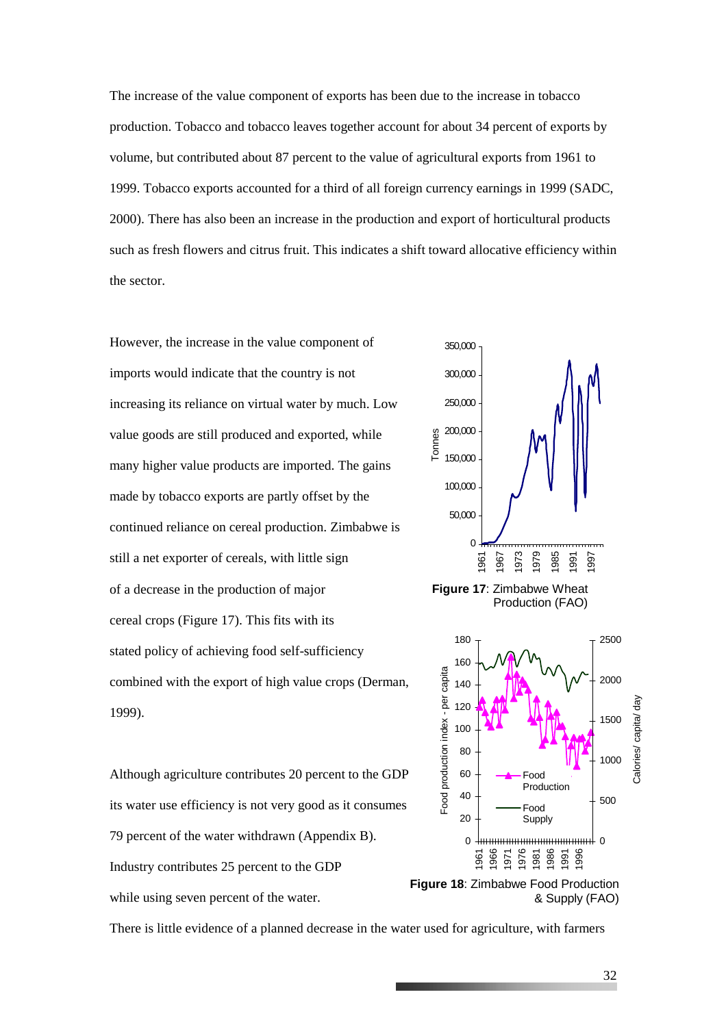The increase of the value component of exports has been due to the increase in tobacco production. Tobacco and tobacco leaves together account for about 34 percent of exports by volume, but contributed about 87 percent to the value of agricultural exports from 1961 to 1999. Tobacco exports accounted for a third of all foreign currency earnings in 1999 (SADC, 2000). There has also been an increase in the production and export of horticultural products such as fresh flowers and citrus fruit. This indicates a shift toward allocative efficiency within the sector.

However, the increase in the value component of imports would indicate that the country is not increasing its reliance on virtual water by much. Low value goods are still produced and exported, while many higher value products are imported. The gains made by tobacco exports are partly offset by the continued reliance on cereal production. Zimbabwe is still a net exporter of cereals, with little sign of a decrease in the production of major cereal crops (Figure 17). This fits with its stated policy of achieving food self-sufficiency combined with the export of high value crops (Derman, 1999).

**Figure 17**: Zimbabwe Wheat Production (FAO)

Although agriculture contributes 20 percent to the GDP its water use efficiency is not very good as it consumes 79 percent of the water withdrawn (Appendix B). Industry contributes 25 percent to the GDP while using seven percent of the water.

**Figure 18**: Zimbabwe Food Production & Supply (FAO)

There is little evidence of a planned decrease in the water used for agriculture, with farmers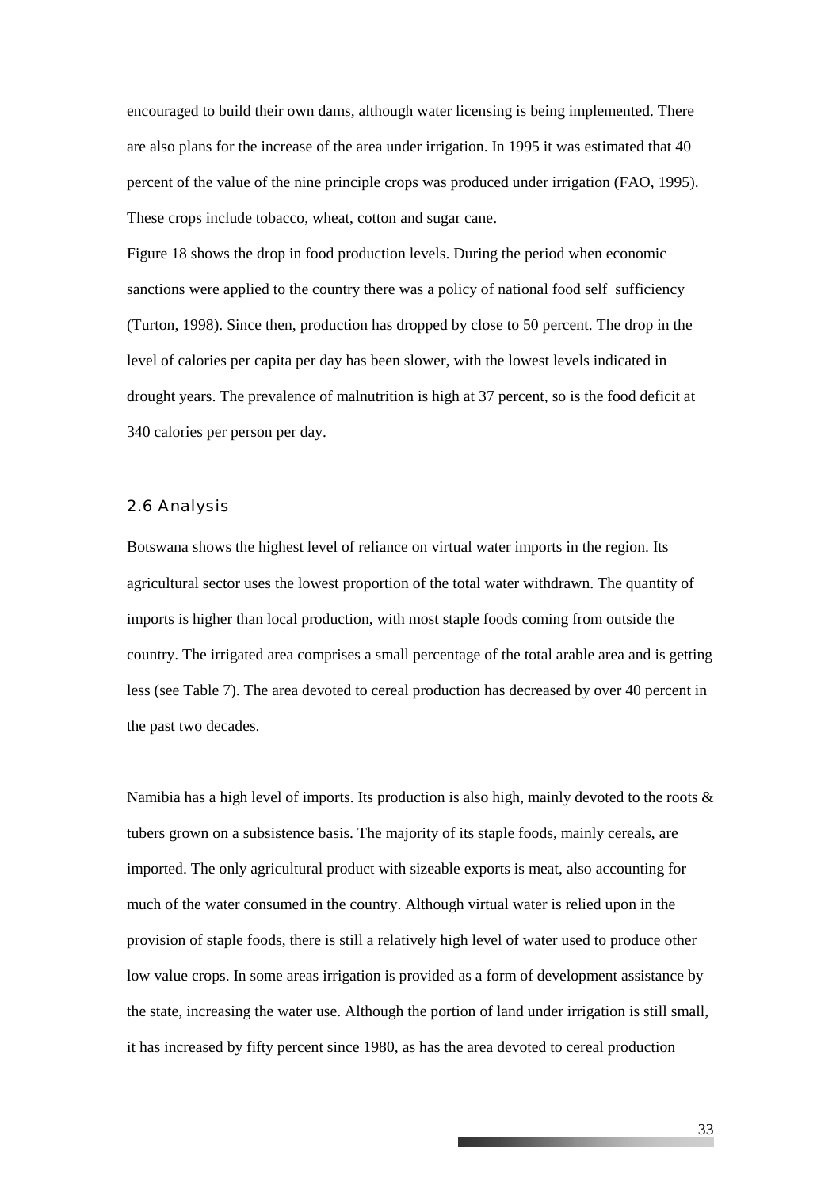encouraged to build their own dams, although water licensing is being implemented. There are also plans for the increase of the area under irrigation. In 1995 it was estimated that 40 percent of the value of the nine principle crops was produced under irrigation (FAO, 1995). These crops include tobacco, wheat, cotton and sugar cane.

Figure 18 shows the drop in food production levels. During the period when economic sanctions were applied to the country there was a policy of national food self sufficiency (Turton, 1998). Since then, production has dropped by close to 50 percent. The drop in the level of calories per capita per day has been slower, with the lowest levels indicated in drought years. The prevalence of malnutrition is high at 37 percent, so is the food deficit at 340 calories per person per day.

## 2.6 Analysis

Botswana shows the highest level of reliance on virtual water imports in the region. Its agricultural sector uses the lowest proportion of the total water withdrawn. The quantity of imports is higher than local production, with most staple foods coming from outside the country. The irrigated area comprises a small percentage of the total arable area and is getting less (see Table 7). The area devoted to cereal production has decreased by over 40 percent in the past two decades.

Namibia has a high level of imports. Its production is also high, mainly devoted to the roots & tubers grown on a subsistence basis. The majority of its staple foods, mainly cereals, are imported. The only agricultural product with sizeable exports is meat, also accounting for much of the water consumed in the country. Although virtual water is relied upon in the provision of staple foods, there is still a relatively high level of water used to produce other low value crops. In some areas irrigation is provided as a form of development assistance by the state, increasing the water use. Although the portion of land under irrigation is still small, it has increased by fifty percent since 1980, as has the area devoted to cereal production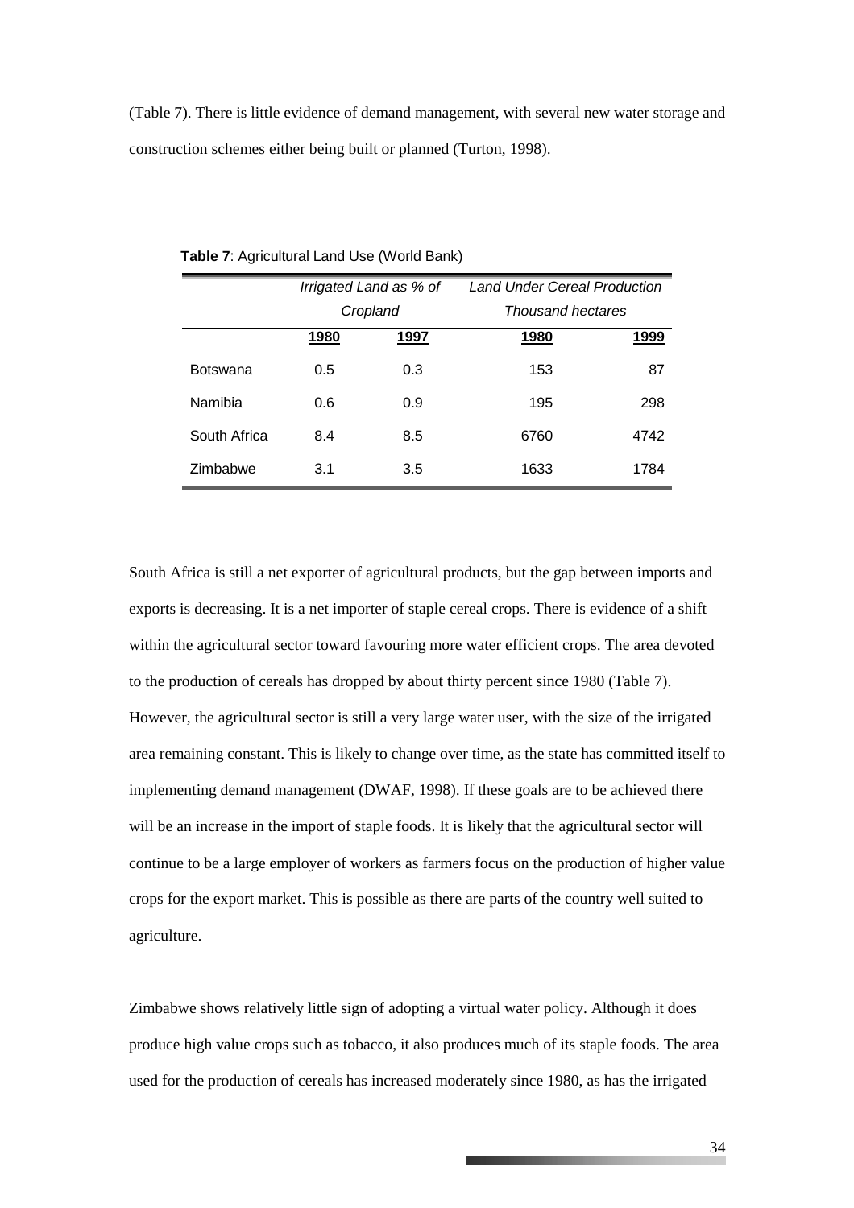(Table 7). There is little evidence of demand management, with several new water storage and construction schemes either being built or planned (Turton, 1998).

**Table 7**: Agricultural Land Use (World Bank)

| | *Irrigated Land as % of Cropland* | | *Land Under Cereal Production Thousand hectares* | |
|---|---|---|---|---|
| | **1980** | **1997** | **1980** | **1999** |
| Botswana | 0.5 | 0.3 | 153 | 87 |
| Namibia | 0.6 | 0.9 | 195 | 298 |
| South Africa | 8.4 | 8.5 | 6760 | 4742 |
| Zimbabwe | 3.1 | 3.5 | 1633 | 1784 |

South Africa is still a net exporter of agricultural products, but the gap between imports and exports is decreasing. It is a net importer of staple cereal crops. There is evidence of a shift within the agricultural sector toward favouring more water efficient crops. The area devoted to the production of cereals has dropped by about thirty percent since 1980 (Table 7). However, the agricultural sector is still a very large water user, with the size of the irrigated area remaining constant. This is likely to change over time, as the state has committed itself to implementing demand management (DWAF, 1998). If these goals are to be achieved there will be an increase in the import of staple foods. It is likely that the agricultural sector will continue to be a large employer of workers as farmers focus on the production of higher value crops for the export market. This is possible as there are parts of the country well suited to agriculture.

Zimbabwe shows relatively little sign of adopting a virtual water policy. Although it does produce high value crops such as tobacco, it also produces much of its staple foods. The area used for the production of cereals has increased moderately since 1980, as has the irrigated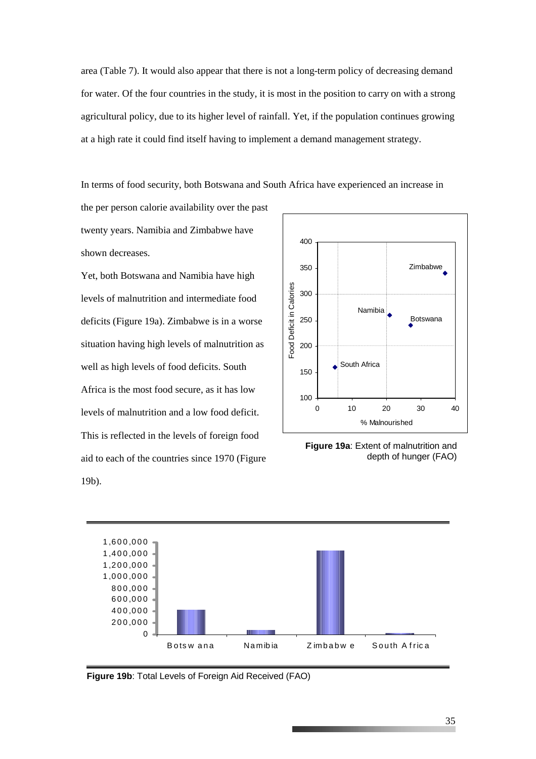area (Table 7). It would also appear that there is not a long-term policy of decreasing demand for water. Of the four countries in the study, it is most in the position to carry on with a strong agricultural policy, due to its higher level of rainfall. Yet, if the population continues growing at a high rate it could find itself having to implement a demand management strategy.

In terms of food security, both Botswana and South Africa have experienced an increase in the per person calorie availability over the past twenty years. Namibia and Zimbabwe have shown decreases.

Yet, both Botswana and Namibia have high levels of malnutrition and intermediate food deficits (Figure 19a). Zimbabwe is in a worse situation having high levels of malnutrition as well as high levels of food deficits. South Africa is the most food secure, as it has low levels of malnutrition and a low food deficit. This is reflected in the levels of foreign food aid to each of the countries since 1970 (Figure 19b).

**Figure 19a**: Extent of malnutrition and depth of hunger (FAO)

**Figure 19b**: Total Levels of Foreign Aid Received (FAO)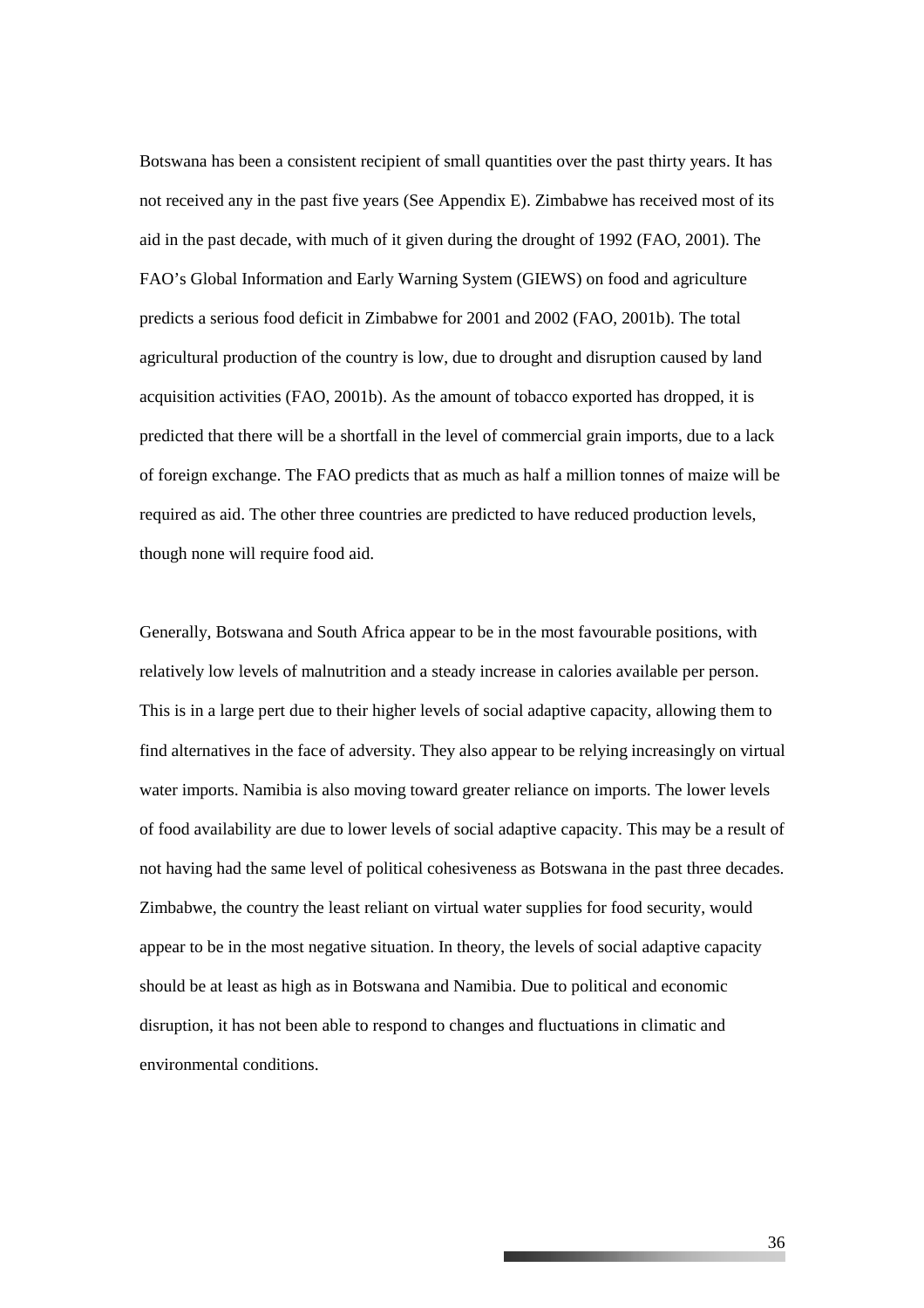Botswana has been a consistent recipient of small quantities over the past thirty years. It has not received any in the past five years (See Appendix E). Zimbabwe has received most of its aid in the past decade, with much of it given during the drought of 1992 (FAO, 2001). The FAO's Global Information and Early Warning System (GIEWS) on food and agriculture predicts a serious food deficit in Zimbabwe for 2001 and 2002 (FAO, 2001b). The total agricultural production of the country is low, due to drought and disruption caused by land acquisition activities (FAO, 2001b). As the amount of tobacco exported has dropped, it is predicted that there will be a shortfall in the level of commercial grain imports, due to a lack of foreign exchange. The FAO predicts that as much as half a million tonnes of maize will be required as aid. The other three countries are predicted to have reduced production levels, though none will require food aid.

Generally, Botswana and South Africa appear to be in the most favourable positions, with relatively low levels of malnutrition and a steady increase in calories available per person. This is in a large pert due to their higher levels of social adaptive capacity, allowing them to find alternatives in the face of adversity. They also appear to be relying increasingly on virtual water imports. Namibia is also moving toward greater reliance on imports. The lower levels of food availability are due to lower levels of social adaptive capacity. This may be a result of not having had the same level of political cohesiveness as Botswana in the past three decades. Zimbabwe, the country the least reliant on virtual water supplies for food security, would appear to be in the most negative situation. In theory, the levels of social adaptive capacity should be at least as high as in Botswana and Namibia. Due to political and economic disruption, it has not been able to respond to changes and fluctuations in climatic and environmental conditions.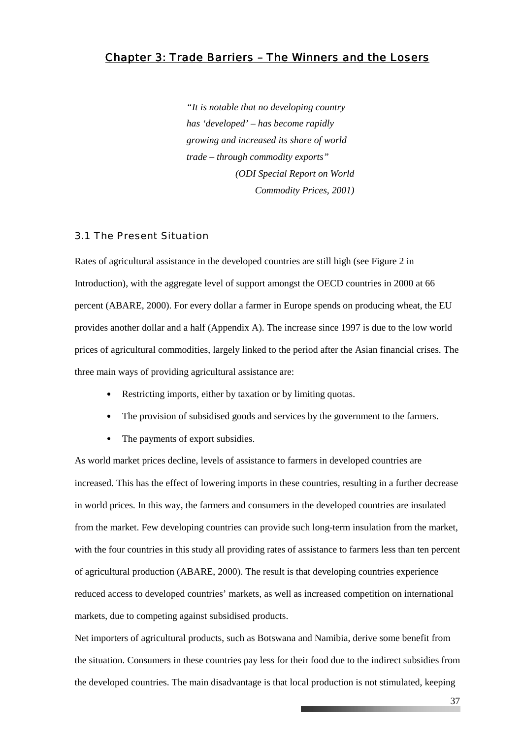# Chapter 3: Trade Barriers – The Winners and the Losers

> *"It is notable that no developing country has 'developed' – has become rapidly growing and increased its share of world trade – through commodity exports"*
>
> *(ODI Special Report on World Commodity Prices, 2001)*

## 3.1 The Present Situation

Rates of agricultural assistance in the developed countries are still high (see Figure 2 in Introduction), with the aggregate level of support amongst the OECD countries in 2000 at 66 percent (ABARE, 2000). For every dollar a farmer in Europe spends on producing wheat, the EU provides another dollar and a half (Appendix A). The increase since 1997 is due to the low world prices of agricultural commodities, largely linked to the period after the Asian financial crises. The three main ways of providing agricultural assistance are:

- Restricting imports, either by taxation or by limiting quotas.
- The provision of subsidised goods and services by the government to the farmers.
- The payments of export subsidies.

As world market prices decline, levels of assistance to farmers in developed countries are increased. This has the effect of lowering imports in these countries, resulting in a further decrease in world prices. In this way, the farmers and consumers in the developed countries are insulated from the market. Few developing countries can provide such long-term insulation from the market, with the four countries in this study all providing rates of assistance to farmers less than ten percent of agricultural production (ABARE, 2000). The result is that developing countries experience reduced access to developed countries' markets, as well as increased competition on international markets, due to competing against subsidised products.

Net importers of agricultural products, such as Botswana and Namibia, derive some benefit from the situation. Consumers in these countries pay less for their food due to the indirect subsidies from the developed countries. The main disadvantage is that local production is not stimulated, keeping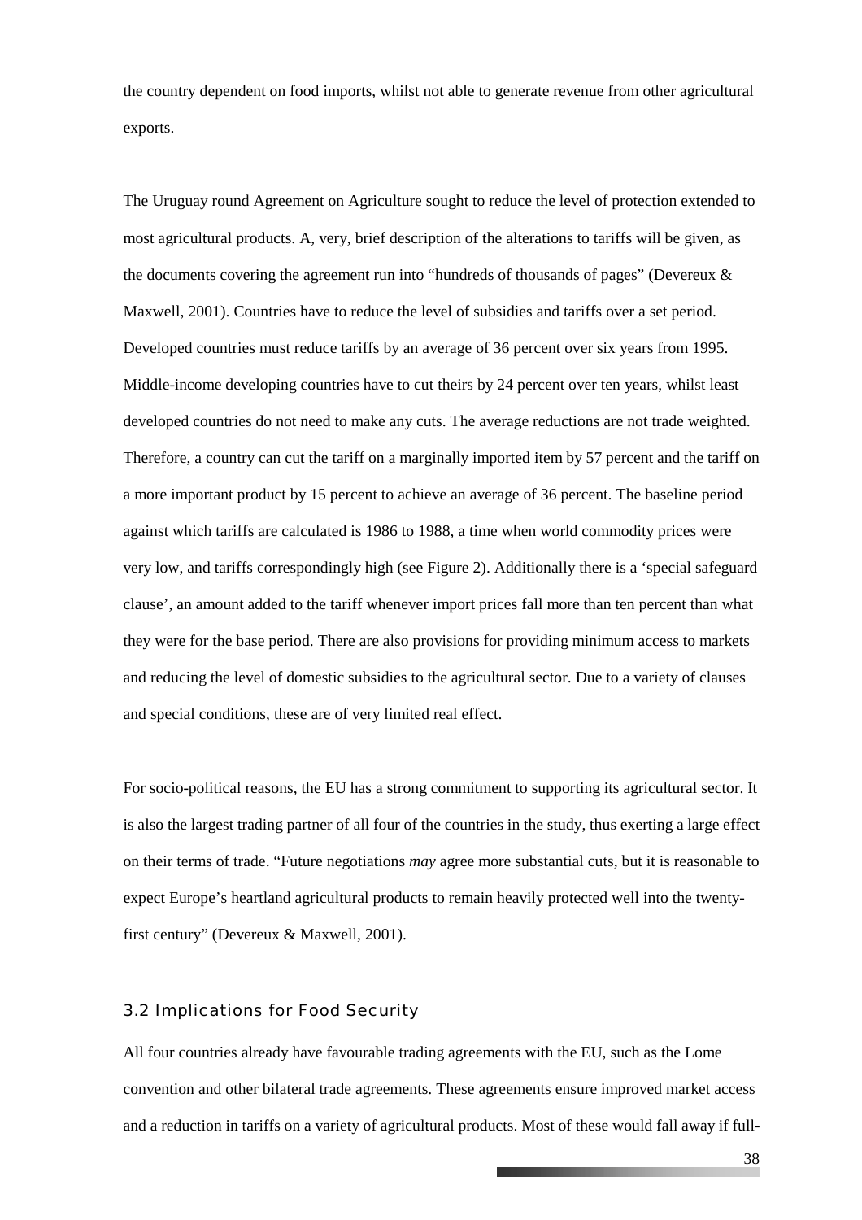the country dependent on food imports, whilst not able to generate revenue from other agricultural exports.

The Uruguay round Agreement on Agriculture sought to reduce the level of protection extended to most agricultural products. A, very, brief description of the alterations to tariffs will be given, as the documents covering the agreement run into "hundreds of thousands of pages" (Devereux & Maxwell, 2001). Countries have to reduce the level of subsidies and tariffs over a set period. Developed countries must reduce tariffs by an average of 36 percent over six years from 1995. Middle-income developing countries have to cut theirs by 24 percent over ten years, whilst least developed countries do not need to make any cuts. The average reductions are not trade weighted. Therefore, a country can cut the tariff on a marginally imported item by 57 percent and the tariff on a more important product by 15 percent to achieve an average of 36 percent. The baseline period against which tariffs are calculated is 1986 to 1988, a time when world commodity prices were very low, and tariffs correspondingly high (see Figure 2). Additionally there is a 'special safeguard clause', an amount added to the tariff whenever import prices fall more than ten percent than what they were for the base period. There are also provisions for providing minimum access to markets and reducing the level of domestic subsidies to the agricultural sector. Due to a variety of clauses and special conditions, these are of very limited real effect.

For socio-political reasons, the EU has a strong commitment to supporting its agricultural sector. It is also the largest trading partner of all four of the countries in the study, thus exerting a large effect on their terms of trade. "Future negotiations *may* agree more substantial cuts, but it is reasonable to expect Europe's heartland agricultural products to remain heavily protected well into the twenty-first century" (Devereux & Maxwell, 2001).

### 3.2 Implications for Food Security

All four countries already have favourable trading agreements with the EU, such as the Lome convention and other bilateral trade agreements. These agreements ensure improved market access and a reduction in tariffs on a variety of agricultural products. Most of these would fall away if full-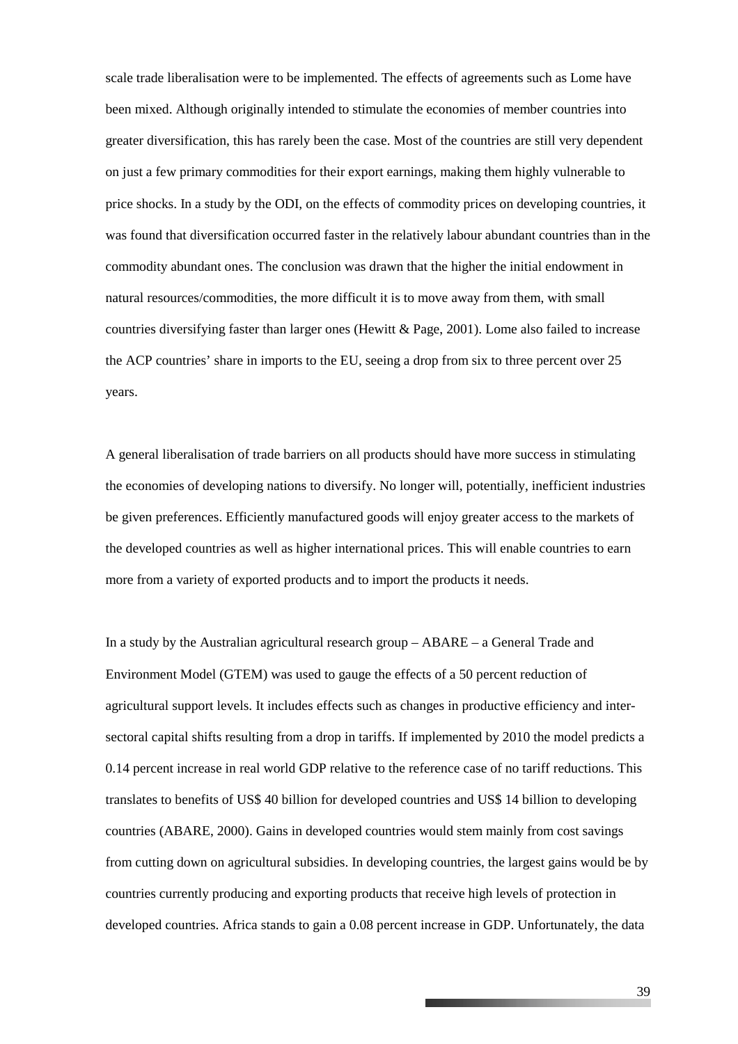scale trade liberalisation were to be implemented. The effects of agreements such as Lome have been mixed. Although originally intended to stimulate the economies of member countries into greater diversification, this has rarely been the case. Most of the countries are still very dependent on just a few primary commodities for their export earnings, making them highly vulnerable to price shocks. In a study by the ODI, on the effects of commodity prices on developing countries, it was found that diversification occurred faster in the relatively labour abundant countries than in the commodity abundant ones. The conclusion was drawn that the higher the initial endowment in natural resources/commodities, the more difficult it is to move away from them, with small countries diversifying faster than larger ones (Hewitt & Page, 2001). Lome also failed to increase the ACP countries' share in imports to the EU, seeing a drop from six to three percent over 25 years.

A general liberalisation of trade barriers on all products should have more success in stimulating the economies of developing nations to diversify. No longer will, potentially, inefficient industries be given preferences. Efficiently manufactured goods will enjoy greater access to the markets of the developed countries as well as higher international prices. This will enable countries to earn more from a variety of exported products and to import the products it needs.

In a study by the Australian agricultural research group – ABARE – a General Trade and Environment Model (GTEM) was used to gauge the effects of a 50 percent reduction of agricultural support levels. It includes effects such as changes in productive efficiency and inter-sectoral capital shifts resulting from a drop in tariffs. If implemented by 2010 the model predicts a 0.14 percent increase in real world GDP relative to the reference case of no tariff reductions. This translates to benefits of US$ 40 billion for developed countries and US$ 14 billion to developing countries (ABARE, 2000). Gains in developed countries would stem mainly from cost savings from cutting down on agricultural subsidies. In developing countries, the largest gains would be by countries currently producing and exporting products that receive high levels of protection in developed countries. Africa stands to gain a 0.08 percent increase in GDP. Unfortunately, the data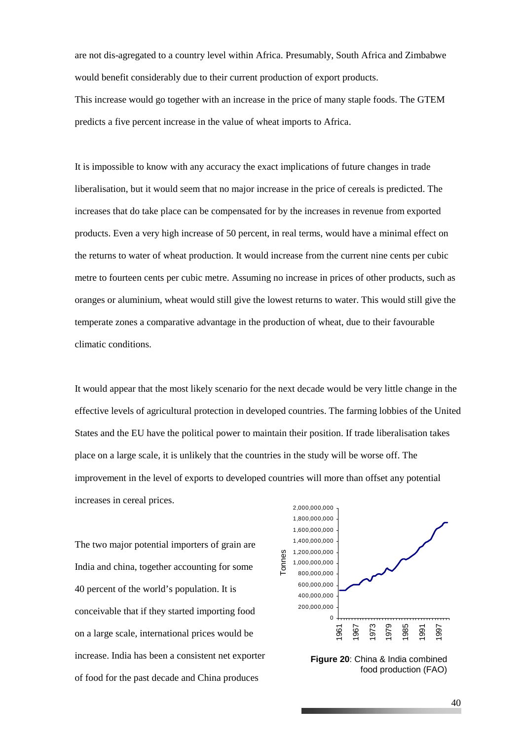are not dis-agregated to a country level within Africa. Presumably, South Africa and Zimbabwe would benefit considerably due to their current production of export products.
This increase would go together with an increase in the price of many staple foods. The GTEM predicts a five percent increase in the value of wheat imports to Africa.

It is impossible to know with any accuracy the exact implications of future changes in trade liberalisation, but it would seem that no major increase in the price of cereals is predicted. The increases that do take place can be compensated for by the increases in revenue from exported products. Even a very high increase of 50 percent, in real terms, would have a minimal effect on the returns to water of wheat production. It would increase from the current nine cents per cubic metre to fourteen cents per cubic metre. Assuming no increase in prices of other products, such as oranges or aluminium, wheat would still give the lowest returns to water. This would still give the temperate zones a comparative advantage in the production of wheat, due to their favourable climatic conditions.

It would appear that the most likely scenario for the next decade would be very little change in the effective levels of agricultural protection in developed countries. The farming lobbies of the United States and the EU have the political power to maintain their position. If trade liberalisation takes place on a large scale, it is unlikely that the countries in the study will be worse off. The improvement in the level of exports to developed countries will more than offset any potential increases in cereal prices.

The two major potential importers of grain are India and china, together accounting for some 40 percent of the world's population. It is conceivable that if they started importing food on a large scale, international prices would be increase. India has been a consistent net exporter of food for the past decade and China produces

**Figure 20**: China & India combined food production (FAO)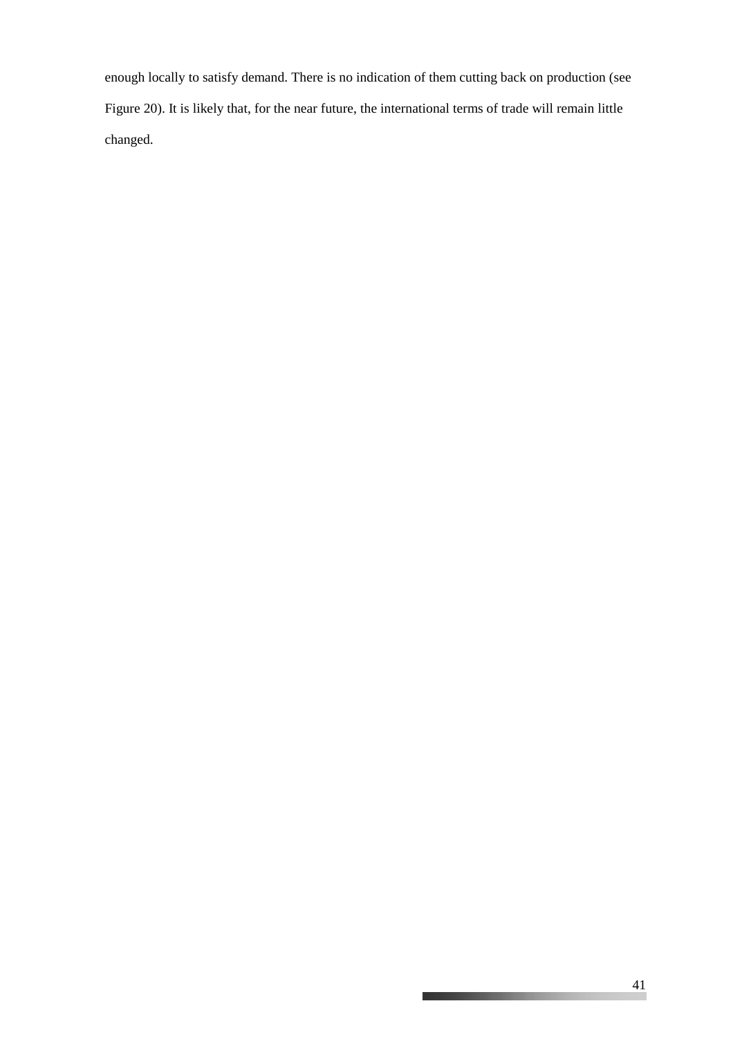enough locally to satisfy demand. There is no indication of them cutting back on production (see Figure 20). It is likely that, for the near future, the international terms of trade will remain little changed.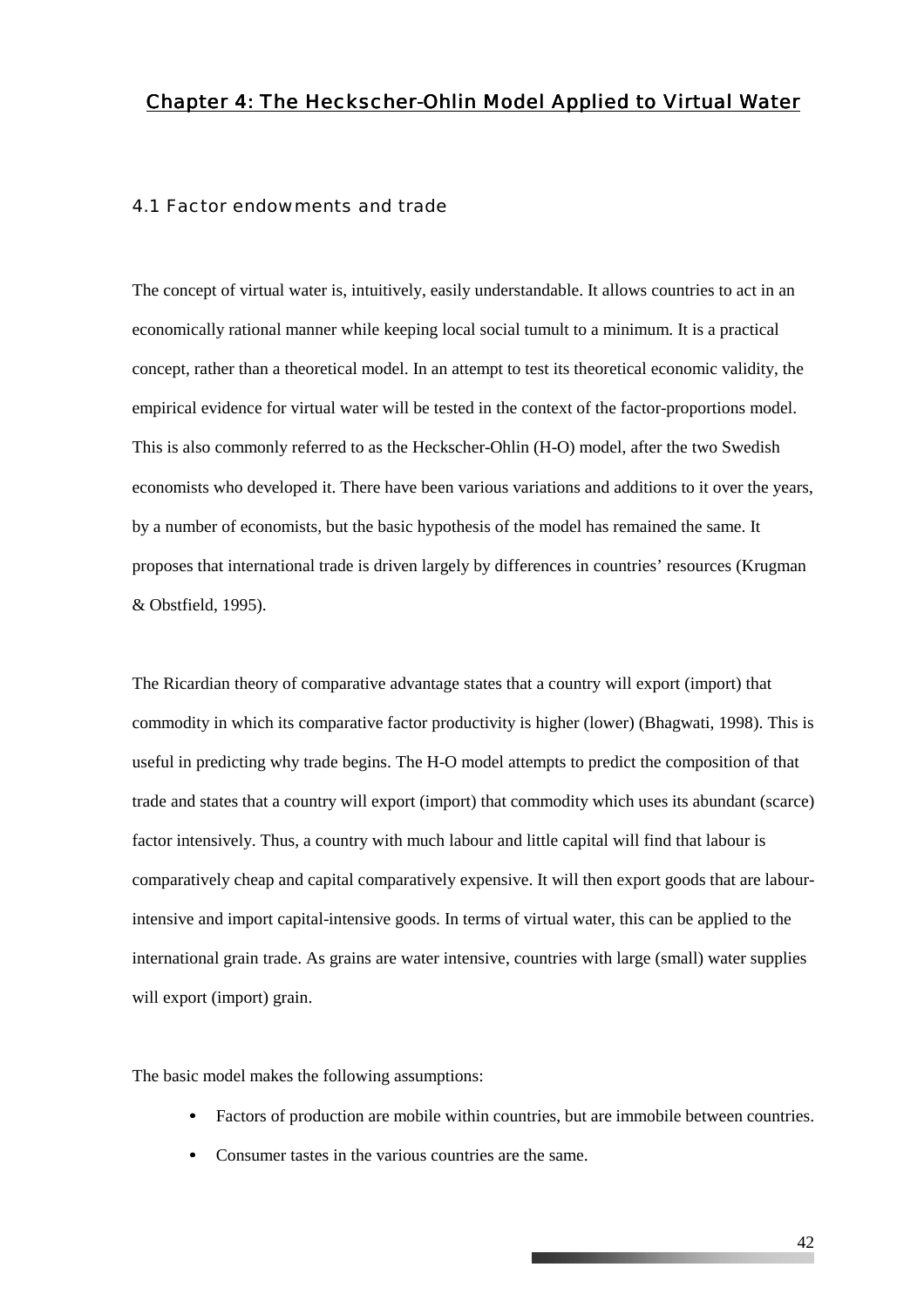## Chapter 4: The Heckscher-Ohlin Model Applied to Virtual Water

### 4.1 Factor endowments and trade

The concept of virtual water is, intuitively, easily understandable. It allows countries to act in an economically rational manner while keeping local social tumult to a minimum. It is a practical concept, rather than a theoretical model. In an attempt to test its theoretical economic validity, the empirical evidence for virtual water will be tested in the context of the factor-proportions model. This is also commonly referred to as the Heckscher-Ohlin (H-O) model, after the two Swedish economists who developed it. There have been various variations and additions to it over the years, by a number of economists, but the basic hypothesis of the model has remained the same. It proposes that international trade is driven largely by differences in countries' resources (Krugman & Obstfield, 1995).

The Ricardian theory of comparative advantage states that a country will export (import) that commodity in which its comparative factor productivity is higher (lower) (Bhagwati, 1998). This is useful in predicting why trade begins. The H-O model attempts to predict the composition of that trade and states that a country will export (import) that commodity which uses its abundant (scarce) factor intensively. Thus, a country with much labour and little capital will find that labour is comparatively cheap and capital comparatively expensive. It will then export goods that are labour-intensive and import capital-intensive goods. In terms of virtual water, this can be applied to the international grain trade. As grains are water intensive, countries with large (small) water supplies will export (import) grain.

The basic model makes the following assumptions:

- Factors of production are mobile within countries, but are immobile between countries.
- Consumer tastes in the various countries are the same.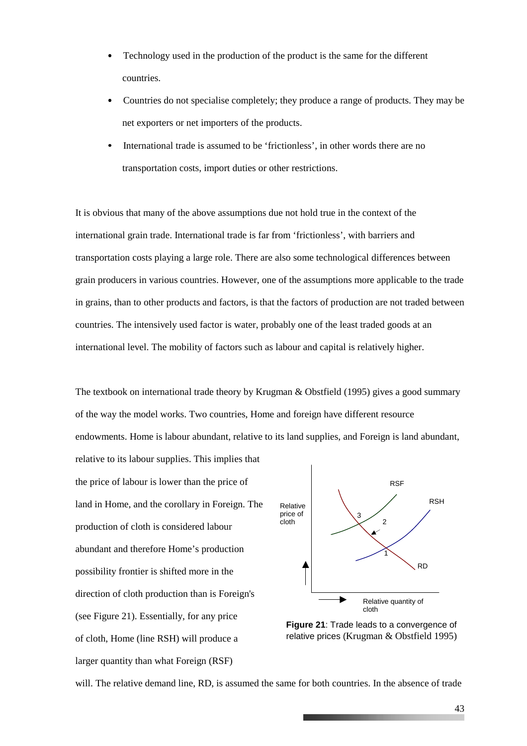- Technology used in the production of the product is the same for the different countries.
- Countries do not specialise completely; they produce a range of products. They may be net exporters or net importers of the products.
- International trade is assumed to be 'frictionless', in other words there are no transportation costs, import duties or other restrictions.

It is obvious that many of the above assumptions due not hold true in the context of the international grain trade. International trade is far from 'frictionless', with barriers and transportation costs playing a large role. There are also some technological differences between grain producers in various countries. However, one of the assumptions more applicable to the trade in grains, than to other products and factors, is that the factors of production are not traded between countries. The intensively used factor is water, probably one of the least traded goods at an international level. The mobility of factors such as labour and capital is relatively higher.

The textbook on international trade theory by Krugman & Obstfield (1995) gives a good summary of the way the model works. Two countries, Home and foreign have different resource endowments. Home is labour abundant, relative to its land supplies, and Foreign is land abundant, relative to its labour supplies. This implies that the price of labour is lower than the price of land in Home, and the corollary in Foreign. The production of cloth is considered labour abundant and therefore Home's production possibility frontier is shifted more in the direction of cloth production than is Foreign's (see Figure 21). Essentially, for any price of cloth, Home (line RSH) will produce a larger quantity than what Foreign (RSF) will. The relative demand line, RD, is assumed the same for both countries. In the absence of trade

**Figure 21**: Trade leads to a convergence of relative prices (Krugman & Obstfield 1995)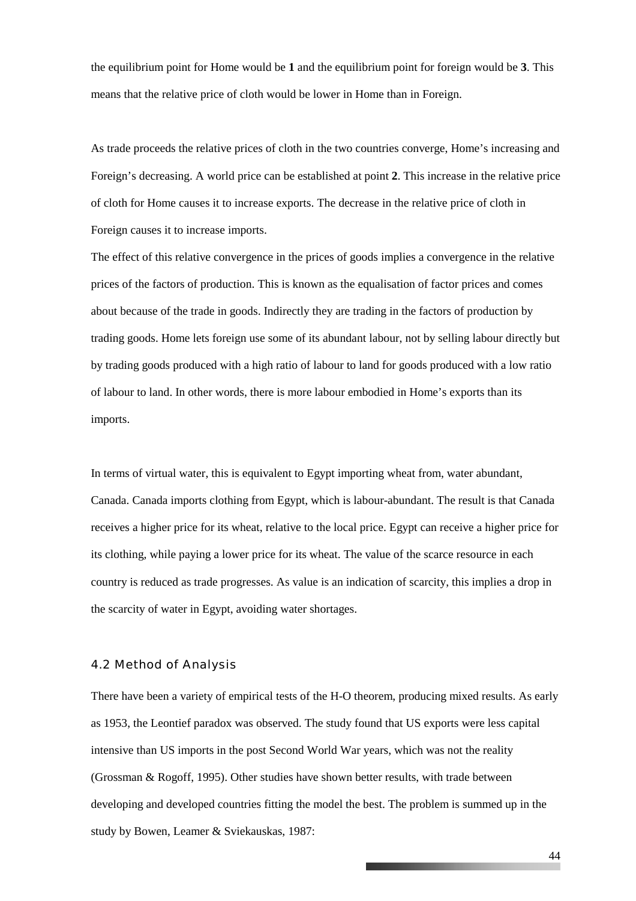the equilibrium point for Home would be **1** and the equilibrium point for foreign would be **3**. This means that the relative price of cloth would be lower in Home than in Foreign.

As trade proceeds the relative prices of cloth in the two countries converge, Home's increasing and Foreign's decreasing. A world price can be established at point **2**. This increase in the relative price of cloth for Home causes it to increase exports. The decrease in the relative price of cloth in Foreign causes it to increase imports.

The effect of this relative convergence in the prices of goods implies a convergence in the relative prices of the factors of production. This is known as the equalisation of factor prices and comes about because of the trade in goods. Indirectly they are trading in the factors of production by trading goods. Home lets foreign use some of its abundant labour, not by selling labour directly but by trading goods produced with a high ratio of labour to land for goods produced with a low ratio of labour to land. In other words, there is more labour embodied in Home's exports than its imports.

In terms of virtual water, this is equivalent to Egypt importing wheat from, water abundant, Canada. Canada imports clothing from Egypt, which is labour-abundant. The result is that Canada receives a higher price for its wheat, relative to the local price. Egypt can receive a higher price for its clothing, while paying a lower price for its wheat. The value of the scarce resource in each country is reduced as trade progresses. As value is an indication of scarcity, this implies a drop in the scarcity of water in Egypt, avoiding water shortages.

### 4.2 Method of Analysis

There have been a variety of empirical tests of the H-O theorem, producing mixed results. As early as 1953, the Leontief paradox was observed. The study found that US exports were less capital intensive than US imports in the post Second World War years, which was not the reality (Grossman & Rogoff, 1995). Other studies have shown better results, with trade between developing and developed countries fitting the model the best. The problem is summed up in the study by Bowen, Leamer & Sviekauskas, 1987: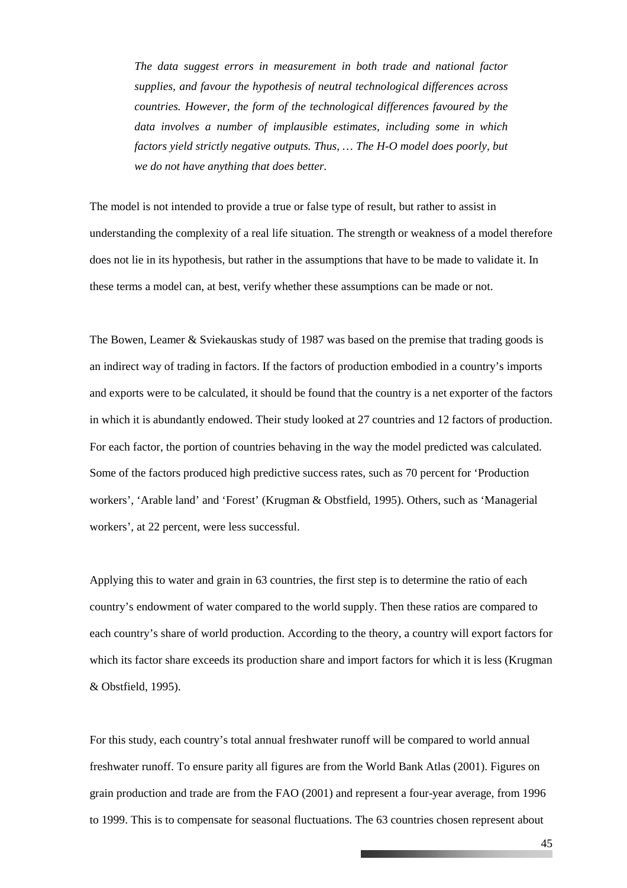> *The data suggest errors in measurement in both trade and national factor supplies, and favour the hypothesis of neutral technological differences across countries. However, the form of the technological differences favoured by the data involves a number of implausible estimates, including some in which factors yield strictly negative outputs. Thus, … The H-O model does poorly, but we do not have anything that does better.*

The model is not intended to provide a true or false type of result, but rather to assist in understanding the complexity of a real life situation. The strength or weakness of a model therefore does not lie in its hypothesis, but rather in the assumptions that have to be made to validate it. In these terms a model can, at best, verify whether these assumptions can be made or not.

The Bowen, Leamer & Sviekauskas study of 1987 was based on the premise that trading goods is an indirect way of trading in factors. If the factors of production embodied in a country's imports and exports were to be calculated, it should be found that the country is a net exporter of the factors in which it is abundantly endowed. Their study looked at 27 countries and 12 factors of production. For each factor, the portion of countries behaving in the way the model predicted was calculated. Some of the factors produced high predictive success rates, such as 70 percent for 'Production workers', 'Arable land' and 'Forest' (Krugman & Obstfield, 1995). Others, such as 'Managerial workers', at 22 percent, were less successful.

Applying this to water and grain in 63 countries, the first step is to determine the ratio of each country's endowment of water compared to the world supply. Then these ratios are compared to each country's share of world production. According to the theory, a country will export factors for which its factor share exceeds its production share and import factors for which it is less (Krugman & Obstfield, 1995).

For this study, each country's total annual freshwater runoff will be compared to world annual freshwater runoff. To ensure parity all figures are from the World Bank Atlas (2001). Figures on grain production and trade are from the FAO (2001) and represent a four-year average, from 1996 to 1999. This is to compensate for seasonal fluctuations. The 63 countries chosen represent about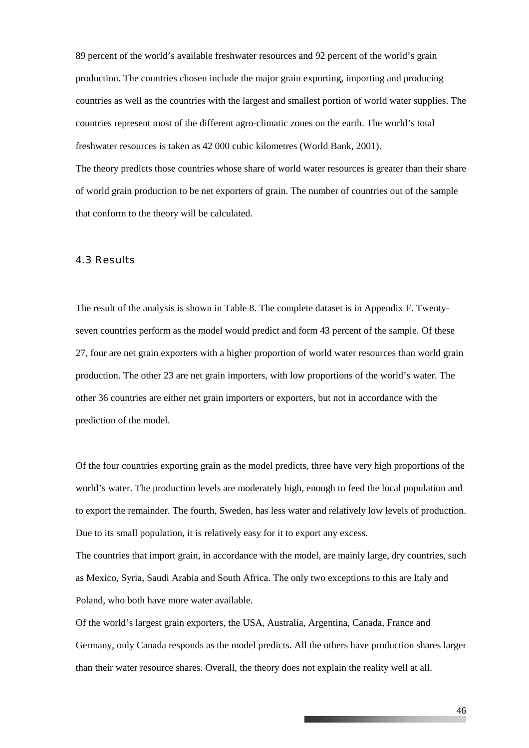89 percent of the world's available freshwater resources and 92 percent of the world's grain production. The countries chosen include the major grain exporting, importing and producing countries as well as the countries with the largest and smallest portion of world water supplies. The countries represent most of the different agro-climatic zones on the earth. The world's total freshwater resources is taken as 42 000 cubic kilometres (World Bank, 2001).

The theory predicts those countries whose share of world water resources is greater than their share of world grain production to be net exporters of grain. The number of countries out of the sample that conform to the theory will be calculated.

### 4.3 Results

The result of the analysis is shown in Table 8. The complete dataset is in Appendix F. Twenty-seven countries perform as the model would predict and form 43 percent of the sample. Of these 27, four are net grain exporters with a higher proportion of world water resources than world grain production. The other 23 are net grain importers, with low proportions of the world's water. The other 36 countries are either net grain importers or exporters, but not in accordance with the prediction of the model.

Of the four countries exporting grain as the model predicts, three have very high proportions of the world's water. The production levels are moderately high, enough to feed the local population and to export the remainder. The fourth, Sweden, has less water and relatively low levels of production. Due to its small population, it is relatively easy for it to export any excess.

The countries that import grain, in accordance with the model, are mainly large, dry countries, such as Mexico, Syria, Saudi Arabia and South Africa. The only two exceptions to this are Italy and Poland, who both have more water available.

Of the world's largest grain exporters, the USA, Australia, Argentina, Canada, France and Germany, only Canada responds as the model predicts. All the others have production shares larger than their water resource shares. Overall, the theory does not explain the reality well at all.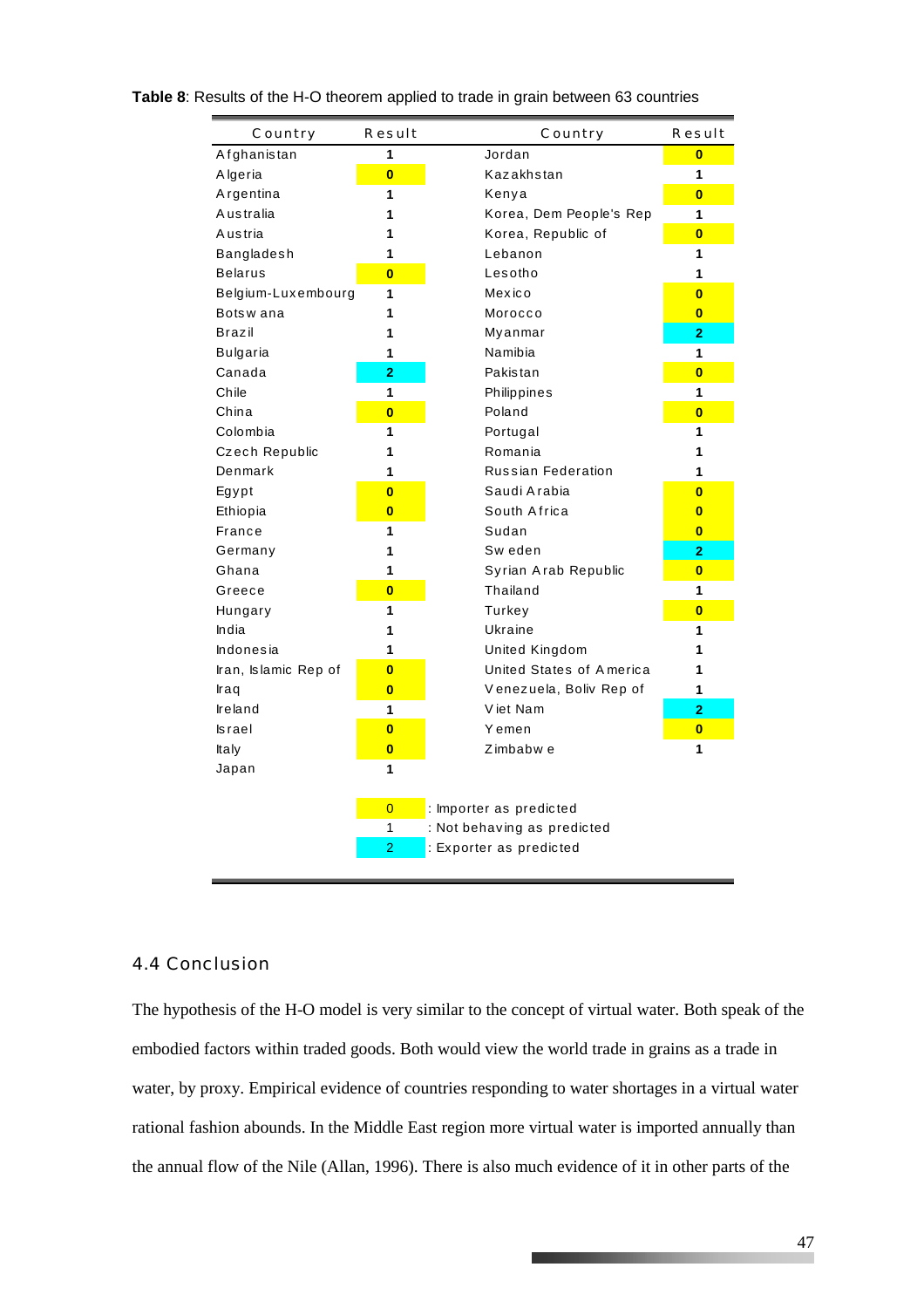**Table 8**: Results of the H-O theorem applied to trade in grain between 63 countries

| Country | Result | Country | Result |
|---|---|---|---|
| Afghanistan | 1 | Jordan | 0 |
| Algeria | 0 | Kazakhstan | 1 |
| Argentina | 1 | Kenya | 0 |
| Australia | 1 | Korea, Dem People's Rep | 1 |
| Austria | 1 | Korea, Republic of | 0 |
| Bangladesh | 1 | Lebanon | 1 |
| Belarus | 0 | Lesotho | 1 |
| Belgium-Luxembourg | 1 | Mexico | 0 |
| Botswana | 1 | Morocco | 0 |
| Brazil | 1 | Myanmar | 2 |
| Bulgaria | 1 | Namibia | 1 |
| Canada | 2 | Pakistan | 0 |
| Chile | 1 | Philippines | 1 |
| China | 0 | Poland | 0 |
| Colombia | 1 | Portugal | 1 |
| Czech Republic | 1 | Romania | 1 |
| Denmark | 1 | Russian Federation | 1 |
| Egypt | 0 | Saudi Arabia | 0 |
| Ethiopia | 0 | South Africa | 0 |
| France | 1 | Sudan | 0 |
| Germany | 1 | Sweden | 2 |
| Ghana | 1 | Syrian Arab Republic | 0 |
| Greece | 0 | Thailand | 1 |
| Hungary | 1 | Turkey | 0 |
| India | 1 | Ukraine | 1 |
| Indonesia | 1 | United Kingdom | 1 |
| Iran, Islamic Rep of | 0 | United States of America | 1 |
| Iraq | 0 | Venezuela, Boliv Rep of | 1 |
| Ireland | 1 | Viet Nam | 2 |
| Israel | 0 | Yemen | 0 |
| Italy | 0 | Zimbabwe | 1 |
| Japan | 1 | | |

0 : Importer as predicted
1 : Not behaving as predicted
2 : Exporter as predicted

## 4.4 Conclusion

The hypothesis of the H-O model is very similar to the concept of virtual water. Both speak of the embodied factors within traded goods. Both would view the world trade in grains as a trade in water, by proxy. Empirical evidence of countries responding to water shortages in a virtual water rational fashion abounds. In the Middle East region more virtual water is imported annually than the annual flow of the Nile (Allan, 1996). There is also much evidence of it in other parts of the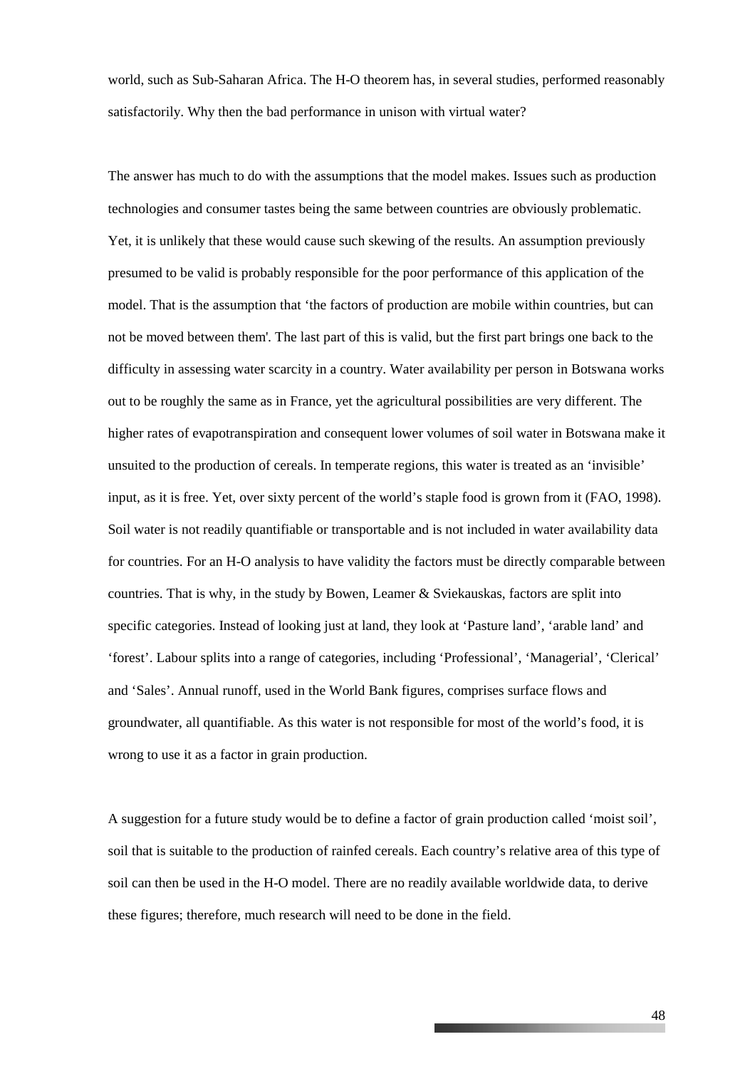world, such as Sub-Saharan Africa. The H-O theorem has, in several studies, performed reasonably satisfactorily. Why then the bad performance in unison with virtual water?

The answer has much to do with the assumptions that the model makes. Issues such as production technologies and consumer tastes being the same between countries are obviously problematic. Yet, it is unlikely that these would cause such skewing of the results. An assumption previously presumed to be valid is probably responsible for the poor performance of this application of the model. That is the assumption that 'the factors of production are mobile within countries, but can not be moved between them'. The last part of this is valid, but the first part brings one back to the difficulty in assessing water scarcity in a country. Water availability per person in Botswana works out to be roughly the same as in France, yet the agricultural possibilities are very different. The higher rates of evapotranspiration and consequent lower volumes of soil water in Botswana make it unsuited to the production of cereals. In temperate regions, this water is treated as an 'invisible' input, as it is free. Yet, over sixty percent of the world's staple food is grown from it (FAO, 1998). Soil water is not readily quantifiable or transportable and is not included in water availability data for countries. For an H-O analysis to have validity the factors must be directly comparable between countries. That is why, in the study by Bowen, Leamer & Sviekauskas, factors are split into specific categories. Instead of looking just at land, they look at 'Pasture land', 'arable land' and 'forest'. Labour splits into a range of categories, including 'Professional', 'Managerial', 'Clerical' and 'Sales'. Annual runoff, used in the World Bank figures, comprises surface flows and groundwater, all quantifiable. As this water is not responsible for most of the world's food, it is wrong to use it as a factor in grain production.

A suggestion for a future study would be to define a factor of grain production called 'moist soil', soil that is suitable to the production of rainfed cereals. Each country's relative area of this type of soil can then be used in the H-O model. There are no readily available worldwide data, to derive these figures; therefore, much research will need to be done in the field.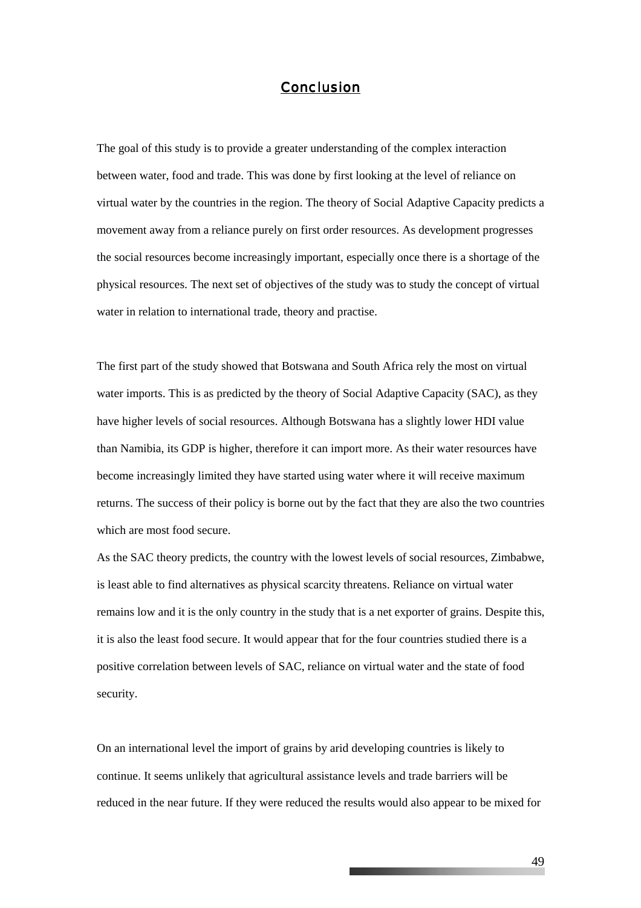# Conclusion

The goal of this study is to provide a greater understanding of the complex interaction between water, food and trade. This was done by first looking at the level of reliance on virtual water by the countries in the region. The theory of Social Adaptive Capacity predicts a movement away from a reliance purely on first order resources. As development progresses the social resources become increasingly important, especially once there is a shortage of the physical resources. The next set of objectives of the study was to study the concept of virtual water in relation to international trade, theory and practise.

The first part of the study showed that Botswana and South Africa rely the most on virtual water imports. This is as predicted by the theory of Social Adaptive Capacity (SAC), as they have higher levels of social resources. Although Botswana has a slightly lower HDI value than Namibia, its GDP is higher, therefore it can import more. As their water resources have become increasingly limited they have started using water where it will receive maximum returns. The success of their policy is borne out by the fact that they are also the two countries which are most food secure.

As the SAC theory predicts, the country with the lowest levels of social resources, Zimbabwe, is least able to find alternatives as physical scarcity threatens. Reliance on virtual water remains low and it is the only country in the study that is a net exporter of grains. Despite this, it is also the least food secure. It would appear that for the four countries studied there is a positive correlation between levels of SAC, reliance on virtual water and the state of food security.

On an international level the import of grains by arid developing countries is likely to continue. It seems unlikely that agricultural assistance levels and trade barriers will be reduced in the near future. If they were reduced the results would also appear to be mixed for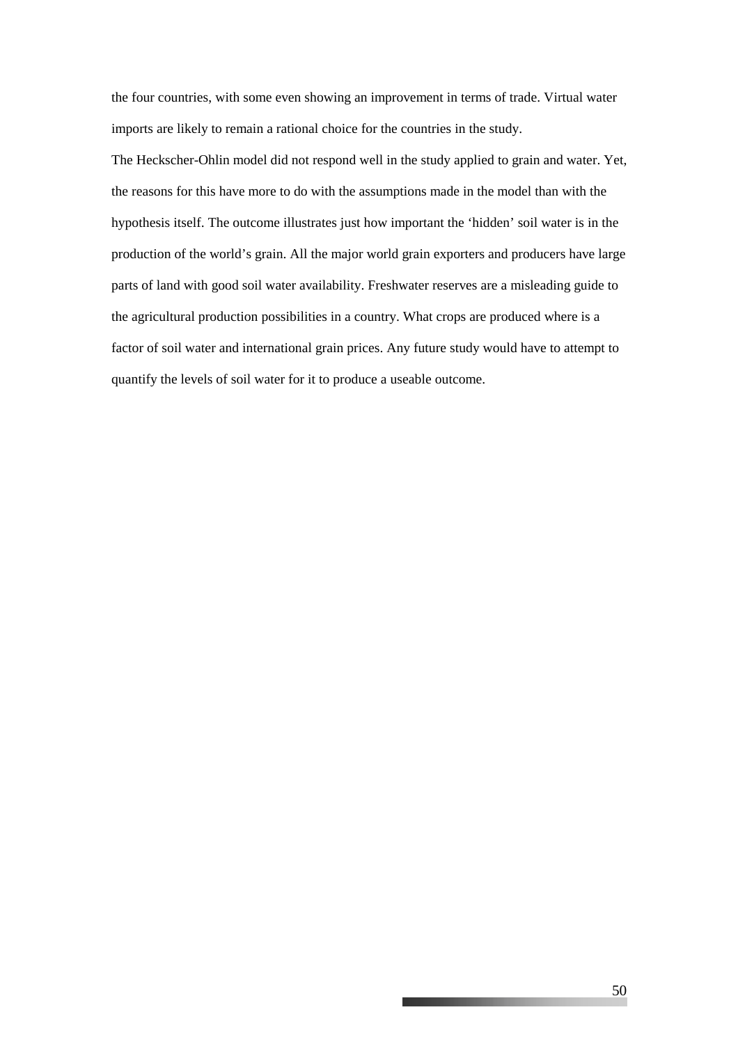the four countries, with some even showing an improvement in terms of trade. Virtual water imports are likely to remain a rational choice for the countries in the study.

The Heckscher-Ohlin model did not respond well in the study applied to grain and water. Yet, the reasons for this have more to do with the assumptions made in the model than with the hypothesis itself. The outcome illustrates just how important the 'hidden' soil water is in the production of the world's grain. All the major world grain exporters and producers have large parts of land with good soil water availability. Freshwater reserves are a misleading guide to the agricultural production possibilities in a country. What crops are produced where is a factor of soil water and international grain prices. Any future study would have to attempt to quantify the levels of soil water for it to produce a useable outcome.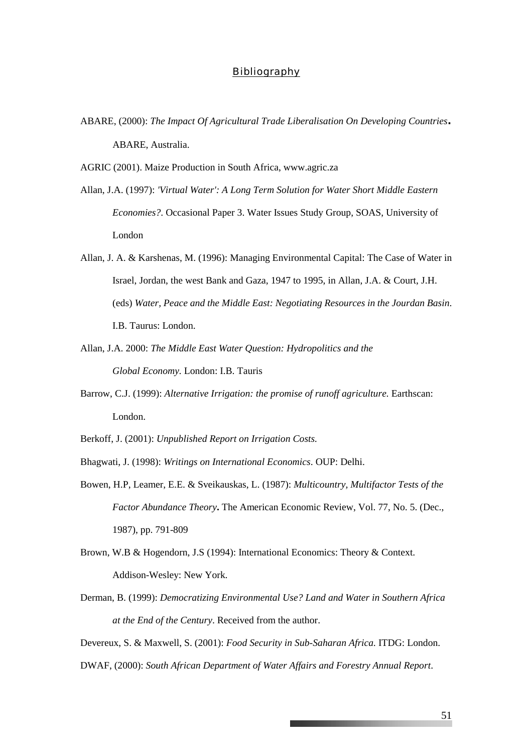## Bibliography

ABARE, (2000): *The Impact Of Agricultural Trade Liberalisation On Developing Countries***.** ABARE, Australia.

AGRIC (2001). Maize Production in South Africa, www.agric.za

Allan, J.A. (1997): *'Virtual Water': A Long Term Solution for Water Short Middle Eastern Economies?*. Occasional Paper 3. Water Issues Study Group, SOAS, University of London

Allan, J. A. & Karshenas, M. (1996): Managing Environmental Capital: The Case of Water in Israel, Jordan, the west Bank and Gaza, 1947 to 1995, in Allan, J.A. & Court, J.H. (eds) *Water, Peace and the Middle East: Negotiating Resources in the Jourdan Basin*. I.B. Taurus: London.

Allan, J.A. 2000: *The Middle East Water Question: Hydropolitics and the Global Economy*. London: I.B. Tauris

Barrow, C.J. (1999): *Alternative Irrigation: the promise of runoff agriculture.* Earthscan: London.

Berkoff, J. (2001): *Unpublished Report on Irrigation Costs.*

Bhagwati, J. (1998): *Writings on International Economics*. OUP: Delhi.

Bowen, H.P, Leamer, E.E. & Sveikauskas, L. (1987): *Multicountry, Multifactor Tests of the Factor Abundance Theory***.** The American Economic Review, Vol. 77, No. 5. (Dec., 1987), pp. 791-809

Brown, W.B & Hogendorn, J.S (1994): International Economics: Theory & Context. Addison-Wesley: New York.

Derman, B. (1999): *Democratizing Environmental Use? Land and Water in Southern Africa at the End of the Century*. Received from the author.

Devereux, S. & Maxwell, S. (2001): *Food Security in Sub-Saharan Africa.* ITDG: London.

DWAF, (2000): *South African Department of Water Affairs and Forestry Annual Report*.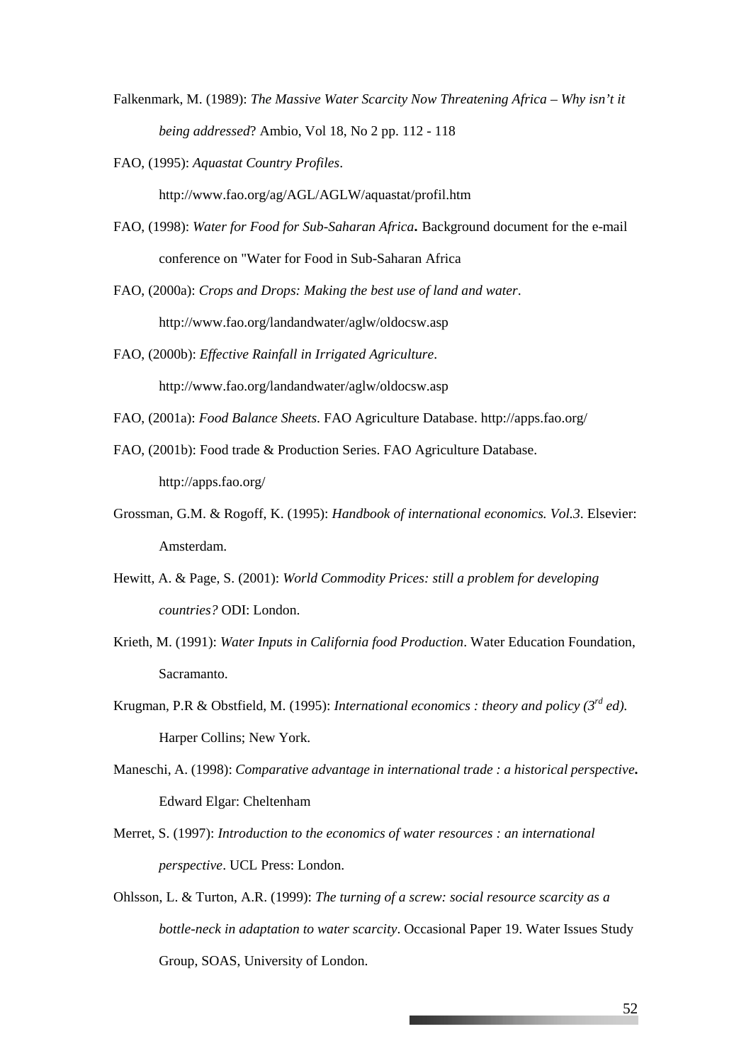Falkenmark, M. (1989): *The Massive Water Scarcity Now Threatening Africa – Why isn't it being addressed*? Ambio, Vol 18, No 2 pp. 112 - 118

FAO, (1995): *Aquastat Country Profiles*. http://www.fao.org/ag/AGL/AGLW/aquastat/profil.htm

FAO, (1998): *Water for Food for Sub-Saharan Africa***.** Background document for the e-mail conference on "Water for Food in Sub-Saharan Africa

FAO, (2000a): *Crops and Drops: Making the best use of land and water*. http://www.fao.org/landandwater/aglw/oldocsw.asp

FAO, (2000b): *Effective Rainfall in Irrigated Agriculture*. http://www.fao.org/landandwater/aglw/oldocsw.asp

FAO, (2001a): *Food Balance Sheets*. FAO Agriculture Database. http://apps.fao.org/

FAO, (2001b): Food trade & Production Series. FAO Agriculture Database. http://apps.fao.org/

Grossman, G.M. & Rogoff, K. (1995): *Handbook of international economics. Vol.3*. Elsevier: Amsterdam.

Hewitt, A. & Page, S. (2001): *World Commodity Prices: still a problem for developing countries?* ODI: London.

Krieth, M. (1991): *Water Inputs in California food Production*. Water Education Foundation, Sacramanto.

Krugman, P.R & Obstfield, M. (1995): *International economics : theory and policy (3rd ed)*. Harper Collins; New York.

Maneschi, A. (1998): *Comparative advantage in international trade : a historical perspective***.** Edward Elgar: Cheltenham

Merret, S. (1997): *Introduction to the economics of water resources : an international perspective*. UCL Press: London.

Ohlsson, L. & Turton, A.R. (1999): *The turning of a screw: social resource scarcity as a bottle-neck in adaptation to water scarcity*. Occasional Paper 19. Water Issues Study Group, SOAS, University of London.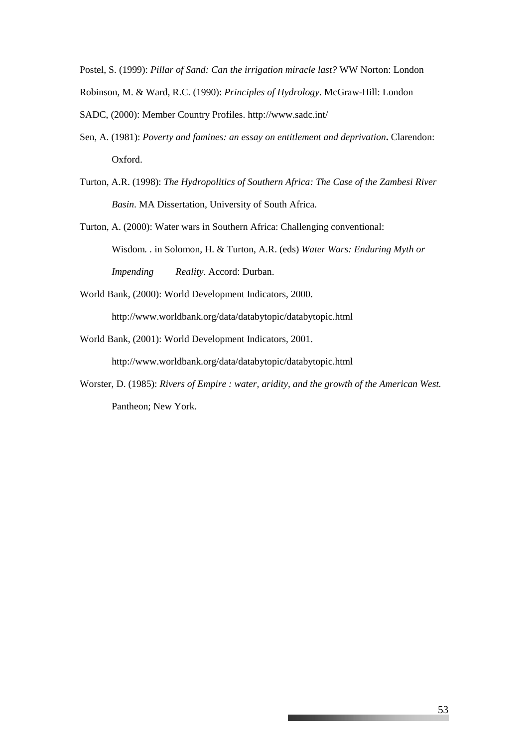Postel, S. (1999): *Pillar of Sand: Can the irrigation miracle last?* WW Norton: London

Robinson, M. & Ward, R.C. (1990): *Principles of Hydrology*. McGraw-Hill: London

SADC, (2000): Member Country Profiles. http://www.sadc.int/

Sen, A. (1981): *Poverty and famines: an essay on entitlement and deprivation***.** Clarendon: Oxford.

Turton, A.R. (1998): *The Hydropolitics of Southern Africa: The Case of the Zambesi River Basin*. MA Dissertation, University of South Africa.

Turton, A. (2000): Water wars in Southern Africa: Challenging conventional: Wisdom. . in Solomon, H. & Turton, A.R. (eds) *Water Wars: Enduring Myth or Impending Reality*. Accord: Durban.

World Bank, (2000): World Development Indicators, 2000. http://www.worldbank.org/data/databytopic/databytopic.html

World Bank, (2001): World Development Indicators, 2001. http://www.worldbank.org/data/databytopic/databytopic.html

Worster, D. (1985): *Rivers of Empire : water, aridity, and the growth of the American West.* Pantheon; New York.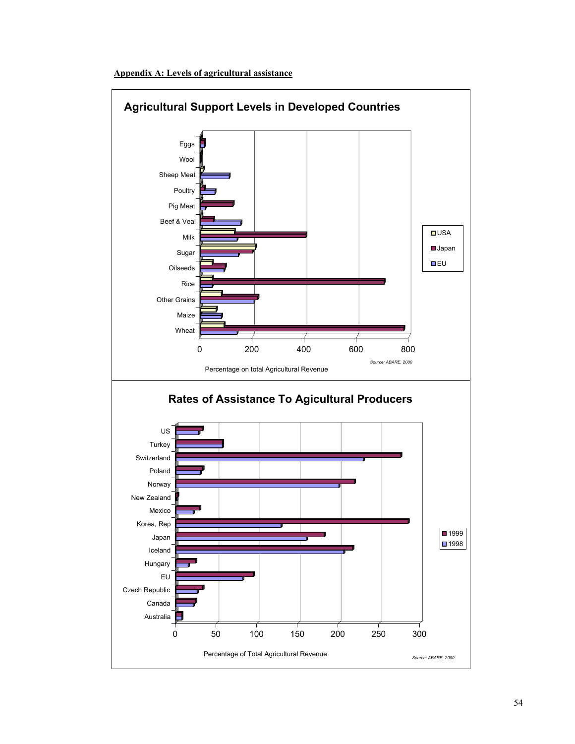**Appendix A: Levels of agricultural assistance**

**Agricultural Support Levels in Developed Countries**

Eggs
Wool
Sheep Meat
Poultry
Pig Meat
Beef & Veal
Milk
Sugar
Oilseeds
Rice
Other Grains
Maize
Wheat

0 200 400 600 800

Percentage on total Agricultural Revenue

USA
Japan
EU

*Source: ABARE, 2000*

**Rates of Assistance To Agicultural Producers**

US
Turkey
Switzerland
Poland
Norway
New Zealand
Mexico
Korea, Rep
Japan
Iceland
Hungary
EU
Czech Republic
Canada
Australia

0 50 100 150 200 250 300

Percentage of Total Agricultural Revenue

1999
1998

*Source: ABARE, 2000*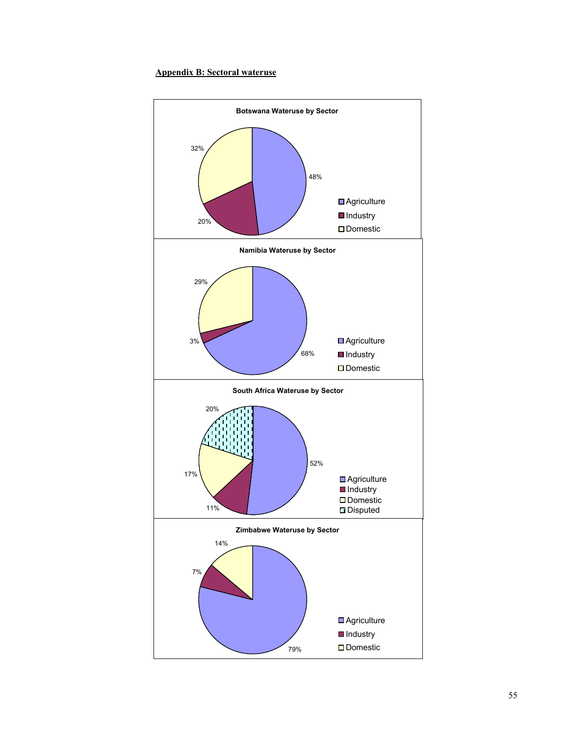## Appendix B: Sectoral wateruse

**Botswana Wateruse by Sector**

| Sector | Share |
|---|---|
| Agriculture | 48% |
| Industry | 20% |
| Domestic | 32% |

**Namibia Wateruse by Sector**

| Sector | Share |
|---|---|
| Agriculture | 68% |
| Industry | 3% |
| Domestic | 29% |

**South Africa Wateruse by Sector**

| Sector | Share |
|---|---|
| Agriculture | 52% |
| Industry | 11% |
| Domestic | 17% |
| Disputed | 20% |

**Zimbabwe Wateruse by Sector**

| Sector | Share |
|---|---|
| Agriculture | 79% |
| Industry | 7% |
| Domestic | 14% |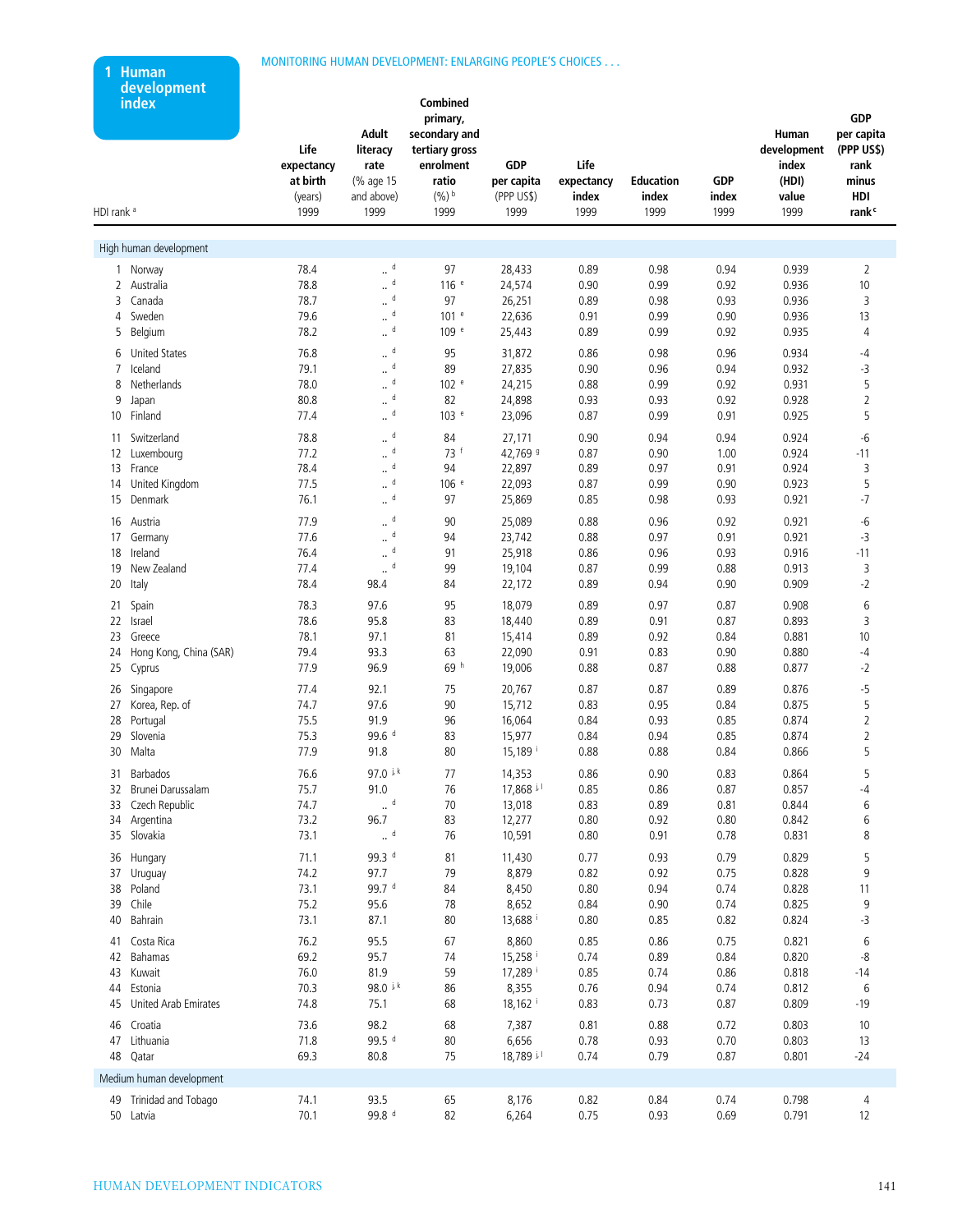MONITORING HUMAN DEVELOPMENT: ENLARGING PEOPLE'S CHOICES . . .

# 1 Human development index

| HDI rank [a] | Life expectancy at birth (years) 1999 | Adult literacy rate (% age 15 and above) 1999 | Combined primary, secondary and tertiary gross enrolment ratio (%) [b] 1999 | GDP per capita (PPP US$) 1999 | Life expectancy index 1999 | Education index 1999 | GDP index 1999 | Human development index (HDI) value 1999 | GDP per capita (PPP US$) rank minus HDI rank [c] |
|---|---|---|---|---|---|---|---|---|---|
| **High human development** | | | | | | | | | |
| 1 Norway | 78.4 | .. [d] | 97 | 28,433 | 0.89 | 0.98 | 0.94 | 0.939 | 2 |
| 2 Australia | 78.8 | .. [d] | 116 [e] | 24,574 | 0.90 | 0.99 | 0.92 | 0.936 | 10 |
| 3 Canada | 78.7 | .. [d] | 97 | 26,251 | 0.89 | 0.98 | 0.93 | 0.936 | 3 |
| 4 Sweden | 79.6 | .. [d] | 101 [e] | 22,636 | 0.91 | 0.99 | 0.90 | 0.936 | 13 |
| 5 Belgium | 78.2 | .. [d] | 109 [e] | 25,443 | 0.89 | 0.99 | 0.92 | 0.935 | 4 |
| 6 United States | 76.8 | .. [d] | 95 | 31,872 | 0.86 | 0.98 | 0.96 | 0.934 | -4 |
| 7 Iceland | 79.1 | .. [d] | 89 | 27,835 | 0.90 | 0.96 | 0.94 | 0.932 | -3 |
| 8 Netherlands | 78.0 | .. [d] | 102 [e] | 24,215 | 0.88 | 0.99 | 0.92 | 0.931 | 5 |
| 9 Japan | 80.8 | .. [d] | 82 | 24,898 | 0.93 | 0.93 | 0.92 | 0.928 | 2 |
| 10 Finland | 77.4 | .. [d] | 103 [e] | 23,096 | 0.87 | 0.99 | 0.91 | 0.925 | 5 |
| 11 Switzerland | 78.8 | .. [d] | 84 | 27,171 | 0.90 | 0.94 | 0.94 | 0.924 | -6 |
| 12 Luxembourg | 77.2 | .. [d] | 73 [f] | 42,769 [g] | 0.87 | 0.90 | 1.00 | 0.924 | -11 |
| 13 France | 78.4 | .. [d] | 94 | 22,897 | 0.89 | 0.97 | 0.91 | 0.924 | 3 |
| 14 United Kingdom | 77.5 | .. [d] | 106 [e] | 22,093 | 0.87 | 0.99 | 0.90 | 0.923 | 5 |
| 15 Denmark | 76.1 | .. [d] | 97 | 25,869 | 0.85 | 0.98 | 0.93 | 0.921 | -7 |
| 16 Austria | 77.9 | .. [d] | 90 | 25,089 | 0.88 | 0.96 | 0.92 | 0.921 | -6 |
| 17 Germany | 77.6 | .. [d] | 94 | 23,742 | 0.88 | 0.97 | 0.91 | 0.921 | -3 |
| 18 Ireland | 76.4 | .. [d] | 91 | 25,918 | 0.86 | 0.96 | 0.93 | 0.916 | -11 |
| 19 New Zealand | 77.4 | .. [d] | 99 | 19,104 | 0.87 | 0.99 | 0.88 | 0.913 | 3 |
| 20 Italy | 78.4 | 98.4 | 84 | 22,172 | 0.89 | 0.94 | 0.90 | 0.909 | -2 |
| 21 Spain | 78.3 | 97.6 | 95 | 18,079 | 0.89 | 0.97 | 0.87 | 0.908 | 6 |
| 22 Israel | 78.6 | 95.8 | 83 | 18,440 | 0.89 | 0.91 | 0.87 | 0.893 | 3 |
| 23 Greece | 78.1 | 97.1 | 81 | 15,414 | 0.89 | 0.92 | 0.84 | 0.881 | 10 |
| 24 Hong Kong, China (SAR) | 79.4 | 93.3 | 63 | 22,090 | 0.91 | 0.83 | 0.90 | 0.880 | -4 |
| 25 Cyprus | 77.9 | 96.9 | 69 [h] | 19,006 | 0.88 | 0.87 | 0.88 | 0.877 | -2 |
| 26 Singapore | 77.4 | 92.1 | 75 | 20,767 | 0.87 | 0.87 | 0.89 | 0.876 | -5 |
| 27 Korea, Rep. of | 74.7 | 97.6 | 90 | 15,712 | 0.83 | 0.95 | 0.84 | 0.875 | 5 |
| 28 Portugal | 75.5 | 91.9 | 96 | 16,064 | 0.84 | 0.93 | 0.85 | 0.874 | 2 |
| 29 Slovenia | 75.3 | 99.6 [d] | 83 | 15,977 | 0.84 | 0.94 | 0.85 | 0.874 | 2 |
| 30 Malta | 77.9 | 91.8 | 80 | 15,189 [i] | 0.88 | 0.88 | 0.84 | 0.866 | 5 |
| 31 Barbados | 76.6 | 97.0 [j, k] | 77 | 14,353 | 0.86 | 0.90 | 0.83 | 0.864 | 5 |
| 32 Brunei Darussalam | 75.7 | 91.0 | 76 | 17,868 [j, l] | 0.85 | 0.86 | 0.87 | 0.857 | -4 |
| 33 Czech Republic | 74.7 | .. [d] | 70 | 13,018 | 0.83 | 0.89 | 0.81 | 0.844 | 6 |
| 34 Argentina | 73.2 | 96.7 | 83 | 12,277 | 0.80 | 0.92 | 0.80 | 0.842 | 6 |
| 35 Slovakia | 73.1 | .. [d] | 76 | 10,591 | 0.80 | 0.91 | 0.78 | 0.831 | 8 |
| 36 Hungary | 71.1 | 99.3 [d] | 81 | 11,430 | 0.77 | 0.93 | 0.79 | 0.829 | 5 |
| 37 Uruguay | 74.2 | 97.7 | 79 | 8,879 | 0.82 | 0.92 | 0.75 | 0.828 | 9 |
| 38 Poland | 73.1 | 99.7 [d] | 84 | 8,450 | 0.80 | 0.94 | 0.74 | 0.828 | 11 |
| 39 Chile | 75.2 | 95.6 | 78 | 8,652 | 0.84 | 0.90 | 0.74 | 0.825 | 9 |
| 40 Bahrain | 73.1 | 87.1 | 80 | 13,688 [i] | 0.80 | 0.85 | 0.82 | 0.824 | -3 |
| 41 Costa Rica | 76.2 | 95.5 | 67 | 8,860 | 0.85 | 0.86 | 0.75 | 0.821 | 6 |
| 42 Bahamas | 69.2 | 95.7 | 74 | 15,258 [i] | 0.74 | 0.89 | 0.84 | 0.820 | -8 |
| 43 Kuwait | 76.0 | 81.9 | 59 | 17,289 [i] | 0.85 | 0.74 | 0.86 | 0.818 | -14 |
| 44 Estonia | 70.3 | 98.0 [j, k] | 86 | 8,355 | 0.76 | 0.94 | 0.74 | 0.812 | 6 |
| 45 United Arab Emirates | 74.8 | 75.1 | 68 | 18,162 [i] | 0.83 | 0.73 | 0.87 | 0.809 | -19 |
| 46 Croatia | 73.6 | 98.2 | 68 | 7,387 | 0.81 | 0.88 | 0.72 | 0.803 | 10 |
| 47 Lithuania | 71.8 | 99.5 [d] | 80 | 6,656 | 0.78 | 0.93 | 0.70 | 0.803 | 13 |
| 48 Qatar | 69.3 | 80.8 | 75 | 18,789 [j, l] | 0.74 | 0.79 | 0.87 | 0.801 | -24 |
| **Medium human development** | | | | | | | | | |
| 49 Trinidad and Tobago | 74.1 | 93.5 | 65 | 8,176 | 0.82 | 0.84 | 0.74 | 0.798 | 4 |
| 50 Latvia | 70.1 | 99.8 [d] | 82 | 6,264 | 0.75 | 0.93 | 0.69 | 0.791 | 12 |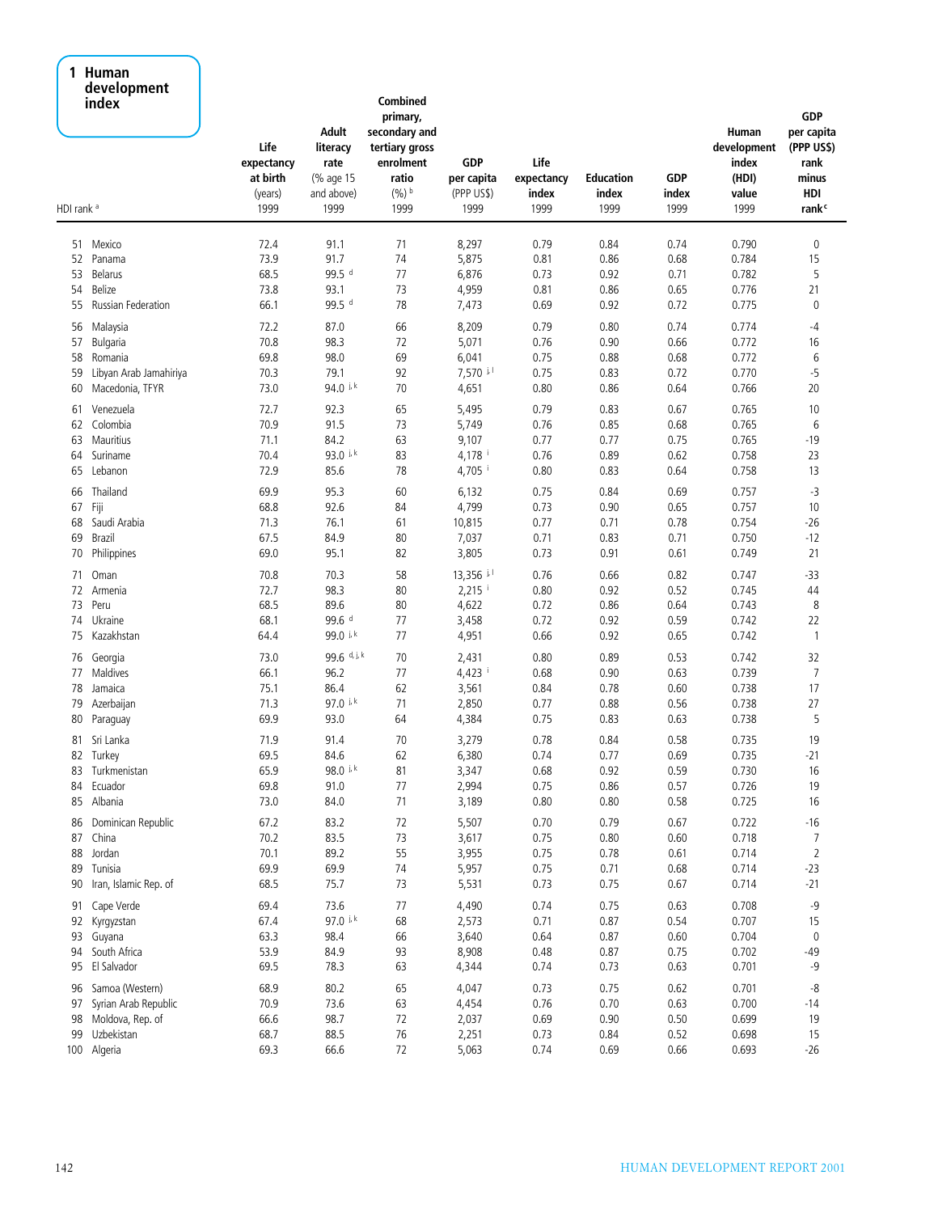# 1 Human development index

| HDI rank [a] | | Life expectancy at birth (years) 1999 | Adult literacy rate (% age 15 and above) 1999 | Combined primary, secondary and tertiary gross enrolment ratio (%) [b] 1999 | GDP per capita (PPP US$) 1999 | Life expectancy index 1999 | Education index 1999 | GDP index 1999 | Human development index (HDI) value 1999 | GDP per capita (PPP US$) rank minus HDI rank [c] |
|---|---|---|---|---|---|---|---|---|---|---|
| 51 | Mexico | 72.4 | 91.1 | 71 | 8,297 | 0.79 | 0.84 | 0.74 | 0.790 | 0 |
| 52 | Panama | 73.9 | 91.7 | 74 | 5,875 | 0.81 | 0.86 | 0.68 | 0.784 | 15 |
| 53 | Belarus | 68.5 | 99.5 [d] | 77 | 6,876 | 0.73 | 0.92 | 0.71 | 0.782 | 5 |
| 54 | Belize | 73.8 | 93.1 | 73 | 4,959 | 0.81 | 0.86 | 0.65 | 0.776 | 21 |
| 55 | Russian Federation | 66.1 | 99.5 [d] | 78 | 7,473 | 0.69 | 0.92 | 0.72 | 0.775 | 0 |
| 56 | Malaysia | 72.2 | 87.0 | 66 | 8,209 | 0.79 | 0.80 | 0.74 | 0.774 | -4 |
| 57 | Bulgaria | 70.8 | 98.3 | 72 | 5,071 | 0.76 | 0.90 | 0.66 | 0.772 | 16 |
| 58 | Romania | 69.8 | 98.0 | 69 | 6,041 | 0.75 | 0.88 | 0.68 | 0.772 | 6 |
| 59 | Libyan Arab Jamahiriya | 70.3 | 79.1 | 92 | 7,570 [j, l] | 0.75 | 0.83 | 0.72 | 0.770 | -5 |
| 60 | Macedonia, TFYR | 73.0 | 94.0 [j, k] | 70 | 4,651 | 0.80 | 0.86 | 0.64 | 0.766 | 20 |
| 61 | Venezuela | 72.7 | 92.3 | 65 | 5,495 | 0.79 | 0.83 | 0.67 | 0.765 | 10 |
| 62 | Colombia | 70.9 | 91.5 | 73 | 5,749 | 0.76 | 0.85 | 0.68 | 0.765 | 6 |
| 63 | Mauritius | 71.1 | 84.2 | 63 | 9,107 | 0.77 | 0.77 | 0.75 | 0.765 | -19 |
| 64 | Suriname | 70.4 | 93.0 [j, k] | 83 | 4,178 [i] | 0.76 | 0.89 | 0.62 | 0.758 | 23 |
| 65 | Lebanon | 72.9 | 85.6 | 78 | 4,705 [i] | 0.80 | 0.83 | 0.64 | 0.758 | 13 |
| 66 | Thailand | 69.9 | 95.3 | 60 | 6,132 | 0.75 | 0.84 | 0.69 | 0.757 | -3 |
| 67 | Fiji | 68.8 | 92.6 | 84 | 4,799 | 0.73 | 0.90 | 0.65 | 0.757 | 10 |
| 68 | Saudi Arabia | 71.3 | 76.1 | 61 | 10,815 | 0.77 | 0.71 | 0.78 | 0.754 | -26 |
| 69 | Brazil | 67.5 | 84.9 | 80 | 7,037 | 0.71 | 0.83 | 0.71 | 0.750 | -12 |
| 70 | Philippines | 69.0 | 95.1 | 82 | 3,805 | 0.73 | 0.91 | 0.61 | 0.749 | 21 |
| 71 | Oman | 70.8 | 70.3 | 58 | 13,356 [j, l] | 0.76 | 0.66 | 0.82 | 0.747 | -33 |
| 72 | Armenia | 72.7 | 98.3 | 80 | 2,215 [i] | 0.80 | 0.92 | 0.52 | 0.745 | 44 |
| 73 | Peru | 68.5 | 89.6 | 80 | 4,622 | 0.72 | 0.86 | 0.64 | 0.743 | 8 |
| 74 | Ukraine | 68.1 | 99.6 [d] | 77 | 3,458 | 0.72 | 0.92 | 0.59 | 0.742 | 22 |
| 75 | Kazakhstan | 64.4 | 99.0 [j, k] | 77 | 4,951 | 0.66 | 0.92 | 0.65 | 0.742 | 1 |
| 76 | Georgia | 73.0 | 99.6 [d, j, k] | 70 | 2,431 | 0.80 | 0.89 | 0.53 | 0.742 | 32 |
| 77 | Maldives | 66.1 | 96.2 | 77 | 4,423 [i] | 0.68 | 0.90 | 0.63 | 0.739 | 7 |
| 78 | Jamaica | 75.1 | 86.4 | 62 | 3,561 | 0.84 | 0.78 | 0.60 | 0.738 | 17 |
| 79 | Azerbaijan | 71.3 | 97.0 [j, k] | 71 | 2,850 | 0.77 | 0.88 | 0.56 | 0.738 | 27 |
| 80 | Paraguay | 69.9 | 93.0 | 64 | 4,384 | 0.75 | 0.83 | 0.63 | 0.738 | 5 |
| 81 | Sri Lanka | 71.9 | 91.4 | 70 | 3,279 | 0.78 | 0.84 | 0.58 | 0.735 | 19 |
| 82 | Turkey | 69.5 | 84.6 | 62 | 6,380 | 0.74 | 0.77 | 0.69 | 0.735 | -21 |
| 83 | Turkmenistan | 65.9 | 98.0 [j, k] | 81 | 3,347 | 0.68 | 0.92 | 0.59 | 0.730 | 16 |
| 84 | Ecuador | 69.8 | 91.0 | 77 | 2,994 | 0.75 | 0.86 | 0.57 | 0.726 | 19 |
| 85 | Albania | 73.0 | 84.0 | 71 | 3,189 | 0.80 | 0.80 | 0.58 | 0.725 | 16 |
| 86 | Dominican Republic | 67.2 | 83.2 | 72 | 5,507 | 0.70 | 0.79 | 0.67 | 0.722 | -16 |
| 87 | China | 70.2 | 83.5 | 73 | 3,617 | 0.75 | 0.80 | 0.60 | 0.718 | 7 |
| 88 | Jordan | 70.1 | 89.2 | 55 | 3,955 | 0.75 | 0.78 | 0.61 | 0.714 | 2 |
| 89 | Tunisia | 69.9 | 69.9 | 74 | 5,957 | 0.75 | 0.71 | 0.68 | 0.714 | -23 |
| 90 | Iran, Islamic Rep. of | 68.5 | 75.7 | 73 | 5,531 | 0.73 | 0.75 | 0.67 | 0.714 | -21 |
| 91 | Cape Verde | 69.4 | 73.6 | 77 | 4,490 | 0.74 | 0.75 | 0.63 | 0.708 | -9 |
| 92 | Kyrgyzstan | 67.4 | 97.0 [j, k] | 68 | 2,573 | 0.71 | 0.87 | 0.54 | 0.707 | 15 |
| 93 | Guyana | 63.3 | 98.4 | 66 | 3,640 | 0.64 | 0.87 | 0.60 | 0.704 | 0 |
| 94 | South Africa | 53.9 | 84.9 | 93 | 8,908 | 0.48 | 0.87 | 0.75 | 0.702 | -49 |
| 95 | El Salvador | 69.5 | 78.3 | 63 | 4,344 | 0.74 | 0.73 | 0.63 | 0.701 | -9 |
| 96 | Samoa (Western) | 68.9 | 80.2 | 65 | 4,047 | 0.73 | 0.75 | 0.62 | 0.701 | -8 |
| 97 | Syrian Arab Republic | 70.9 | 73.6 | 63 | 4,454 | 0.76 | 0.70 | 0.63 | 0.700 | -14 |
| 98 | Moldova, Rep. of | 66.6 | 98.7 | 72 | 2,037 | 0.69 | 0.90 | 0.50 | 0.699 | 19 |
| 99 | Uzbekistan | 68.7 | 88.5 | 76 | 2,251 | 0.73 | 0.84 | 0.52 | 0.698 | 15 |
| 100 | Algeria | 69.3 | 66.6 | 72 | 5,063 | 0.74 | 0.69 | 0.66 | 0.693 | -26 |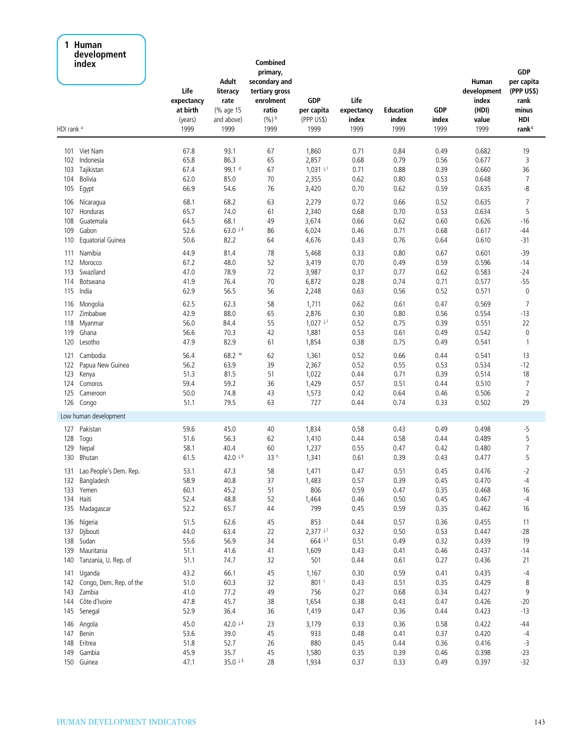## 1 Human development index

| HDI rank [a] | | Life expectancy at birth (years) 1999 | Adult literacy rate (% age 15 and above) 1999 | Combined primary, secondary and tertiary gross enrolment ratio (%) [b] 1999 | GDP per capita (PPP US$) 1999 | Life expectancy index 1999 | Education index 1999 | GDP index 1999 | Human development index (HDI) value 1999 | GDP per capita (PPP US$) rank minus HDI rank [c] |
|---|---|---|---|---|---|---|---|---|---|---|
| 101 | Viet Nam | 67.8 | 93.1 | 67 | 1,860 | 0.71 | 0.84 | 0.49 | 0.682 | 19 |
| 102 | Indonesia | 65.8 | 86.3 | 65 | 2,857 | 0.68 | 0.79 | 0.56 | 0.677 | 3 |
| 103 | Tajikistan | 67.4 | 99.1 [d] | 67 | 1,031 [j, l] | 0.71 | 0.88 | 0.39 | 0.660 | 36 |
| 104 | Bolivia | 62.0 | 85.0 | 70 | 2,355 | 0.62 | 0.80 | 0.53 | 0.648 | 7 |
| 105 | Egypt | 66.9 | 54.6 | 76 | 3,420 | 0.70 | 0.62 | 0.59 | 0.635 | -8 |
| 106 | Nicaragua | 68.1 | 68.2 | 63 | 2,279 | 0.72 | 0.66 | 0.52 | 0.635 | 7 |
| 107 | Honduras | 65.7 | 74.0 | 61 | 2,340 | 0.68 | 0.70 | 0.53 | 0.634 | 5 |
| 108 | Guatemala | 64.5 | 68.1 | 49 | 3,674 | 0.66 | 0.62 | 0.60 | 0.626 | -16 |
| 109 | Gabon | 52.6 | 63.0 [j, k] | 86 | 6,024 | 0.46 | 0.71 | 0.68 | 0.617 | -44 |
| 110 | Equatorial Guinea | 50.6 | 82.2 | 64 | 4,676 | 0.43 | 0.76 | 0.64 | 0.610 | -31 |
| 111 | Namibia | 44.9 | 81.4 | 78 | 5,468 | 0.33 | 0.80 | 0.67 | 0.601 | -39 |
| 112 | Morocco | 67.2 | 48.0 | 52 | 3,419 | 0.70 | 0.49 | 0.59 | 0.596 | -14 |
| 113 | Swaziland | 47.0 | 78.9 | 72 | 3,987 | 0.37 | 0.77 | 0.62 | 0.583 | -24 |
| 114 | Botswana | 41.9 | 76.4 | 70 | 6,872 | 0.28 | 0.74 | 0.71 | 0.577 | -55 |
| 115 | India | 62.9 | 56.5 | 56 | 2,248 | 0.63 | 0.56 | 0.52 | 0.571 | 0 |
| 116 | Mongolia | 62.5 | 62.3 | 58 | 1,711 | 0.62 | 0.61 | 0.47 | 0.569 | 7 |
| 117 | Zimbabwe | 42.9 | 88.0 | 65 | 2,876 | 0.30 | 0.80 | 0.56 | 0.554 | -13 |
| 118 | Myanmar | 56.0 | 84.4 | 55 | 1,027 [j, l] | 0.52 | 0.75 | 0.39 | 0.551 | 22 |
| 119 | Ghana | 56.6 | 70.3 | 42 | 1,881 | 0.53 | 0.61 | 0.49 | 0.542 | 0 |
| 120 | Lesotho | 47.9 | 82.9 | 61 | 1,854 | 0.38 | 0.75 | 0.49 | 0.541 | 1 |
| 121 | Cambodia | 56.4 | 68.2 [m] | 62 | 1,361 | 0.52 | 0.66 | 0.44 | 0.541 | 13 |
| 122 | Papua New Guinea | 56.2 | 63.9 | 39 | 2,367 | 0.52 | 0.55 | 0.53 | 0.534 | -12 |
| 123 | Kenya | 51.3 | 81.5 | 51 | 1,022 | 0.44 | 0.71 | 0.39 | 0.514 | 18 |
| 124 | Comoros | 59.4 | 59.2 | 36 | 1,429 | 0.57 | 0.51 | 0.44 | 0.510 | 7 |
| 125 | Cameroon | 50.0 | 74.8 | 43 | 1,573 | 0.42 | 0.64 | 0.46 | 0.506 | 2 |
| 126 | Congo | 51.1 | 79.5 | 63 | 727 | 0.44 | 0.74 | 0.33 | 0.502 | 29 |
| **Low human development** | | | | | | | | | | |
| 127 | Pakistan | 59.6 | 45.0 | 40 | 1,834 | 0.58 | 0.43 | 0.49 | 0.498 | -5 |
| 128 | Togo | 51.6 | 56.3 | 62 | 1,410 | 0.44 | 0.58 | 0.44 | 0.489 | 5 |
| 129 | Nepal | 58.1 | 40.4 | 60 | 1,237 | 0.55 | 0.47 | 0.42 | 0.480 | 7 |
| 130 | Bhutan | 61.5 | 42.0 [j, k] | 33 [n] | 1,341 | 0.61 | 0.39 | 0.43 | 0.477 | 5 |
| 131 | Lao People's Dem. Rep. | 53.1 | 47.3 | 58 | 1,471 | 0.47 | 0.51 | 0.45 | 0.476 | -2 |
| 132 | Bangladesh | 58.9 | 40.8 | 37 | 1,483 | 0.57 | 0.39 | 0.45 | 0.470 | -4 |
| 133 | Yemen | 60.1 | 45.2 | 51 | 806 | 0.59 | 0.47 | 0.35 | 0.468 | 16 |
| 134 | Haiti | 52.4 | 48.8 | 52 | 1,464 | 0.46 | 0.50 | 0.45 | 0.467 | -4 |
| 135 | Madagascar | 52.2 | 65.7 | 44 | 799 | 0.45 | 0.59 | 0.35 | 0.462 | 16 |
| 136 | Nigeria | 51.5 | 62.6 | 45 | 853 | 0.44 | 0.57 | 0.36 | 0.455 | 11 |
| 137 | Djibouti | 44.0 | 63.4 | 22 | 2,377 [j, l] | 0.32 | 0.50 | 0.53 | 0.447 | -28 |
| 138 | Sudan | 55.6 | 56.9 | 34 | 664 [j, l] | 0.51 | 0.49 | 0.32 | 0.439 | 19 |
| 139 | Mauritania | 51.1 | 41.6 | 41 | 1,609 | 0.43 | 0.41 | 0.46 | 0.437 | -14 |
| 140 | Tanzania, U. Rep. of | 51.1 | 74.7 | 32 | 501 | 0.44 | 0.61 | 0.27 | 0.436 | 21 |
| 141 | Uganda | 43.2 | 66.1 | 45 | 1,167 | 0.30 | 0.59 | 0.41 | 0.435 | -4 |
| 142 | Congo, Dem. Rep. of the | 51.0 | 60.3 | 32 | 801 [i] | 0.43 | 0.51 | 0.35 | 0.429 | 8 |
| 143 | Zambia | 41.0 | 77.2 | 49 | 756 | 0.27 | 0.68 | 0.34 | 0.427 | 9 |
| 144 | Côte d'Ivoire | 47.8 | 45.7 | 38 | 1,654 | 0.38 | 0.43 | 0.47 | 0.426 | -20 |
| 145 | Senegal | 52.9 | 36.4 | 36 | 1,419 | 0.47 | 0.36 | 0.44 | 0.423 | -13 |
| 146 | Angola | 45.0 | 42.0 [j, k] | 23 | 3,179 | 0.33 | 0.36 | 0.58 | 0.422 | -44 |
| 147 | Benin | 53.6 | 39.0 | 45 | 933 | 0.48 | 0.41 | 0.37 | 0.420 | -4 |
| 148 | Eritrea | 51.8 | 52.7 | 26 | 880 | 0.45 | 0.44 | 0.36 | 0.416 | -3 |
| 149 | Gambia | 45.9 | 35.7 | 45 | 1,580 | 0.35 | 0.39 | 0.46 | 0.398 | -23 |
| 150 | Guinea | 47.1 | 35.0 [j, k] | 28 | 1,934 | 0.37 | 0.33 | 0.49 | 0.397 | -32 |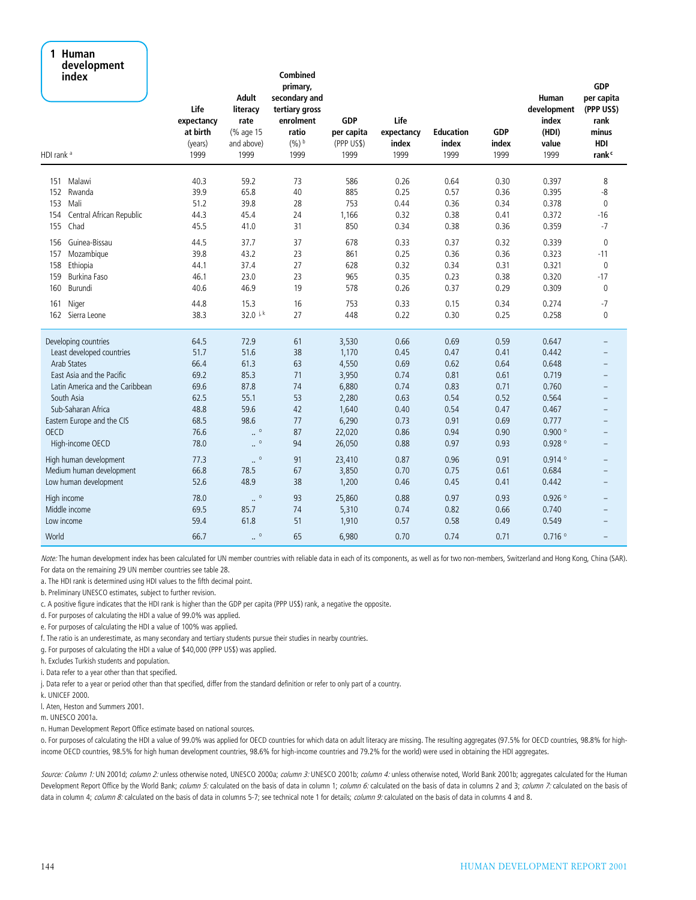# 1 Human development index

| HDI rank [a] | Life expectancy at birth (years) 1999 | Adult literacy rate (% age 15 and above) 1999 | Combined primary, secondary and tertiary gross enrolment ratio (%) [b] 1999 | GDP per capita (PPP US$) 1999 | Life expectancy index 1999 | Education index 1999 | GDP index 1999 | Human development index (HDI) value 1999 | GDP per capita (PPP US$) rank minus HDI rank [c] |
|---|---|---|---|---|---|---|---|---|---|
| 151 Malawi | 40.3 | 59.2 | 73 | 586 | 0.26 | 0.64 | 0.30 | 0.397 | 8 |
| 152 Rwanda | 39.9 | 65.8 | 40 | 885 | 0.25 | 0.57 | 0.36 | 0.395 | -8 |
| 153 Mali | 51.2 | 39.8 | 28 | 753 | 0.44 | 0.36 | 0.34 | 0.378 | 0 |
| 154 Central African Republic | 44.3 | 45.4 | 24 | 1,166 | 0.32 | 0.38 | 0.41 | 0.372 | -16 |
| 155 Chad | 45.5 | 41.0 | 31 | 850 | 0.34 | 0.38 | 0.36 | 0.359 | -7 |
| 156 Guinea-Bissau | 44.5 | 37.7 | 37 | 678 | 0.33 | 0.37 | 0.32 | 0.339 | 0 |
| 157 Mozambique | 39.8 | 43.2 | 23 | 861 | 0.25 | 0.36 | 0.36 | 0.323 | -11 |
| 158 Ethiopia | 44.1 | 37.4 | 27 | 628 | 0.32 | 0.34 | 0.31 | 0.321 | 0 |
| 159 Burkina Faso | 46.1 | 23.0 | 23 | 965 | 0.35 | 0.23 | 0.38 | 0.320 | -17 |
| 160 Burundi | 40.6 | 46.9 | 19 | 578 | 0.26 | 0.37 | 0.29 | 0.309 | 0 |
| 161 Niger | 44.8 | 15.3 | 16 | 753 | 0.33 | 0.15 | 0.34 | 0.274 | -7 |
| 162 Sierra Leone | 38.3 | 32.0 [i, k] | 27 | 448 | 0.22 | 0.30 | 0.25 | 0.258 | 0 |
| Developing countries | 64.5 | 72.9 | 61 | 3,530 | 0.66 | 0.69 | 0.59 | 0.647 | – |
| Least developed countries | 51.7 | 51.6 | 38 | 1,170 | 0.45 | 0.47 | 0.41 | 0.442 | – |
| Arab States | 66.4 | 61.3 | 63 | 4,550 | 0.69 | 0.62 | 0.64 | 0.648 | – |
| East Asia and the Pacific | 69.2 | 85.3 | 71 | 3,950 | 0.74 | 0.81 | 0.61 | 0.719 | – |
| Latin America and the Caribbean | 69.6 | 87.8 | 74 | 6,880 | 0.74 | 0.83 | 0.71 | 0.760 | – |
| South Asia | 62.5 | 55.1 | 53 | 2,280 | 0.63 | 0.54 | 0.52 | 0.564 | – |
| Sub-Saharan Africa | 48.8 | 59.6 | 42 | 1,640 | 0.40 | 0.54 | 0.47 | 0.467 | – |
| Eastern Europe and the CIS | 68.5 | 98.6 | 77 | 6,290 | 0.73 | 0.91 | 0.69 | 0.777 | – |
| OECD | 76.6 | .. [o] | 87 | 22,020 | 0.86 | 0.94 | 0.90 | 0.900 [o] | – |
| High-income OECD | 78.0 | .. [o] | 94 | 26,050 | 0.88 | 0.97 | 0.93 | 0.928 [o] | – |
| High human development | 77.3 | .. [o] | 91 | 23,410 | 0.87 | 0.96 | 0.91 | 0.914 [o] | – |
| Medium human development | 66.8 | 78.5 | 67 | 3,850 | 0.70 | 0.75 | 0.61 | 0.684 | – |
| Low human development | 52.6 | 48.9 | 38 | 1,200 | 0.46 | 0.45 | 0.41 | 0.442 | – |
| High income | 78.0 | .. [o] | 93 | 25,860 | 0.88 | 0.97 | 0.93 | 0.926 [o] | – |
| Middle income | 69.5 | 85.7 | 74 | 5,310 | 0.74 | 0.82 | 0.66 | 0.740 | – |
| Low income | 59.4 | 61.8 | 51 | 1,910 | 0.57 | 0.58 | 0.49 | 0.549 | – |
| World | 66.7 | .. [o] | 65 | 6,980 | 0.70 | 0.74 | 0.71 | 0.716 [o] | – |

*Note:* The human development index has been calculated for UN member countries with reliable data in each of its components, as well as for two non-members, Switzerland and Hong Kong, China (SAR). For data on the remaining 29 UN member countries see table 28.

a. The HDI rank is determined using HDI values to the fifth decimal point.

b. Preliminary UNESCO estimates, subject to further revision.

c. A positive figure indicates that the HDI rank is higher than the GDP per capita (PPP US$) rank, a negative the opposite.

d. For purposes of calculating the HDI a value of 99.0% was applied.

e. For purposes of calculating the HDI a value of 100% was applied.

f. The ratio is an underestimate, as many secondary and tertiary students pursue their studies in nearby countries.

g. For purposes of calculating the HDI a value of $40,000 (PPP US$) was applied.

h. Excludes Turkish students and population.

i. Data refer to a year other than that specified.

j. Data refer to a year or period other than that specified, differ from the standard definition or refer to only part of a country.

k. UNICEF 2000.

l. Aten, Heston and Summers 2001.

m. UNESCO 2001a.

n. Human Development Report Office estimate based on national sources.

o. For purposes of calculating the HDI a value of 99.0% was applied for OECD countries for which data on adult literacy are missing. The resulting aggregates (97.5% for OECD countries, 98.8% for high-income OECD countries, 98.5% for high human development countries, 98.6% for high-income countries and 79.2% for the world) were used in obtaining the HDI aggregates.

*Source: Column 1:* UN 2001d; *column 2:* unless otherwise noted, UNESCO 2000a; *column 3:* UNESCO 2001b; *column 4:* unless otherwise noted, World Bank 2001b; aggregates calculated for the Human Development Report Office by the World Bank; *column 5:* calculated on the basis of data in column 1; *column 6:* calculated on the basis of data in columns 2 and 3; *column 7:* calculated on the basis of data in column 4; *column 8:* calculated on the basis of data in columns 5-7; see technical note 1 for details; *column 9:* calculated on the basis of data in columns 4 and 8.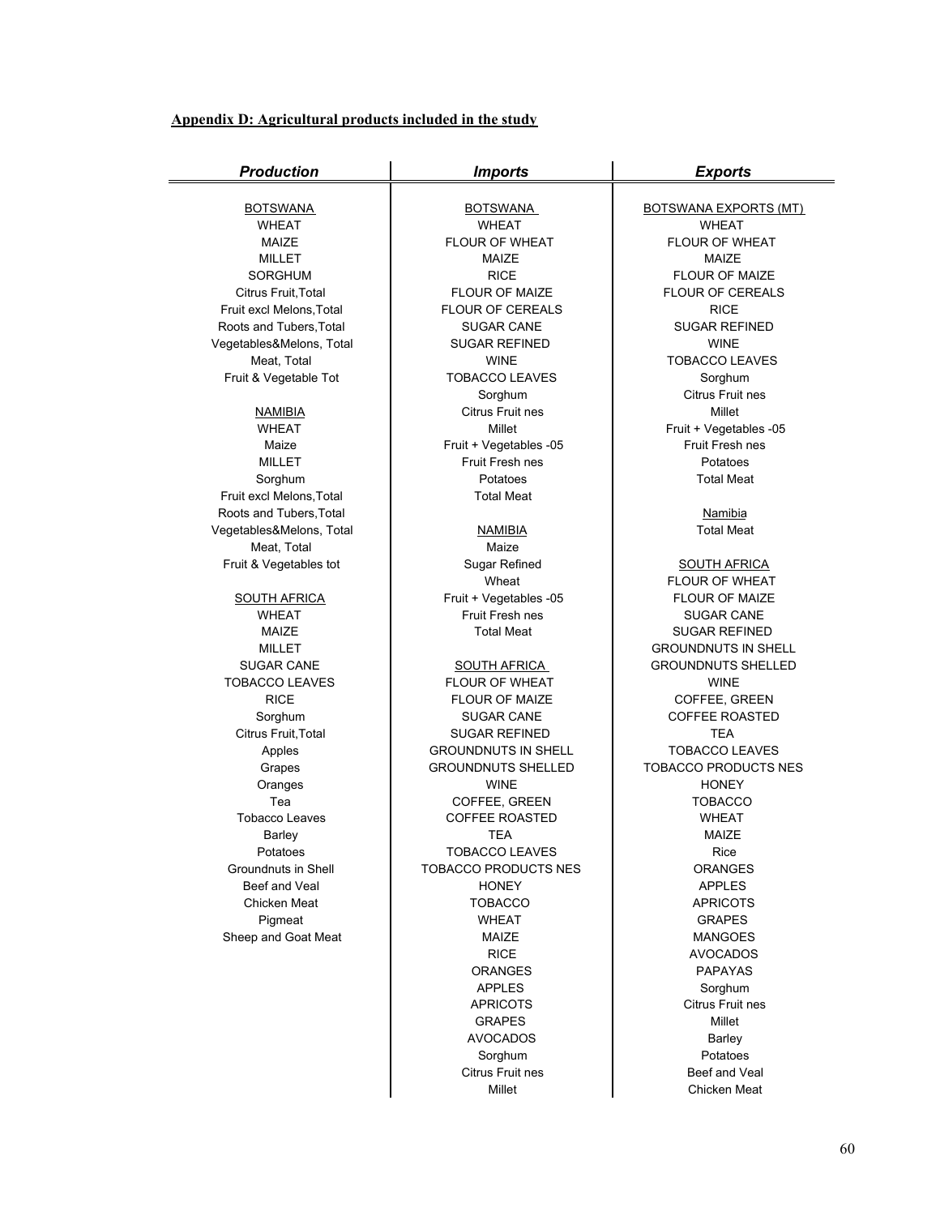**Appendix D: Agricultural products included in the study**

| *Production* | *Imports* | *Exports* |
|---|---|---|
| BOTSWANA | BOTSWANA | BOTSWANA EXPORTS (MT) |
| WHEAT | WHEAT | WHEAT |
| MAIZE | FLOUR OF WHEAT | FLOUR OF WHEAT |
| MILLET | MAIZE | MAIZE |
| SORGHUM | RICE | FLOUR OF MAIZE |
| Citrus Fruit,Total | FLOUR OF MAIZE | FLOUR OF CEREALS |
| Fruit excl Melons,Total | FLOUR OF CEREALS | RICE |
| Roots and Tubers,Total | SUGAR CANE | SUGAR REFINED |
| Vegetables&Melons, Total | SUGAR REFINED | WINE |
| Meat, Total | WINE | TOBACCO LEAVES |
| Fruit & Vegetable Tot | TOBACCO LEAVES | Sorghum |
| | Sorghum | Citrus Fruit nes |
| NAMIBIA | Citrus Fruit nes | Millet |
| WHEAT | Millet | Fruit + Vegetables -05 |
| Maize | Fruit + Vegetables -05 | Fruit Fresh nes |
| MILLET | Fruit Fresh nes | Potatoes |
| Sorghum | Potatoes | Total Meat |
| Fruit excl Melons,Total | Total Meat | |
| Roots and Tubers,Total | | Namibia |
| Vegetables&Melons, Total | NAMIBIA | Total Meat |
| Meat, Total | Maize | |
| Fruit & Vegetables tot | Sugar Refined | SOUTH AFRICA |
| | Wheat | FLOUR OF WHEAT |
| SOUTH AFRICA | Fruit + Vegetables -05 | FLOUR OF MAIZE |
| WHEAT | Fruit Fresh nes | SUGAR CANE |
| MAIZE | Total Meat | SUGAR REFINED |
| MILLET | | GROUNDNUTS IN SHELL |
| SUGAR CANE | SOUTH AFRICA | GROUNDNUTS SHELLED |
| TOBACCO LEAVES | FLOUR OF WHEAT | WINE |
| RICE | FLOUR OF MAIZE | COFFEE, GREEN |
| Sorghum | SUGAR CANE | COFFEE ROASTED |
| Citrus Fruit,Total | SUGAR REFINED | TEA |
| Apples | GROUNDNUTS IN SHELL | TOBACCO LEAVES |
| Grapes | GROUNDNUTS SHELLED | TOBACCO PRODUCTS NES |
| Oranges | WINE | HONEY |
| Tea | COFFEE, GREEN | TOBACCO |
| Tobacco Leaves | COFFEE ROASTED | WHEAT |
| Barley | TEA | MAIZE |
| Potatoes | TOBACCO LEAVES | Rice |
| Groundnuts in Shell | TOBACCO PRODUCTS NES | ORANGES |
| Beef and Veal | HONEY | APPLES |
| Chicken Meat | TOBACCO | APRICOTS |
| Pigmeat | WHEAT | GRAPES |
| Sheep and Goat Meat | MAIZE | MANGOES |
| | RICE | AVOCADOS |
| | ORANGES | PAPAYAS |
| | APPLES | Sorghum |
| | APRICOTS | Citrus Fruit nes |
| | GRAPES | Millet |
| | AVOCADOS | Barley |
| | Sorghum | Potatoes |
| | Citrus Fruit nes | Beef and Veal |
| | Millet | Chicken Meat |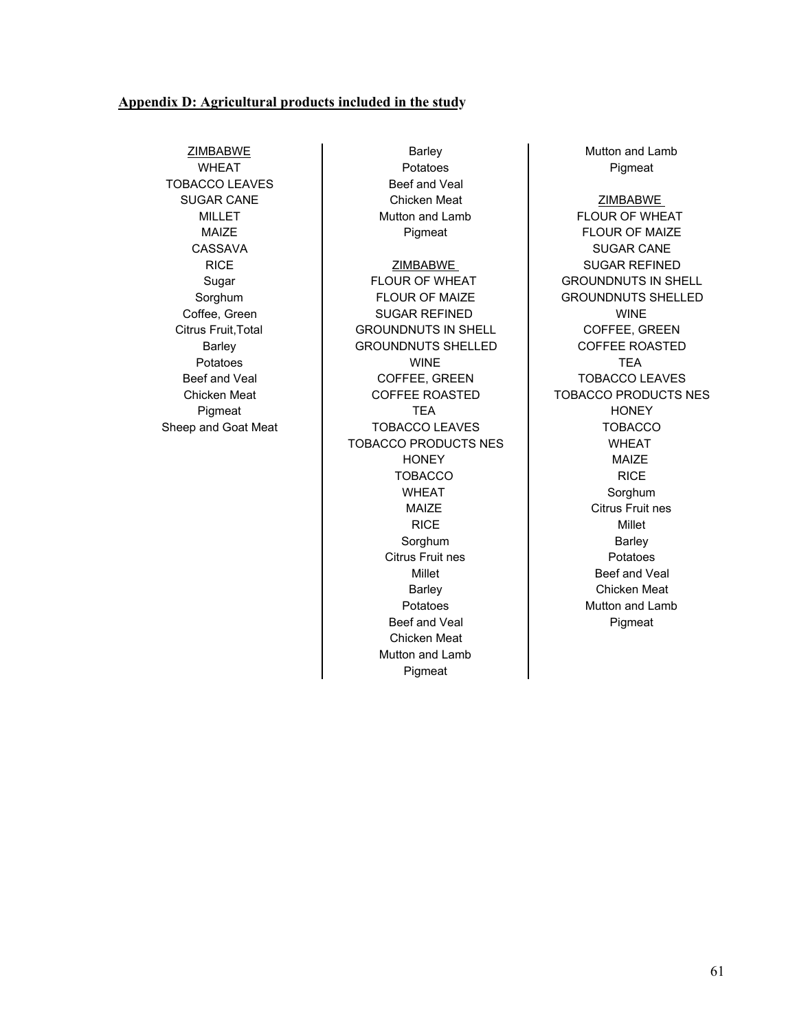**Appendix D: Agricultural products included in the study**

ZIMBABWE
WHEAT
TOBACCO LEAVES
SUGAR CANE
MILLET
MAIZE
CASSAVA
RICE
Sugar
Sorghum
Coffee, Green
Citrus Fruit,Total
Barley
Potatoes
Beef and Veal
Chicken Meat
Pigmeat
Sheep and Goat Meat

Barley
Potatoes
Beef and Veal
Chicken Meat
Mutton and Lamb
Pigmeat

ZIMBABWE
FLOUR OF WHEAT
FLOUR OF MAIZE
SUGAR REFINED
GROUNDNUTS IN SHELL
GROUNDNUTS SHELLED
WINE
COFFEE, GREEN
COFFEE ROASTED
TEA
TOBACCO LEAVES
TOBACCO PRODUCTS NES
HONEY
TOBACCO
WHEAT
MAIZE
RICE
Sorghum
Citrus Fruit nes
Millet
Barley
Potatoes
Beef and Veal
Chicken Meat
Mutton and Lamb
Pigmeat

Mutton and Lamb
Pigmeat

ZIMBABWE
FLOUR OF WHEAT
FLOUR OF MAIZE
SUGAR CANE
SUGAR REFINED
GROUNDNUTS IN SHELL
GROUNDNUTS SHELLED
WINE
COFFEE, GREEN
COFFEE ROASTED
TEA
TOBACCO LEAVES
TOBACCO PRODUCTS NES
HONEY
TOBACCO
WHEAT
MAIZE
RICE
Sorghum
Citrus Fruit nes
Millet
Barley
Potatoes
Beef and Veal
Chicken Meat
Mutton and Lamb
Pigmeat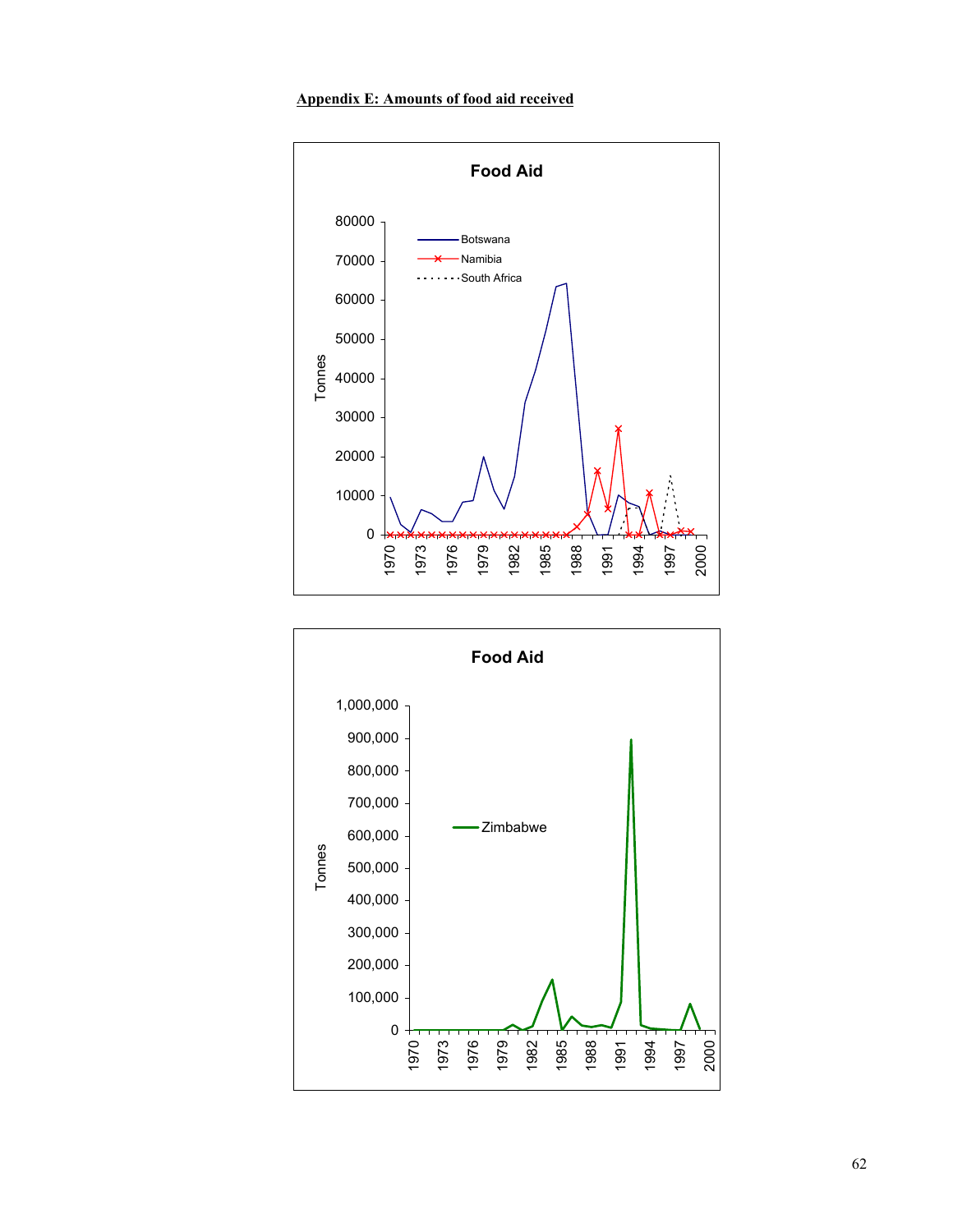**Appendix E: Amounts of food aid received**

Food Aid

80000
70000
60000
50000
40000
30000
20000
10000
0

Tonnes

Botswana
Namibia
South Africa

1970
1973
1976
1979
1982
1985
1988
1991
1994
1997
2000

Food Aid

1,000,000
900,000
800,000
700,000
600,000
500,000
400,000
300,000
200,000
100,000
0

Tonnes

Zimbabwe

1970
1973
1976
1979
1982
1985
1988
1991
1994
1997
2000